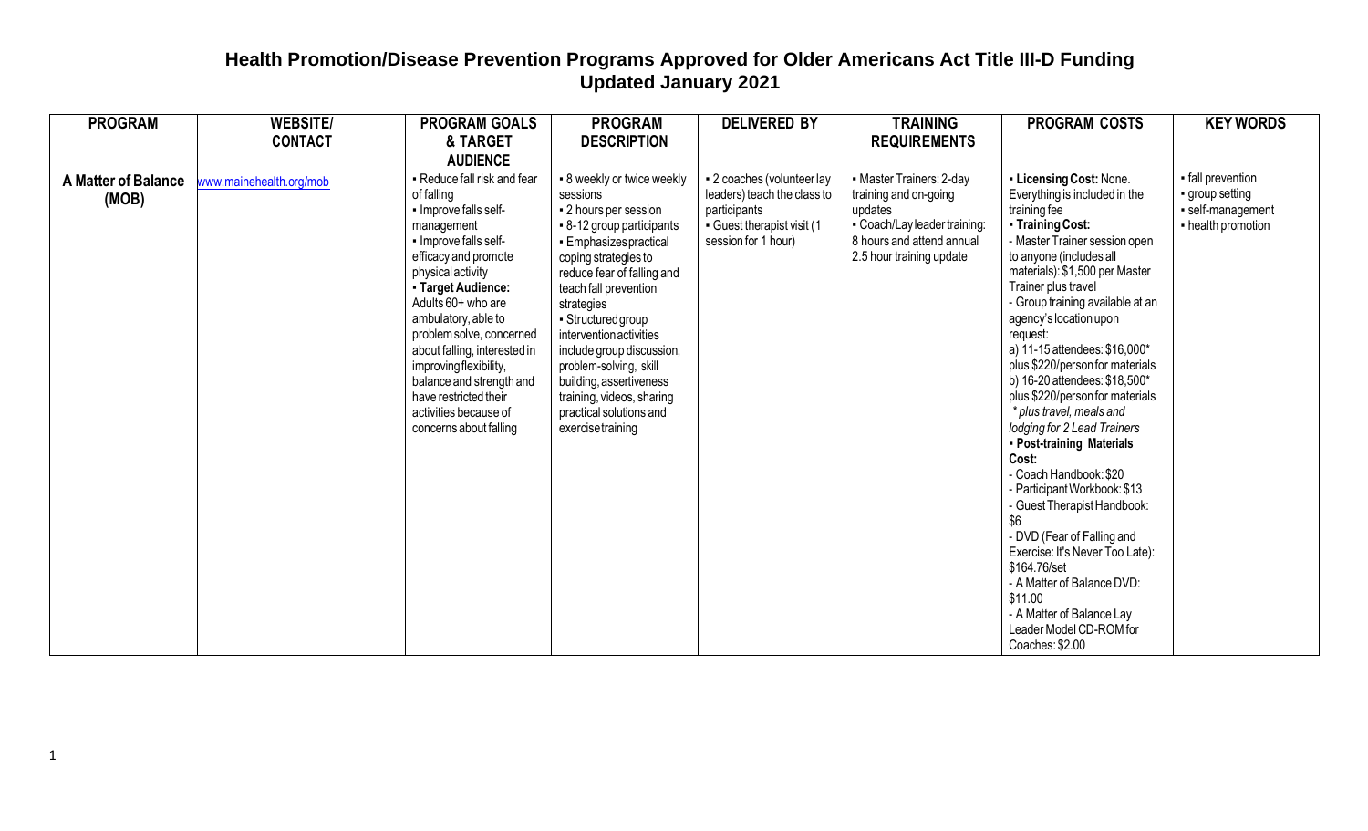# Health Promotion/Disease Prevention Programs Approved for Older Americans Act Title III-D Funding
## Updated January 2021

| PROGRAM | WEBSITE/ CONTACT | PROGRAM GOALS & TARGET AUDIENCE | PROGRAM DESCRIPTION | DELIVERED BY | TRAINING REQUIREMENTS | PROGRAM COSTS | KEY WORDS |
|---|---|---|---|---|---|---|---|
| **A Matter of Balance (MOB)** | www.mainehealth.org/mob | ▪ Reduce fall risk and fear of falling<br>▪ Improve falls self-management<br>▪ Improve falls self-efficacy and promote physical activity<br>▪ **Target Audience:** Adults 60+ who are ambulatory, able to problem solve, concerned about falling, interested in improving flexibility, balance and strength and have restricted their activities because of concerns about falling | ▪ 8 weekly or twice weekly sessions<br>▪ 2 hours per session<br>▪ 8-12 group participants<br>▪ Emphasizes practical coping strategies to reduce fear of falling and teach fall prevention strategies<br>▪ Structured group intervention activities include group discussion, problem-solving, skill building, assertiveness training, videos, sharing practical solutions and exercise training | ▪ 2 coaches (volunteer lay leaders) teach the class to participants<br>▪ Guest therapist visit (1 session for 1 hour) | ▪ Master Trainers: 2-day training and on-going updates<br>▪ Coach/Lay leader training: 8 hours and attend annual 2.5 hour training update | ▪ **Licensing Cost:** None. Everything is included in the training fee<br>▪ **Training Cost:**<br>- Master Trainer session open to anyone (includes all materials): $1,500 per Master Trainer plus travel<br>- Group training available at an agency's location upon request:<br>a) 11-15 attendees: $16,000* plus $220/person for materials<br>b) 16-20 attendees: $18,500* plus $220/person for materials<br>*\* plus travel, meals and lodging for 2 Lead Trainers*<br>▪ **Post-training Materials Cost:**<br>- Coach Handbook: $20<br>- Participant Workbook: $13<br>- Guest Therapist Handbook: $6<br>- DVD (Fear of Falling and Exercise: It's Never Too Late): $164.76/set<br>- A Matter of Balance DVD: $11.00<br>- A Matter of Balance Lay Leader Model CD-ROM for Coaches: $2.00 | ▪ fall prevention<br>▪ group setting<br>▪ self-management<br>▪ health promotion |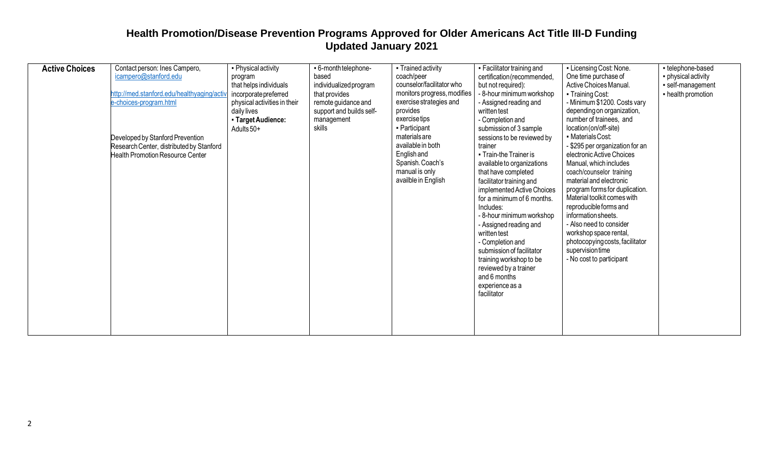# Health Promotion/Disease Prevention Programs Approved for Older Americans Act Title III-D Funding
## Updated January 2021

| | | | | | | | |
|---|---|---|---|---|---|---|---|
| **Active Choices** | Contact person: Ines Campero, icampero@stanford.edu<br><br>http://med.stanford.edu/healthyaging/active-choices-program.html<br><br>Developed by Stanford Prevention Research Center, distributed by Stanford Health Promotion Resource Center | ▪ Physical activity program that helps individuals incorporate preferred physical activities in their daily lives<br>▪ **Target Audience:** Adults 50+ | ▪ 6-month telephone-based individualized program that provides remote guidance and support and builds self-management skills | ▪ Trained activity coach/peer counselor/facilitator who monitors progress, modifies exercise strategies and provides exercise tips<br>▪ Participant materials are available in both English and Spanish. Coach's manual is only availble in English | ▪ Facilitator training and certification (recommended, but not required):<br>- 8-hour minimum workshop<br>- Assigned reading and written test<br>- Completion and submission of 3 sample sessions to be reviewed by trainer<br>▪ Train-the Trainer is available to organizations that have completed facilitator training and implemented Active Choices for a minimum of 6 months. Includes:<br>- 8-hour minimum workshop<br>- Assigned reading and written test<br>- Completion and submission of facilitator training workshop to be reviewed by a trainer and 6 months experience as a facilitator | ▪ Licensing Cost: None. One time purchase of Active Choices Manual.<br>▪ Training Cost:<br>- Minimum $1200. Costs vary depending on organization, number of trainees, and location (on/off-site)<br>▪ Materials Cost:<br>- $295 per organization for an electronic Active Choices Manual, which includes coach/counselor training material and electronic program forms for duplication. Material toolkit comes with reproducible forms and information sheets.<br>- Also need to consider workshop space rental, photocopying costs, facilitator supervision time<br>- No cost to participant | ▪ telephone-based<br>▪ physical activity<br>▪ self-management<br>▪ health promotion |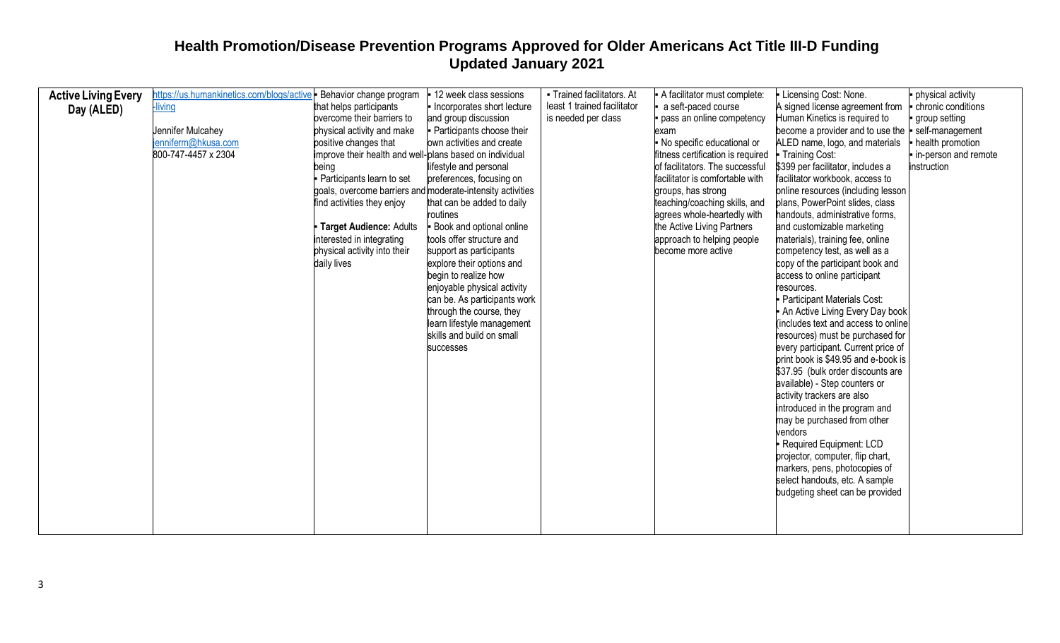# Health Promotion/Disease Prevention Programs Approved for Older Americans Act Title III-D Funding
## Updated January 2021

| | | | | | | | |
|---|---|---|---|---|---|---|---|
| **Active Living Every Day (ALED)** | https://us.humankinetics.com/blogs/active-living<br><br>Jennifer Mulcahey<br>jenniferm@hkusa.com<br>800-747-4457 x 2304 | • Behavior change program that helps participants overcome their barriers to physical activity and make positive changes that improve their health and well-being<br>• Participants learn to set goals, overcome barriers and find activities they enjoy<br><br>• **Target Audience:** Adults interested in integrating physical activity into their daily lives | • 12 week class sessions<br>• Incorporates short lecture and group discussion<br>• Participants choose their own activities and create plans based on individual lifestyle and personal preferences, focusing on moderate-intensity activities that can be added to daily routines<br>• Book and optional online tools offer structure and support as participants explore their options and begin to realize how enjoyable physical activity can be. As participants work through the course, they learn lifestyle management skills and build on small successes | • Trained facilitators. At least 1 trained facilitator is needed per class | • A facilitator must complete:<br>• a seft-paced course<br>• pass an online competency exam<br>• No specific educational or fitness certification is required of facilitators. The successful facilitator is comfortable with groups, has strong teaching/coaching skills, and agrees whole-heartedly with the Active Living Partners approach to helping people become more active | • Licensing Cost: None. A signed license agreement from Human Kinetics is required to become a provider and to use the ALED name, logo, and materials<br>• Training Cost: $399 per facilitator, includes a facilitator workbook, access to online resources (including lesson plans, PowerPoint slides, class handouts, administrative forms, and customizable marketing materials), training fee, online competency test, as well as a copy of the participant book and access to online participant resources.<br>• Participant Materials Cost:<br>• An Active Living Every Day book (includes text and access to online resources) must be purchased for every participant. Current price of print book is $49.95 and e-book is $37.95 (bulk order discounts are available) - Step counters or activity trackers are also introduced in the program and may be purchased from other vendors<br>• Required Equipment: LCD projector, computer, flip chart, markers, pens, photocopies of select handouts, etc. A sample budgeting sheet can be provided | • physical activity<br>• chronic conditions<br>• group setting<br>• self-management<br>• health promotion<br>• in-person and remote instruction |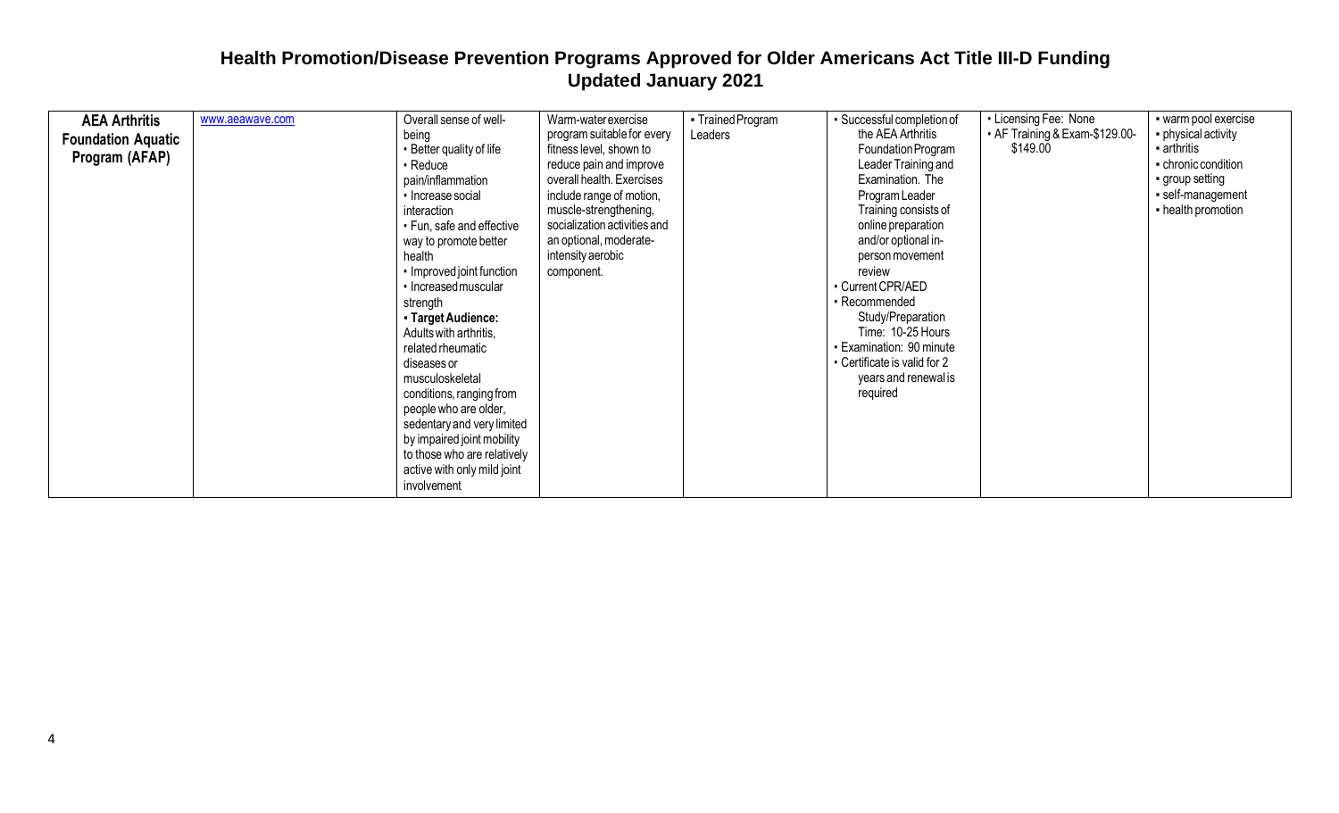# Health Promotion/Disease Prevention Programs Approved for Older Americans Act Title III-D Funding
## Updated January 2021

| | | | | | | | |
|---|---|---|---|---|---|---|---|
| **AEA Arthritis Foundation Aquatic Program (AFAP)** | www.aeawave.com | Overall sense of well-being<br>• Better quality of life<br>• Reduce pain/inflammation<br>• Increase social interaction<br>• Fun, safe and effective way to promote better health<br>• Improved joint function<br>• Increased muscular strength<br>▪ **Target Audience:** Adults with arthritis, related rheumatic diseases or musculoskeletal conditions, ranging from people who are older, sedentary and very limited by impaired joint mobility to those who are relatively active with only mild joint involvement | Warm-water exercise program suitable for every fitness level, shown to reduce pain and improve overall health. Exercises include range of motion, muscle-strengthening, socialization activities and an optional, moderate-intensity aerobic component. | ▪ Trained Program Leaders | • Successful completion of the AEA Arthritis Foundation Program Leader Training and Examination. The Program Leader Training consists of online preparation and/or optional in-person movement review<br>• Current CPR/AED<br>• Recommended Study/Preparation Time: 10-25 Hours<br>• Examination: 90 minute<br>• Certificate is valid for 2 years and renewal is required | • Licensing Fee: None<br>• AF Training & Exam-$129.00-$149.00 | ▪ warm pool exercise<br>▪ physical activity<br>▪ arthritis<br>▪ chronic condition<br>▪ group setting<br>▪ self-management<br>▪ health promotion |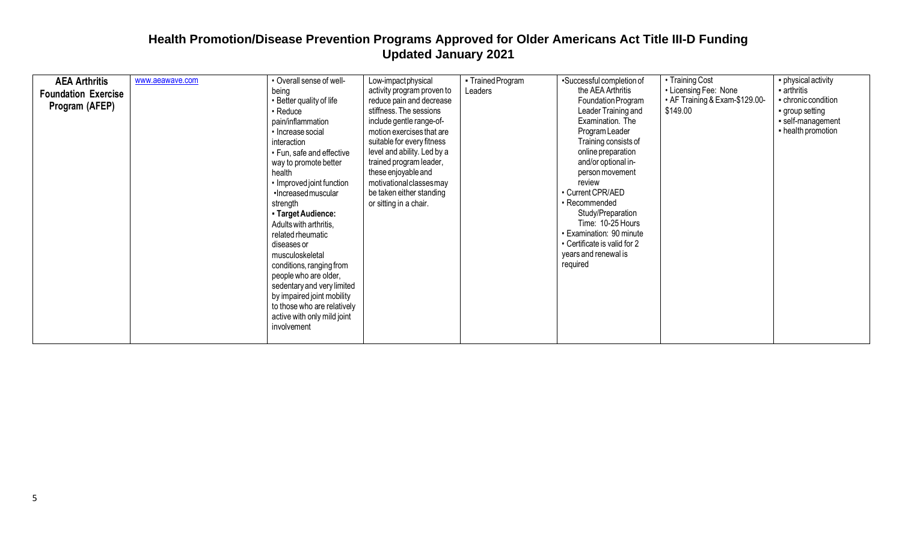# Health Promotion/Disease Prevention Programs Approved for Older Americans Act Title III-D Funding
## Updated January 2021

| | | | | | | | |
|---|---|---|---|---|---|---|---|
| **AEA Arthritis Foundation Exercise Program (AFEP)** | www.aeawave.com | • Overall sense of well-being<br>• Better quality of life<br>• Reduce pain/inflammation<br>• Increase social interaction<br>• Fun, safe and effective way to promote better health<br>• Improved joint function<br>•Increased muscular strength<br>▪ **Target Audience:** Adults with arthritis, related rheumatic diseases or musculoskeletal conditions, ranging from people who are older, sedentary and very limited by impaired joint mobility to those who are relatively active with only mild joint involvement | Low-impact physical activity program proven to reduce pain and decrease stiffness. The sessions include gentle range-of-motion exercises that are suitable for every fitness level and ability. Led by a trained program leader, these enjoyable and motivational classes may be taken either standing or sitting in a chair. | ▪ Trained Program Leaders | •Successful completion of the AEA Arthritis Foundation Program Leader Training and Examination. The Program Leader Training consists of online preparation and/or optional in-person movement review<br>• Current CPR/AED<br>• Recommended Study/Preparation Time: 10-25 Hours<br>• Examination: 90 minute<br>• Certificate is valid for 2 years and renewal is required | • Training Cost<br>• Licensing Fee: None<br>• AF Training & Exam-$129.00-$149.00 | ▪ physical activity<br>▪ arthritis<br>▪ chronic condition<br>▪ group setting<br>▪ self-management<br>▪ health promotion |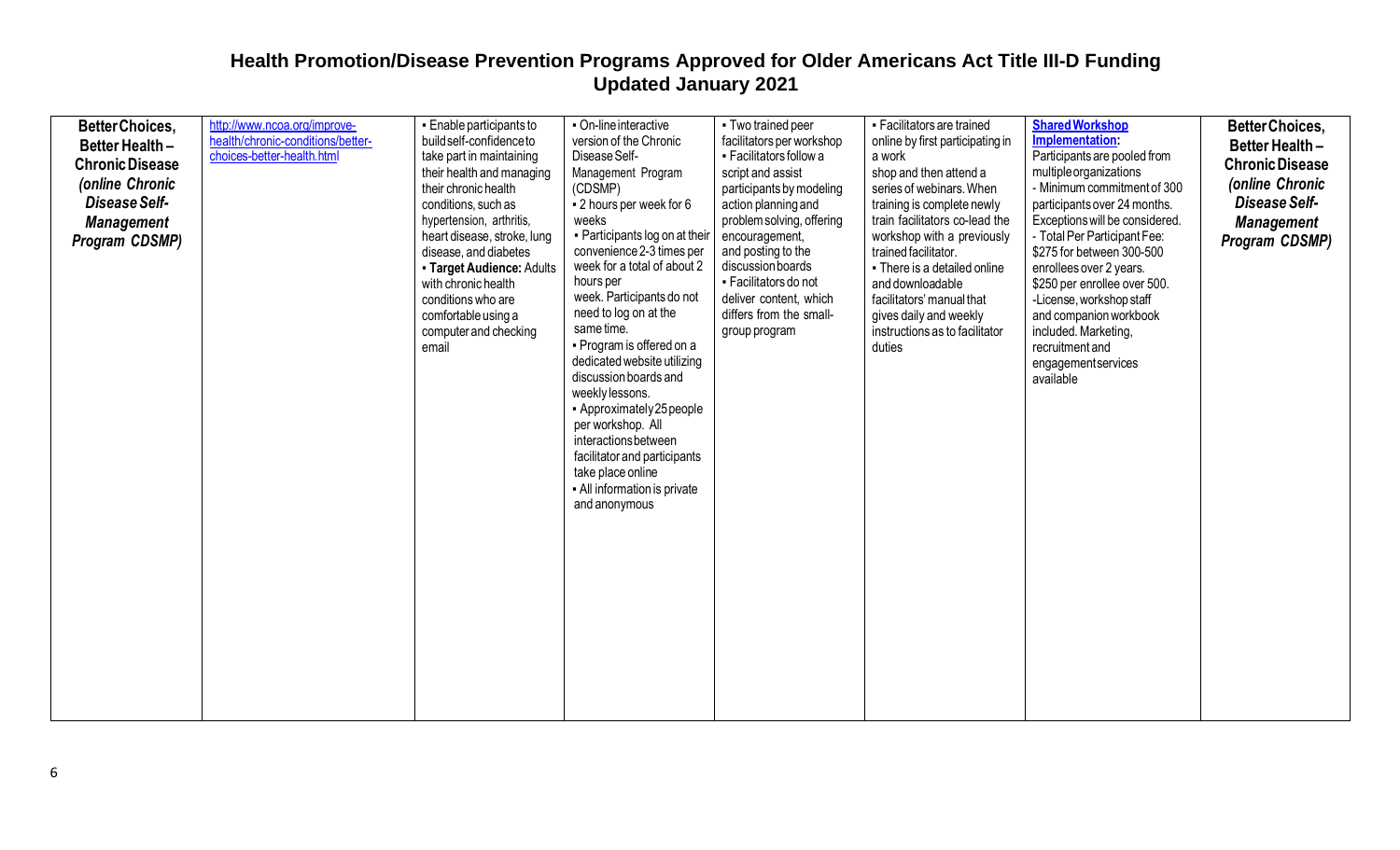# Health Promotion/Disease Prevention Programs Approved for Older Americans Act Title III-D Funding
## Updated January 2021

| | | | | | | | |
|---|---|---|---|---|---|---|---|
| **Better Choices, Better Health – Chronic Disease *(online Chronic Disease Self-Management Program CDSMP)*** | http://www.ncoa.org/improve-health/chronic-conditions/better-choices-better-health.html | ▪ Enable participants to build self-confidence to take part in maintaining their health and managing their chronic health conditions, such as hypertension, arthritis, heart disease, stroke, lung disease, and diabetes<br>▪ **Target Audience:** Adults with chronic health conditions who are comfortable using a computer and checking email | ▪ On-line interactive version of the Chronic Disease Self-Management Program (CDSMP)<br>▪ 2 hours per week for 6 weeks<br>▪ Participants log on at their convenience 2-3 times per week for a total of about 2 hours per week. Participants do not need to log on at the same time.<br>▪ Program is offered on a dedicated website utilizing discussion boards and weekly lessons.<br>▪ Approximately 25 people per workshop. All interactions between facilitator and participants take place online<br>▪ All information is private and anonymous | ▪ Two trained peer facilitators per workshop<br>▪ Facilitators follow a script and assist participants by modeling action planning and problem solving, offering encouragement, and posting to the discussion boards<br>▪ Facilitators do not deliver content, which differs from the small-group program | ▪ Facilitators are trained online by first participating in a work shop and then attend a series of webinars. When training is complete newly train facilitators co-lead the workshop with a previously trained facilitator.<br>▪ There is a detailed online and downloadable facilitators' manual that gives daily and weekly instructions as to facilitator duties | **Shared Workshop Implementation:**<br>Participants are pooled from multiple organizations<br>- Minimum commitment of 300 participants over 24 months. Exceptions will be considered.<br>- Total Per Participant Fee: $275 for between 300-500 enrollees over 2 years. $250 per enrollee over 500.<br>-License, workshop staff and companion workbook included. Marketing, recruitment and engagement services available | **Better Choices, Better Health – Chronic Disease *(online Chronic Disease Self-Management Program CDSMP)*** |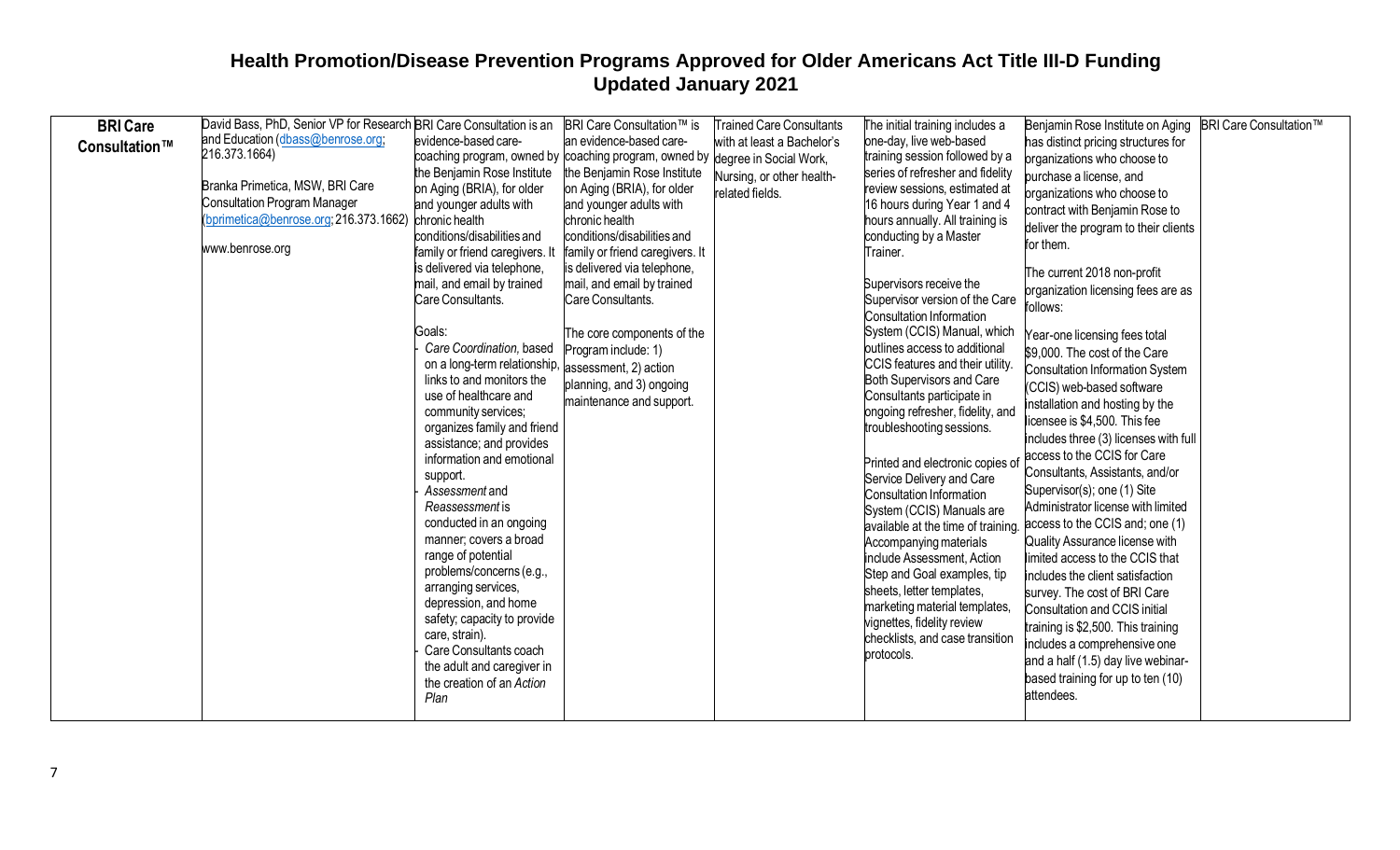# Health Promotion/Disease Prevention Programs Approved for Older Americans Act Title III-D Funding
## Updated January 2021

| | | | | | | | |
|---|---|---|---|---|---|---|---|
| **BRI Care Consultation™** | David Bass, PhD, Senior VP for Research and Education (dbass@benrose.org; 216.373.1664)<br><br>Branka Primetica, MSW, BRI Care Consultation Program Manager (bprimetica@benrose.org; 216.373.1662)<br><br>www.benrose.org | BRI Care Consultation is an evidence-based care-coaching program, owned by the Benjamin Rose Institute on Aging (BRIA), for older and younger adults with chronic health conditions/disabilities and family or friend caregivers. It is delivered via telephone, mail, and email by trained Care Consultants.<br><br>Goals:<br>- *Care Coordination,* based on a long-term relationship, links to and monitors the use of healthcare and community services; organizes family and friend assistance; and provides information and emotional support.<br>- *Assessment* and *Reassessment* is conducted in an ongoing manner; covers a broad range of potential problems/concerns (e.g., arranging services, depression, and home safety; capacity to provide care, strain).<br>- Care Consultants coach the adult and caregiver in the creation of an *Action Plan* | BRI Care Consultation™ is an evidence-based care-coaching program, owned by the Benjamin Rose Institute on Aging (BRIA), for older and younger adults with chronic health conditions/disabilities and family or friend caregivers. It is delivered via telephone, mail, and email by trained Care Consultants.<br><br>The core components of the Program include: 1) assessment, 2) action planning, and 3) ongoing maintenance and support. | Trained Care Consultants with at least a Bachelor's degree in Social Work, Nursing, or other health-related fields. | The initial training includes a one-day, live web-based training session followed by a series of refresher and fidelity review sessions, estimated at 16 hours during Year 1 and 4 hours annually. All training is conducting by a Master Trainer.<br><br>Supervisors receive the Supervisor version of the Care Consultation Information System (CCIS) Manual, which outlines access to additional CCIS features and their utility. Both Supervisors and Care Consultants participate in ongoing refresher, fidelity, and troubleshooting sessions.<br><br>Printed and electronic copies of Service Delivery and Care Consultation Information System (CCIS) Manuals are available at the time of training. Accompanying materials include Assessment, Action Step and Goal examples, tip sheets, letter templates, marketing material templates, vignettes, fidelity review checklists, and case transition protocols. | Benjamin Rose Institute on Aging has distinct pricing structures for organizations who choose to purchase a license, and organizations who choose to contract with Benjamin Rose to deliver the program to their clients for them.<br><br>The current 2018 non-profit organization licensing fees are as follows:<br><br>Year-one licensing fees total $9,000. The cost of the Care Consultation Information System (CCIS) web-based software installation and hosting by the licensee is $4,500. This fee includes three (3) licenses with full access to the CCIS for Care Consultants, Assistants, and/or Supervisor(s); one (1) Site Administrator license with limited access to the CCIS and; one (1) Quality Assurance license with limited access to the CCIS that includes the client satisfaction survey. The cost of BRI Care Consultation and CCIS initial training is $2,500. This training includes a comprehensive one and a half (1.5) day live webinar-based training for up to ten (10) attendees. | BRI Care Consultation™ |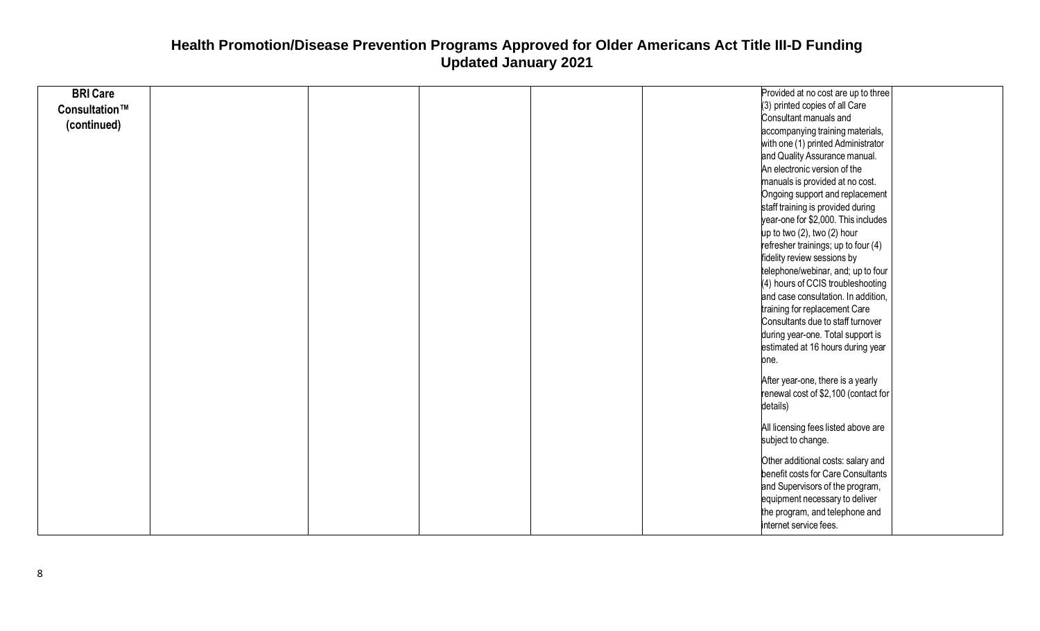# Health Promotion/Disease Prevention Programs Approved for Older Americans Act Title III-D Funding
## Updated January 2021

| | | | | | | | |
|---|---|---|---|---|---|---|---|
| **BRI Care Consultation™ (continued)** | | | | | | Provided at no cost are up to three (3) printed copies of all Care Consultant manuals and accompanying training materials, with one (1) printed Administrator and Quality Assurance manual. An electronic version of the manuals is provided at no cost. Ongoing support and replacement staff training is provided during year-one for $2,000. This includes up to two (2), two (2) hour refresher trainings; up to four (4) fidelity review sessions by telephone/webinar, and; up to four (4) hours of CCIS troubleshooting and case consultation. In addition, training for replacement Care Consultants due to staff turnover during year-one. Total support is estimated at 16 hours during year one.<br><br>After year-one, there is a yearly renewal cost of $2,100 (contact for details)<br><br>All licensing fees listed above are subject to change.<br><br>Other additional costs: salary and benefit costs for Care Consultants and Supervisors of the program, equipment necessary to deliver the program, and telephone and internet service fees. | |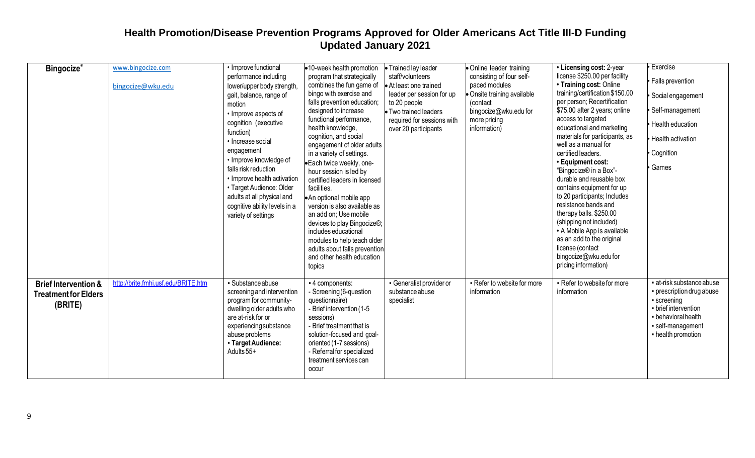## Health Promotion/Disease Prevention Programs Approved for Older Americans Act Title III-D Funding
## Updated January 2021

| | | | | | | | |
|---|---|---|---|---|---|---|---|
| **Bingocize®** | www.bingocize.com<br><br>bingocize@wku.edu | • Improve functional performance including lower/upper body strength, gait, balance, range of motion<br>• Improve aspects of cognition (executive function)<br>• Increase social engagement<br>• Improve knowledge of falls risk reduction<br>• Improve health activation<br>• Target Audience: Older adults at all physical and cognitive ability levels in a variety of settings | • 10-week health promotion program that strategically combines the fun game of bingo with exercise and falls prevention education; designed to increase functional performance, health knowledge, cognition, and social engagement of older adults in a variety of settings.<br>• Each twice weekly, one-hour session is led by certified leaders in licensed facilities.<br>• An optional mobile app version is also available as an add on; Use mobile devices to play Bingocize®; includes educational modules to help teach older adults about falls prevention and other health education topics | • Trained lay leader staff/volunteers<br>• At least one trained leader per session for up to 20 people<br>• Two trained leaders required for sessions with over 20 participants | • Online leader training consisting of four self-paced modules<br>• Onsite training available (contact bingocize@wku.edu for more pricing information) | • **Licensing cost:** 2-year license $250.00 per facility<br>• **Training cost:** Online training/certification $150.00 per person; Recertification $75.00 after 2 years; online access to targeted educational and marketing materials for participants, as well as a manual for certified leaders.<br>• **Equipment cost:** "Bingocize® in a Box"- durable and reusable box contains equipment for up to 20 participants; Includes resistance bands and therapy balls. $250.00 (shipping not included)<br>• A Mobile App is available as an add to the original license (contact bingocize@wku.edu for pricing information) | • Exercise<br>• Falls prevention<br>• Social engagement<br>• Self-management<br>• Health education<br>• Health activation<br>• Cognition<br>• Games |
| **Brief Intervention & Treatment for Elders (BRITE)** | http://brite.fmhi.usf.edu/BRITE.htm | ▪ Substance abuse screening and intervention program for community-dwelling older adults who are at-risk for or experiencing substance abuse problems<br>▪ **Target Audience:** Adults 55+ | ▪ 4 components:<br>- Screening (6-question questionnaire)<br>- Brief intervention (1-5 sessions)<br>- Brief treatment that is solution-focused and goal-oriented (1-7 sessions)<br>- Referral for specialized treatment services can occur | ▪ Generalist provider or substance abuse specialist | ▪ Refer to website for more information | ▪ Refer to website for more information | ▪ at-risk substance abuse<br>▪ prescription drug abuse<br>▪ screening<br>▪ brief intervention<br>▪ behavioral health<br>▪ self-management<br>▪ health promotion |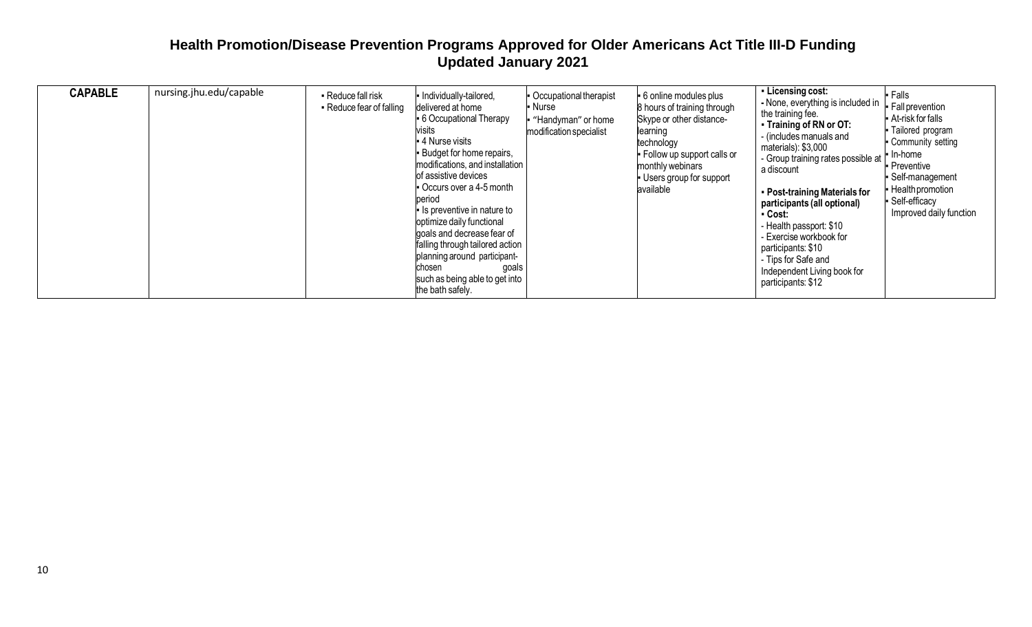# Health Promotion/Disease Prevention Programs Approved for Older Americans Act Title III-D Funding
## Updated January 2021

| | | | | | | | |
|---|---|---|---|---|---|---|---|
| **CAPABLE** | nursing.jhu.edu/capable | ▪ Reduce fall risk<br>▪ Reduce fear of falling | ▪ Individually-tailored, delivered at home<br>▪ 6 Occupational Therapy visits<br>▪ 4 Nurse visits<br>▪ Budget for home repairs, modifications, and installation of assistive devices<br>▪ Occurs over a 4-5 month period<br>▪ Is preventive in nature to optimize daily functional goals and decrease fear of falling through tailored action planning around participant-chosen goals such as being able to get into the bath safely. | ▪ Occupational therapist<br>▪ Nurse<br>▪ "Handyman" or home modification specialist | ▪ 6 online modules plus 8 hours of training through Skype or other distance-learning technology<br>▪ Follow up support calls or monthly webinars<br>▪ Users group for support available | ▪ **Licensing cost:**<br>- None, everything is included in the training fee.<br>▪ **Training of RN or OT:**<br>- (includes manuals and materials): $3,000<br>- Group training rates possible at a discount<br><br>▪ **Post-training Materials for participants (all optional)**<br>▪ **Cost:**<br>- Health passport: $10<br>- Exercise workbook for participants: $10<br>- Tips for Safe and Independent Living book for participants: $12 | ▪ Falls<br>▪ Fall prevention<br>▪ At-risk for falls<br>▪ Tailored program<br>▪ Community setting<br>▪ In-home<br>▪ Preventive<br>▪ Self-management<br>▪ Health promotion<br>▪ Self-efficacy<br>Improved daily function |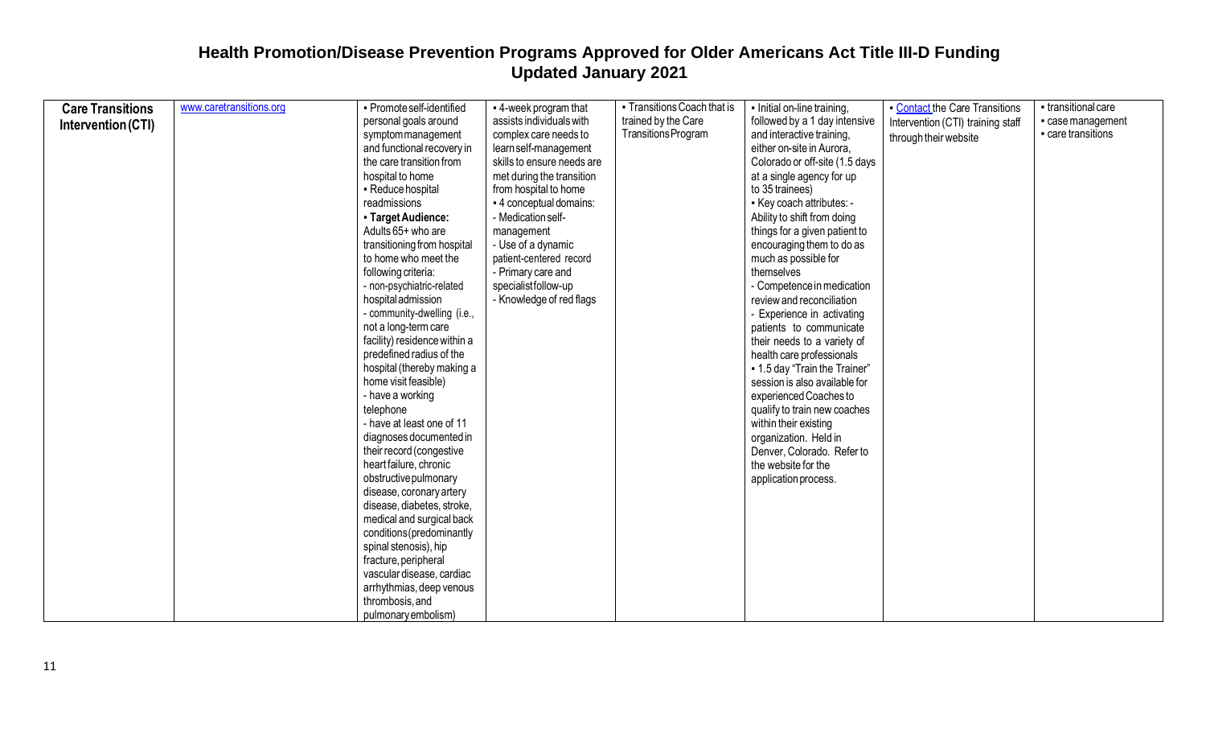## Health Promotion/Disease Prevention Programs Approved for Older Americans Act Title III-D Funding
### Updated January 2021

| | | | | | | | |
|---|---|---|---|---|---|---|---|
| **Care Transitions Intervention (CTI)** | www.caretransitions.org | ▪ Promote self-identified personal goals around symptom management and functional recovery in the care transition from hospital to home<br>▪ Reduce hospital readmissions<br>▪ **Target Audience:** Adults 65+ who are transitioning from hospital to home who meet the following criteria:<br>- non-psychiatric-related hospital admission<br>- community-dwelling (i.e., not a long-term care facility) residence within a predefined radius of the hospital (thereby making a home visit feasible)<br>- have a working telephone<br>- have at least one of 11 diagnoses documented in their record (congestive heart failure, chronic obstructive pulmonary disease, coronary artery disease, diabetes, stroke, medical and surgical back conditions (predominantly spinal stenosis), hip fracture, peripheral vascular disease, cardiac arrhythmias, deep venous thrombosis, and pulmonary embolism) | ▪ 4-week program that assists individuals with complex care needs to learn self-management skills to ensure needs are met during the transition from hospital to home<br>▪ 4 conceptual domains:<br>- Medication self-management<br>- Use of a dynamic patient-centered record<br>- Primary care and specialist follow-up<br>- Knowledge of red flags | ▪ Transitions Coach that is trained by the Care Transitions Program | ▪ Initial on-line training, followed by a 1 day intensive and interactive training, either on-site in Aurora, Colorado or off-site (1.5 days at a single agency for up to 35 trainees)<br>▪ Key coach attributes: - Ability to shift from doing things for a given patient to encouraging them to do as much as possible for themselves<br>- Competence in medication review and reconciliation<br>- Experience in activating patients to communicate their needs to a variety of health care professionals<br>▪ 1.5 day "Train the Trainer" session is also available for experienced Coaches to qualify to train new coaches within their existing organization. Held in Denver, Colorado. Refer to the website for the application process. | ▪ Contact the Care Transitions Intervention (CTI) training staff through their website | ▪ transitional care<br>▪ case management<br>▪ care transitions |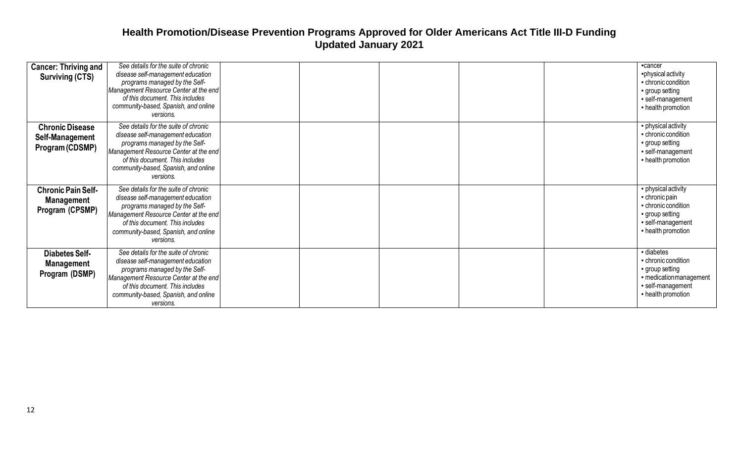## Health Promotion/Disease Prevention Programs Approved for Older Americans Act Title III-D Funding
## Updated January 2021

| | | | | | | | |
|---|---|---|---|---|---|---|---|
| **Cancer: Thriving and Surviving (CTS)** | *See details for the suite of chronic disease self-management education programs managed by the Self-Management Resource Center at the end of this document. This includes community-based, Spanish, and online versions.* | | | | | | ▪cancer<br>▪physical activity<br>▪ chronic condition<br>▪ group setting<br>▪ self-management<br>▪ health promotion |
| **Chronic Disease Self-Management Program (CDSMP)** | *See details for the suite of chronic disease self-management education programs managed by the Self-Management Resource Center at the end of this document. This includes community-based, Spanish, and online versions.* | | | | | | ▪ physical activity<br>▪ chronic condition<br>▪ group setting<br>▪ self-management<br>▪ health promotion |
| **Chronic Pain Self-Management Program (CPSMP)** | *See details for the suite of chronic disease self-management education programs managed by the Self-Management Resource Center at the end of this document. This includes community-based, Spanish, and online versions.* | | | | | | ▪ physical activity<br>▪ chronic pain<br>▪ chronic condition<br>▪ group setting<br>▪ self-management<br>▪ health promotion |
| **Diabetes Self-Management Program (DSMP)** | *See details for the suite of chronic disease self-management education programs managed by the Self-Management Resource Center at the end of this document. This includes community-based, Spanish, and online versions.* | | | | | | ▪ diabetes<br>▪ chronic condition<br>▪ group setting<br>▪ medication management<br>▪ self-management<br>▪ health promotion |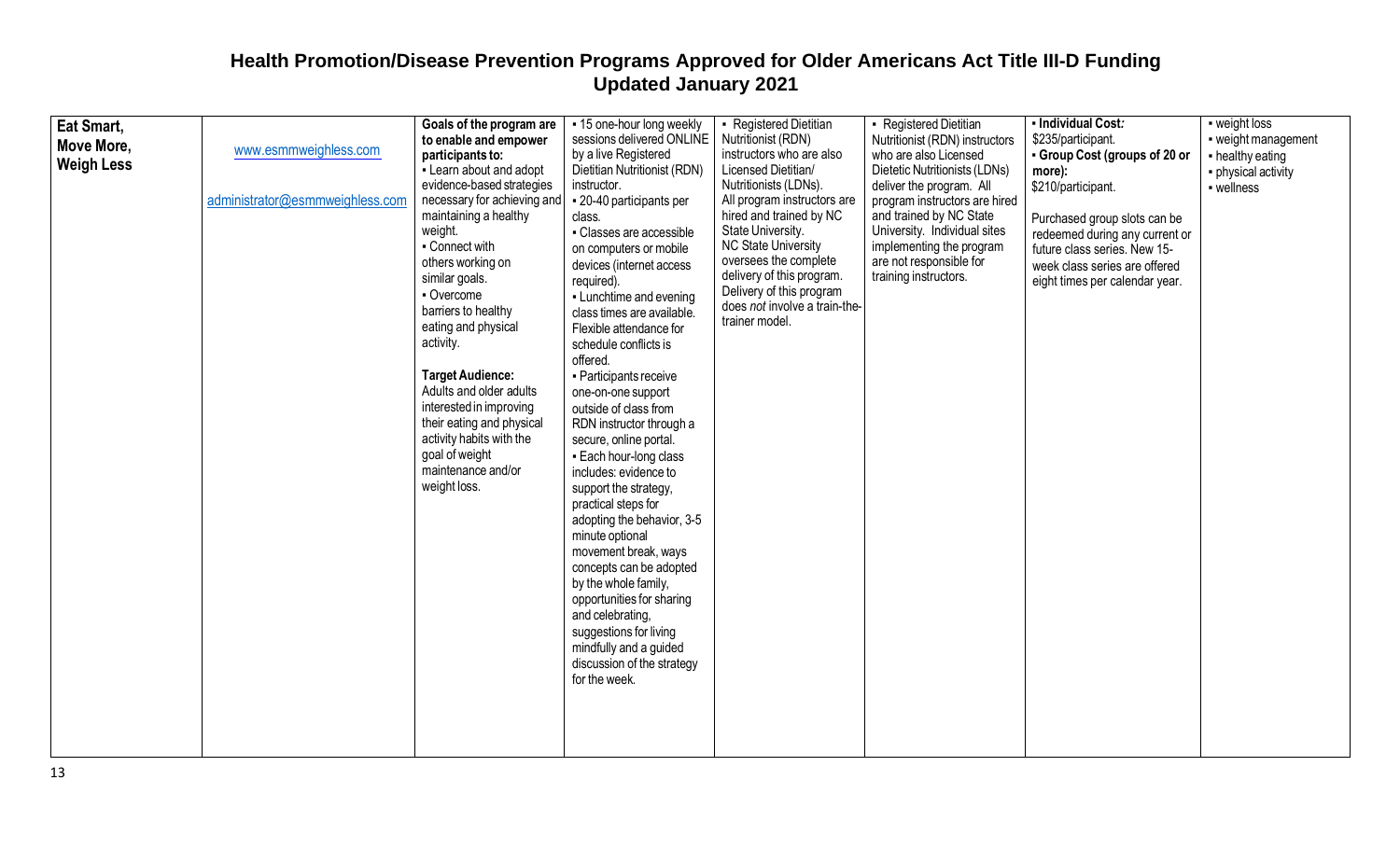# Health Promotion/Disease Prevention Programs Approved for Older Americans Act Title III-D Funding
## Updated January 2021

| | | | | | | | |
|---|---|---|---|---|---|---|---|
| **Eat Smart, Move More, Weigh Less** | www.esmmweighless.com<br><br>administrator@esmmweighless.com | **Goals of the program are to enable and empower participants to:**<br>▪ Learn about and adopt evidence-based strategies necessary for achieving and maintaining a healthy weight.<br>▪ Connect with others working on similar goals.<br>▪ Overcome barriers to healthy eating and physical activity.<br><br>**Target Audience:**<br>Adults and older adults interested in improving their eating and physical activity habits with the goal of weight maintenance and/or weight loss. | ▪ 15 one-hour long weekly sessions delivered ONLINE by a live Registered Dietitian Nutritionist (RDN) instructor.<br>▪ 20-40 participants per class.<br>▪ Classes are accessible on computers or mobile devices (internet access required).<br>▪ Lunchtime and evening class times are available. Flexible attendance for schedule conflicts is offered.<br>▪ Participants receive one-on-one support outside of class from RDN instructor through a secure, online portal.<br>▪ Each hour-long class includes: evidence to support the strategy, practical steps for adopting the behavior, 3-5 minute optional movement break, ways concepts can be adopted by the whole family, opportunities for sharing and celebrating, suggestions for living mindfully and a guided discussion of the strategy for the week. | ▪ Registered Dietitian Nutritionist (RDN) instructors who are also Licensed Dietitian/ Nutritionists (LDNs). All program instructors are hired and trained by NC State University. NC State University oversees the complete delivery of this program. Delivery of this program does *not* involve a train-the-trainer model. | ▪ Registered Dietitian Nutritionist (RDN) instructors who are also Licensed Dietetic Nutritionists (LDNs) deliver the program. All program instructors are hired and trained by NC State University. Individual sites implementing the program are not responsible for training instructors. | **▪ Individual Cost:**<br>$235/participant.<br>**▪ Group Cost (groups of 20 or more):**<br>$210/participant.<br><br>Purchased group slots can be redeemed during any current or future class series. New 15-week class series are offered eight times per calendar year. | ▪ weight loss<br>▪ weight management<br>▪ healthy eating<br>▪ physical activity<br>▪ wellness |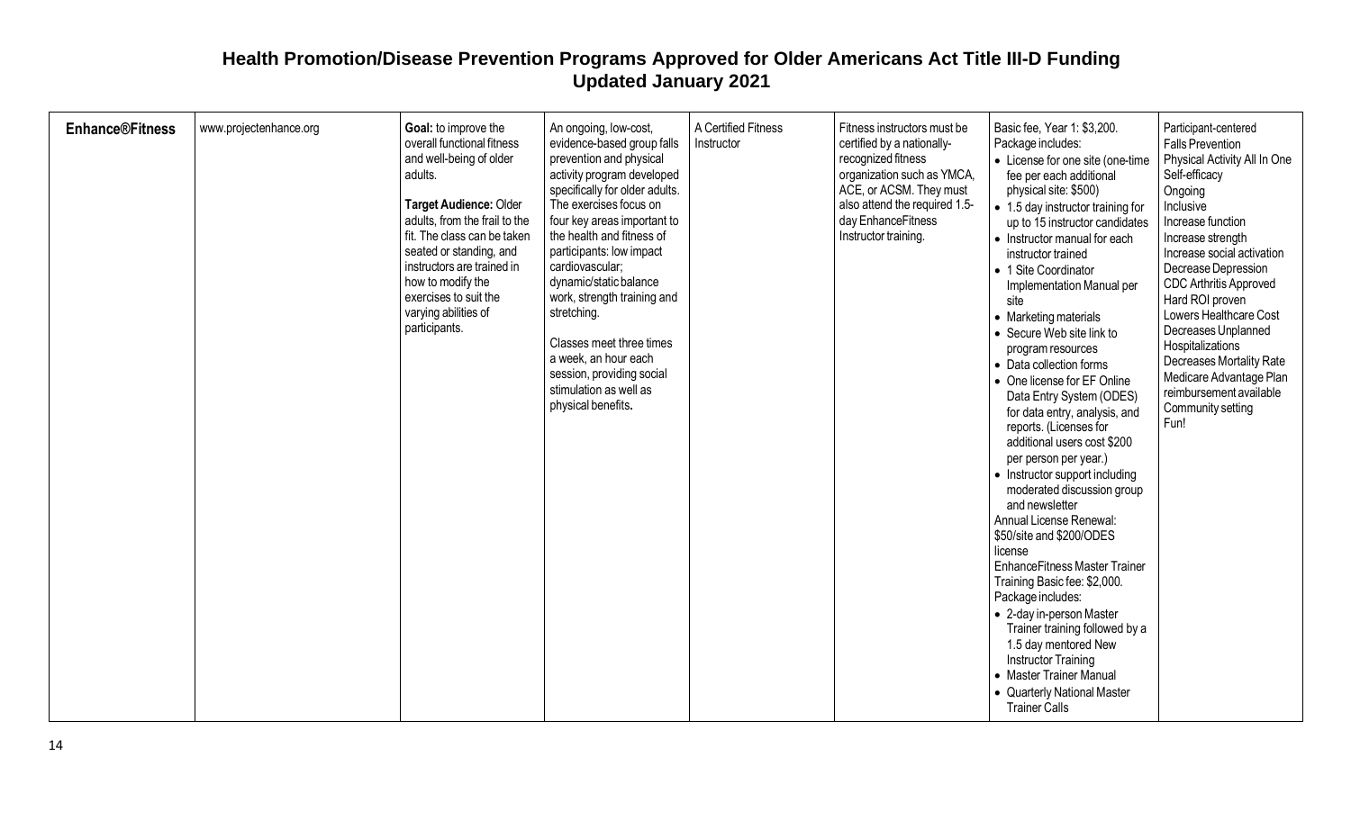# Health Promotion/Disease Prevention Programs Approved for Older Americans Act Title III-D Funding
## Updated January 2021

| | | | | | | | |
|---|---|---|---|---|---|---|---|
| **Enhance®Fitness** | www.projectenhance.org | **Goal:** to improve the overall functional fitness and well-being of older adults.<br><br>**Target Audience:** Older adults, from the frail to the fit. The class can be taken seated or standing, and instructors are trained in how to modify the exercises to suit the varying abilities of participants. | An ongoing, low-cost, evidence-based group falls prevention and physical activity program developed specifically for older adults. The exercises focus on four key areas important to the health and fitness of participants: low impact cardiovascular; dynamic/static balance work, strength training and stretching.<br><br>Classes meet three times a week, an hour each session, providing social stimulation as well as physical benefits**.** | A Certified Fitness Instructor | Fitness instructors must be certified by a nationally-recognized fitness organization such as YMCA, ACE, or ACSM. They must also attend the required 1.5-day EnhanceFitness Instructor training. | Basic fee, Year 1: $3,200. Package includes:<br>• License for one site (one-time fee per each additional physical site: $500)<br>• 1.5 day instructor training for up to 15 instructor candidates<br>• Instructor manual for each instructor trained<br>• 1 Site Coordinator Implementation Manual per site<br>• Marketing materials<br>• Secure Web site link to program resources<br>• Data collection forms<br>• One license for EF Online Data Entry System (ODES) for data entry, analysis, and reports. (Licenses for additional users cost $200 per person per year.)<br>• Instructor support including moderated discussion group and newsletter<br>Annual License Renewal: $50/site and $200/ODES license<br>EnhanceFitness Master Trainer Training Basic fee: $2,000. Package includes:<br>• 2-day in-person Master Trainer training followed by a 1.5 day mentored New Instructor Training<br>• Master Trainer Manual<br>• Quarterly National Master Trainer Calls | Participant-centered<br>Falls Prevention<br>Physical Activity All In One<br>Self-efficacy<br>Ongoing<br>Inclusive<br>Increase function<br>Increase strength<br>Increase social activation<br>Decrease Depression<br>CDC Arthritis Approved<br>Hard ROI proven<br>Lowers Healthcare Cost<br>Decreases Unplanned Hospitalizations<br>Decreases Mortality Rate<br>Medicare Advantage Plan reimbursement available<br>Community setting<br>Fun! |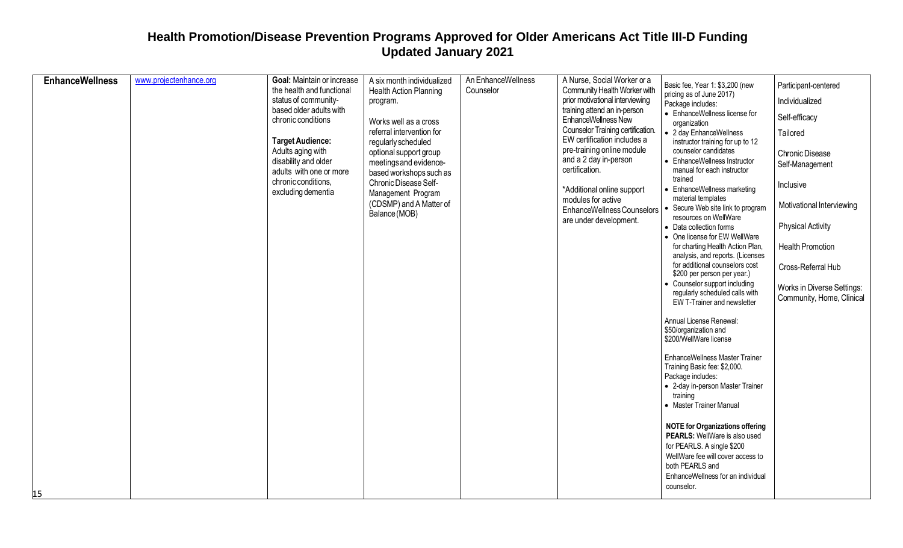# Health Promotion/Disease Prevention Programs Approved for Older Americans Act Title III-D Funding
## Updated January 2021

| | | | | | | | |
|---|---|---|---|---|---|---|---|
| **EnhanceWellness** | www.projectenhance.org | **Goal:** Maintain or increase the health and functional status of community-based older adults with chronic conditions<br><br>**Target Audience:** Adults aging with disability and older adults with one or more chronic conditions, excluding dementia | A six month individualized Health Action Planning program.<br><br>Works well as a cross referral intervention for regularly scheduled optional support group meetings and evidence-based workshops such as Chronic Disease Self-Management Program (CDSMP) and A Matter of Balance (MOB) | An EnhanceWellness Counselor | A Nurse, Social Worker or a Community Health Worker with prior motivational interviewing training attend an in-person EnhanceWellness New Counselor Training certification. EW certification includes a pre-training online module and a 2 day in-person certification.<br><br>*Additional online support modules for active EnhanceWellness Counselors are under development. | Basic fee, Year 1: $3,200 (new pricing as of June 2017)<br>Package includes:<br>• EnhanceWellness license for organization<br>• 2 day EnhanceWellness instructor training for up to 12 counselor candidates<br>• EnhanceWellness Instructor manual for each instructor trained<br>• EnhanceWellness marketing material templates<br>• Secure Web site link to program resources on WellWare<br>• Data collection forms<br>• One license for EW WellWare for charting Health Action Plan, analysis, and reports. (Licenses for additional counselors cost $200 per person per year.)<br>• Counselor support including regularly scheduled calls with EW T-Trainer and newsletter<br><br>Annual License Renewal: $50/organization and $200/WellWare license<br><br>EnhanceWellness Master Trainer Training Basic fee: $2,000.<br>Package includes:<br>• 2-day in-person Master Trainer training<br>• Master Trainer Manual<br><br>**NOTE for Organizations offering PEARLS:** WellWare is also used for PEARLS. A single $200 WellWare fee will cover access to both PEARLS and EnhanceWellness for an individual counselor. | Participant-centered<br><br>Individualized<br><br>Self-efficacy<br><br>Tailored<br><br>Chronic Disease Self-Management<br><br>Inclusive<br><br>Motivational Interviewing<br><br>Physical Activity<br><br>Health Promotion<br><br>Cross-Referral Hub<br><br>Works in Diverse Settings: Community, Home, Clinical |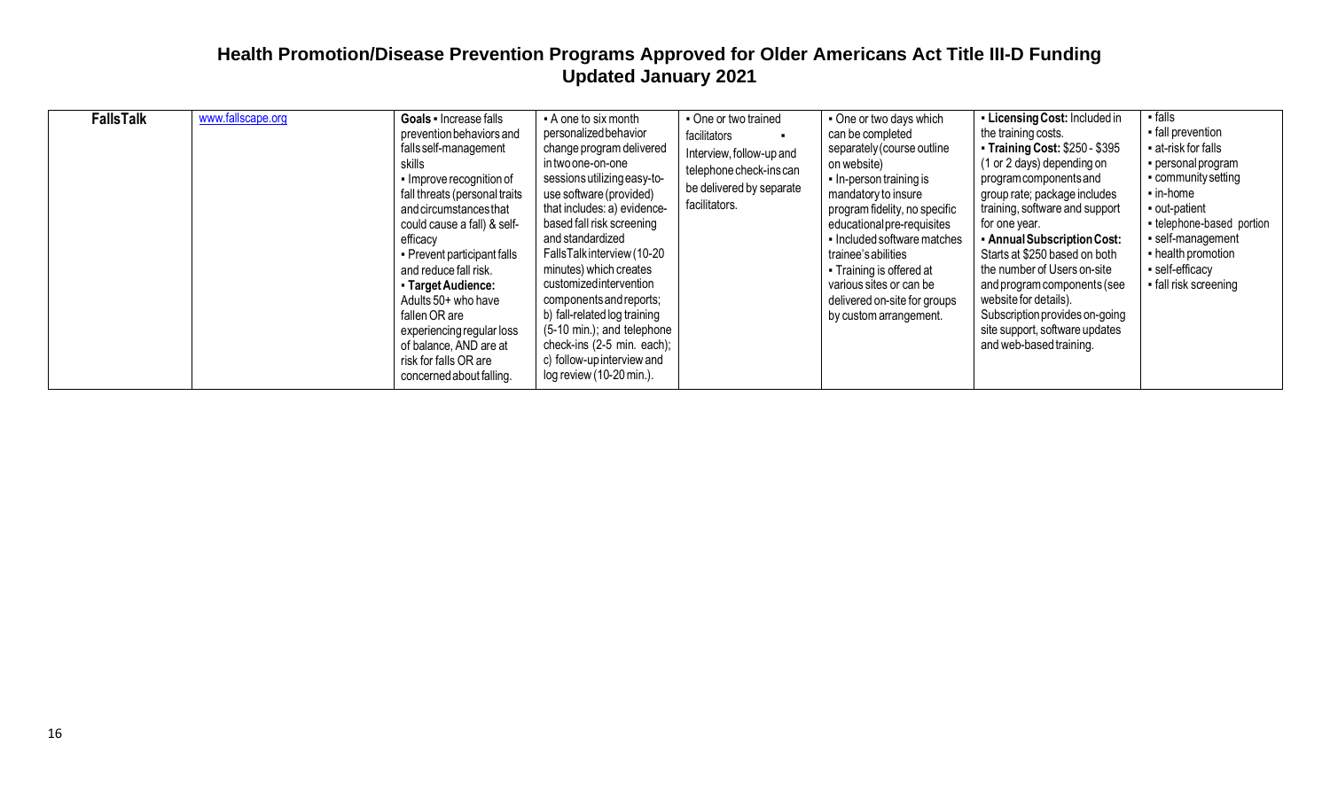# Health Promotion/Disease Prevention Programs Approved for Older Americans Act Title III-D Funding
## Updated January 2021

| | | | | | | | |
|---|---|---|---|---|---|---|---|
| **FallsTalk** | www.fallscape.org | **Goals** ▪ Increase falls prevention behaviors and falls self-management skills<br>▪ Improve recognition of fall threats (personal traits and circumstances that could cause a fall) & self-efficacy<br>▪ Prevent participant falls and reduce fall risk.<br>▪ **Target Audience:** Adults 50+ who have fallen OR are experiencing regular loss of balance, AND are at risk for falls OR are concerned about falling. | ▪ A one to six month personalized behavior change program delivered in two one-on-one sessions utilizing easy-to-use software (provided) that includes: a) evidence-based fall risk screening and standardized FallsTalk interview (10-20 minutes) which creates customized intervention components and reports; b) fall-related log training (5-10 min.); and telephone check-ins (2-5 min. each); c) follow-up interview and log review (10-20 min.). | ▪ One or two trained facilitators ▪<br>Interview, follow-up and telephone check-ins can be delivered by separate facilitators. | ▪ One or two days which can be completed separately (course outline on website)<br>▪ In-person training is mandatory to insure program fidelity, no specific educational pre-requisites<br>▪ Included software matches trainee's abilities<br>▪ Training is offered at various sites or can be delivered on-site for groups by custom arrangement. | ▪ **Licensing Cost:** Included in the training costs.<br>▪ **Training Cost:** $250 - $395 (1 or 2 days) depending on program components and group rate; package includes training, software and support for one year.<br>▪ **Annual Subscription Cost:** Starts at $250 based on both the number of Users on-site and program components (see website for details). Subscription provides on-going site support, software updates and web-based training. | ▪ falls<br>▪ fall prevention<br>▪ at-risk for falls<br>▪ personal program<br>▪ community setting<br>▪ in-home<br>▪ out-patient<br>▪ telephone-based portion<br>▪ self-management<br>▪ health promotion<br>▪ self-efficacy<br>▪ fall risk screening |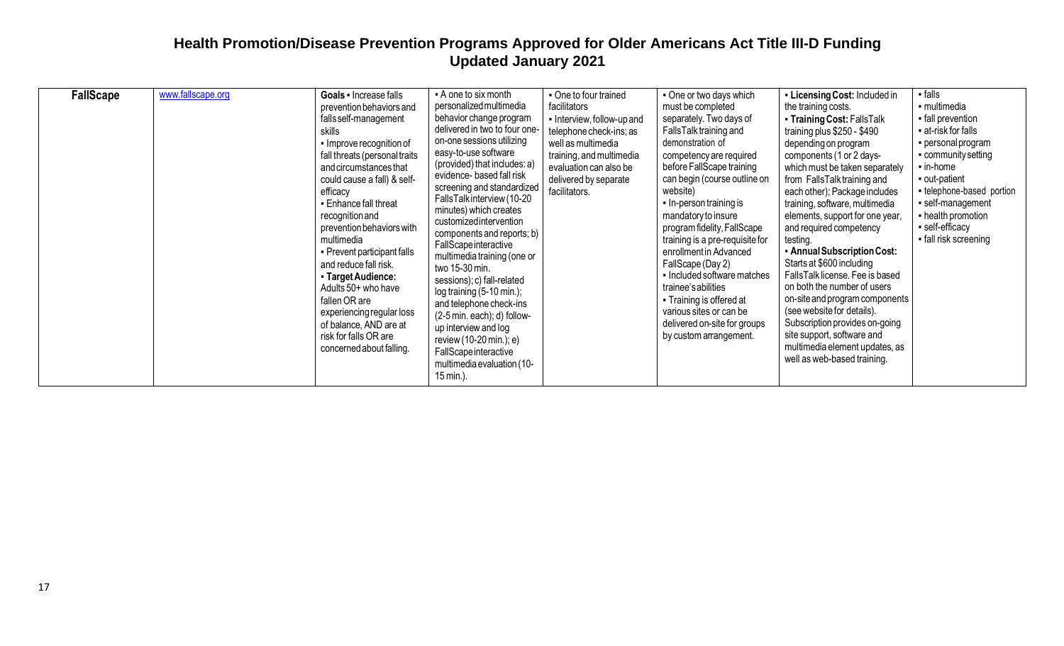# Health Promotion/Disease Prevention Programs Approved for Older Americans Act Title III-D Funding
## Updated January 2021

| | | | | | | | |
|---|---|---|---|---|---|---|---|
| **FallScape** | www.fallscape.org | **Goals** ▪ Increase falls prevention behaviors and falls self-management skills<br>▪ Improve recognition of fall threats (personal traits and circumstances that could cause a fall) & self-efficacy<br>▪ Enhance fall threat recognition and prevention behaviors with multimedia<br>▪ Prevent participant falls and reduce fall risk.<br>▪ **Target Audience:** Adults 50+ who have fallen OR are experiencing regular loss of balance, AND are at risk for falls OR are concerned about falling. | ▪ A one to six month personalized multimedia behavior change program delivered in two to four one-on-one sessions utilizing easy-to-use software (provided) that includes: a) evidence- based fall risk screening and standardized FallsTalk interview (10-20 minutes) which creates customized intervention components and reports; b) FallScape interactive multimedia training (one or two 15-30 min. sessions); c) fall-related log training (5-10 min.); and telephone check-ins (2-5 min. each); d) follow-up interview and log review (10-20 min.); e) FallScape interactive multimedia evaluation (10-15 min.). | ▪ One to four trained facilitators<br>▪ Interview, follow-up and telephone check-ins; as well as multimedia training, and multimedia evaluation can also be delivered by separate facilitators. | ▪ One or two days which must be completed separately. Two days of FallsTalk training and demonstration of competency are required before FallScape training can begin (course outline on website)<br>▪ In-person training is mandatory to insure program fidelity, FallScape training is a pre-requisite for enrollment in Advanced FallScape (Day 2)<br>▪ Included software matches trainee's abilities<br>▪ Training is offered at various sites or can be delivered on-site for groups by custom arrangement. | ▪ **Licensing Cost:** Included in the training costs.<br>▪ **Training Cost:** FallsTalk training plus $250 - $490 depending on program components (1 or 2 days- which must be taken separately from FallsTalk training and each other); Package includes training, software, multimedia elements, support for one year, and required competency testing.<br>▪ **Annual Subscription Cost:** Starts at $600 including FallsTalk license. Fee is based on both the number of users on-site and program components (see website for details). Subscription provides on-going site support, software and multimedia element updates, as well as web-based training. | ▪ falls<br>▪ multimedia<br>▪ fall prevention<br>▪ at-risk for falls<br>▪ personal program<br>▪ community setting<br>▪ in-home<br>▪ out-patient<br>▪ telephone-based portion<br>▪ self-management<br>▪ health promotion<br>▪ self-efficacy<br>▪ fall risk screening |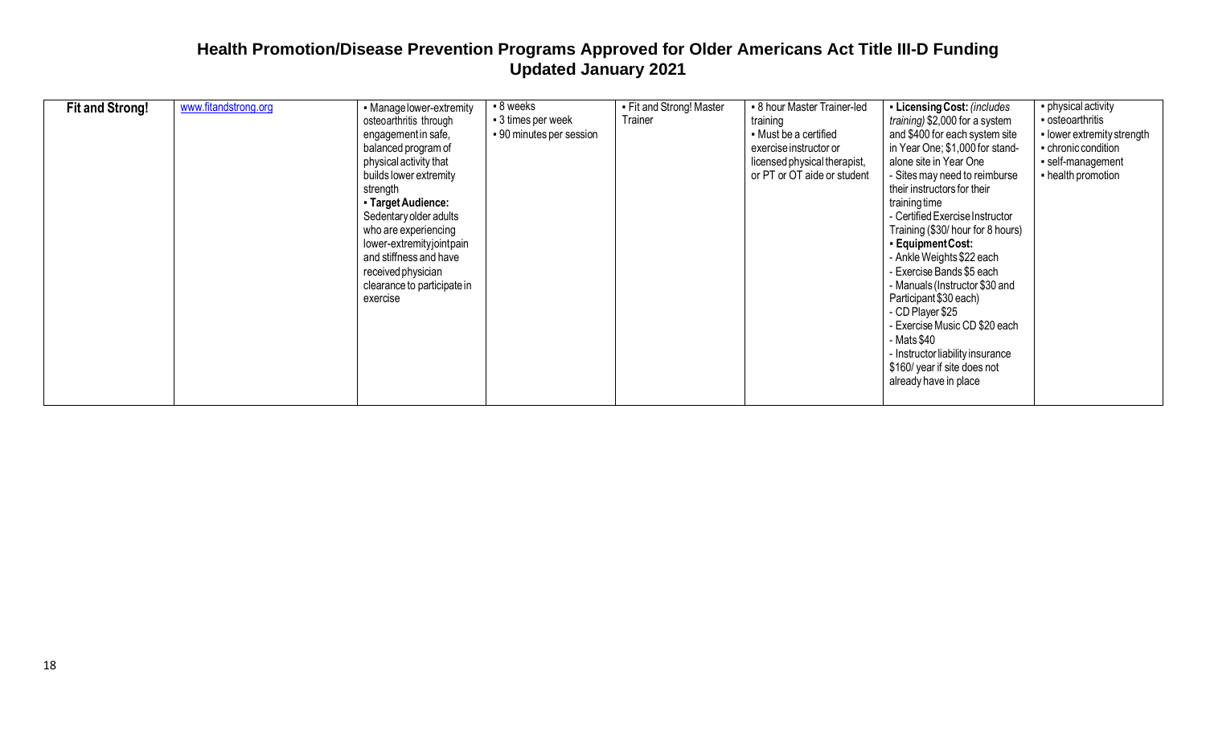## Health Promotion/Disease Prevention Programs Approved for Older Americans Act Title III-D Funding
### Updated January 2021

| | | | | | | | |
|---|---|---|---|---|---|---|---|
| **Fit and Strong!** | www.fitandstrong.org | ▪ Manage lower-extremity osteoarthritis through engagement in safe, balanced program of physical activity that builds lower extremity strength<br>▪ **Target Audience:** Sedentary older adults who are experiencing lower-extremity joint pain and stiffness and have received physician clearance to participate in exercise | ▪ 8 weeks<br>▪ 3 times per week<br>▪ 90 minutes per session | ▪ Fit and Strong! Master Trainer | ▪ 8 hour Master Trainer-led training<br>▪ Must be a certified exercise instructor or licensed physical therapist, or PT or OT aide or student | ▪ **Licensing Cost:** *(includes training)* $2,000 for a system and $400 for each system site in Year One; $1,000 for stand-alone site in Year One<br>- Sites may need to reimburse their instructors for their training time<br>- Certified Exercise Instructor Training ($30/ hour for 8 hours)<br>▪ **Equipment Cost:**<br>- Ankle Weights $22 each<br>- Exercise Bands $5 each<br>- Manuals (Instructor $30 and Participant $30 each)<br>- CD Player $25<br>- Exercise Music CD $20 each<br>- Mats $40<br>- Instructor liability insurance $160/ year if site does not already have in place | ▪ physical activity<br>▪ osteoarthritis<br>▪ lower extremity strength<br>▪ chronic condition<br>▪ self-management<br>▪ health promotion |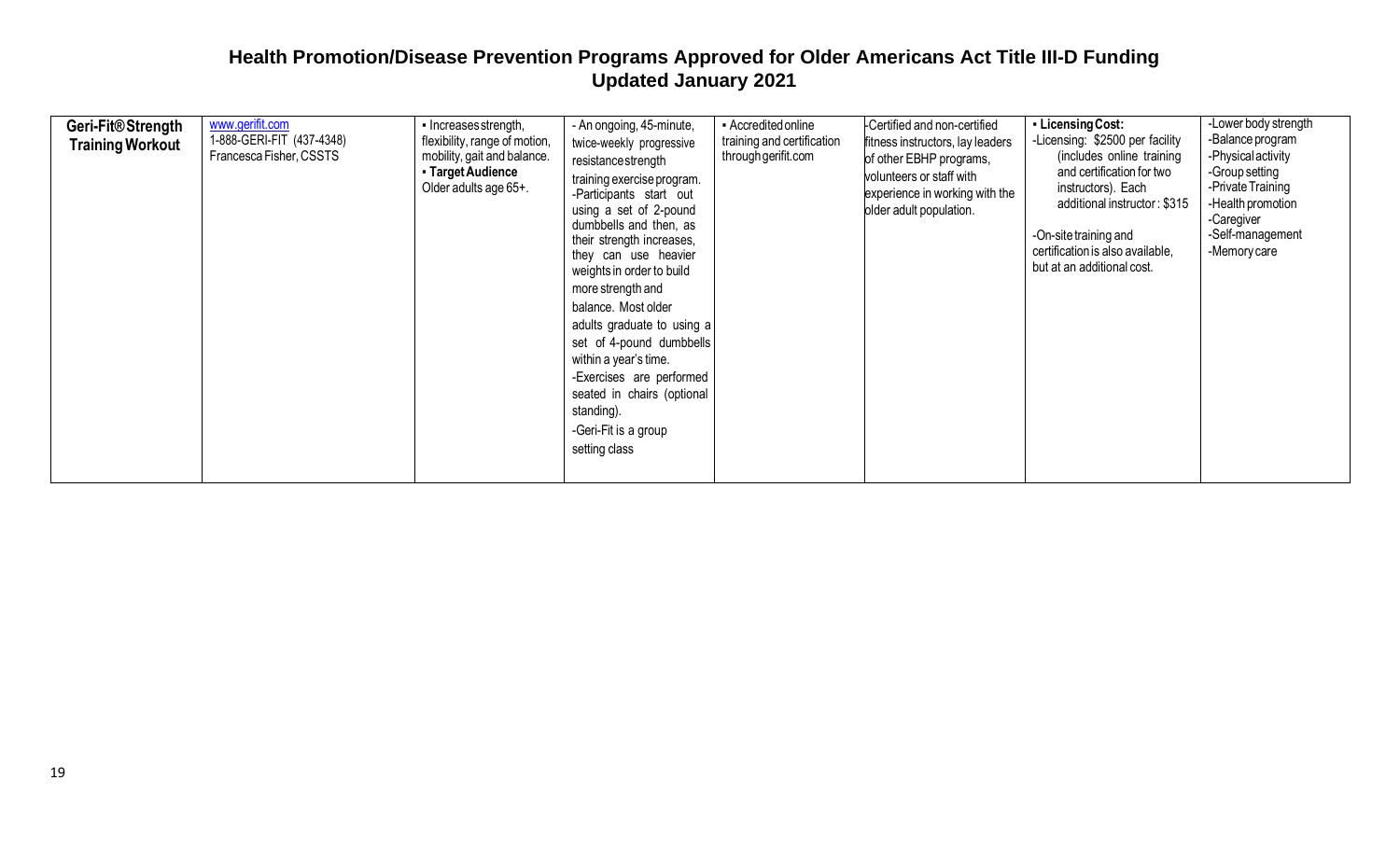# Health Promotion/Disease Prevention Programs Approved for Older Americans Act Title III-D Funding
## Updated January 2021

| | | | | | | | |
|---|---|---|---|---|---|---|---|
| **Geri-Fit® Strength Training Workout** | www.gerifit.com<br>1-888-GERI-FIT (437-4348)<br>Francesca Fisher, CSSTS | ▪ Increases strength, flexibility, range of motion, mobility, gait and balance.<br>▪ **Target Audience**<br>Older adults age 65+. | - An ongoing, 45-minute, twice-weekly progressive resistance strength training exercise program.<br>-Participants start out using a set of 2-pound dumbbells and then, as their strength increases, they can use heavier weights in order to build more strength and balance. Most older adults graduate to using a set of 4-pound dumbbells within a year's time.<br>-Exercises are performed seated in chairs (optional standing).<br>-Geri-Fit is a group setting class | ▪ Accredited online training and certification through gerifit.com | -Certified and non-certified fitness instructors, lay leaders of other EBHP programs, volunteers or staff with experience in working with the older adult population. | ▪ **Licensing Cost:**<br>-Licensing: $2500 per facility (includes online training and certification for two instructors). Each additional instructor: $315<br><br>-On-site training and certification is also available, but at an additional cost. | -Lower body strength<br>-Balance program<br>-Physical activity<br>-Group setting<br>-Private Training<br>-Health promotion<br>-Caregiver<br>-Self-management<br>-Memory care |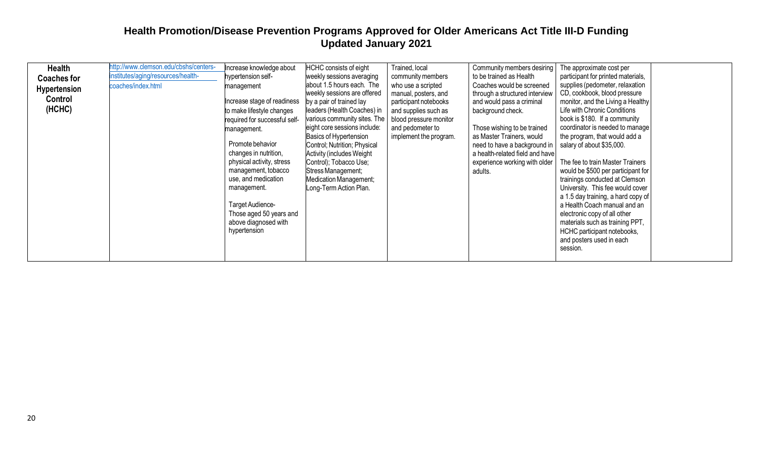# Health Promotion/Disease Prevention Programs Approved for Older Americans Act Title III-D Funding
## Updated January 2021

| | | | | | | | |
|---|---|---|---|---|---|---|---|
| **Health Coaches for Hypertension Control (HCHC)** | http://www.clemson.edu/cbshs/centers-institutes/aging/resources/health-coaches/index.html | Increase knowledge about hypertension self-management<br><br>Increase stage of readiness to make lifestyle changes required for successful self-management.<br><br>Promote behavior changes in nutrition, physical activity, stress management, tobacco use, and medication management.<br><br>Target Audience-<br>Those aged 50 years and above diagnosed with hypertension | HCHC consists of eight weekly sessions averaging about 1.5 hours each. The weekly sessions are offered by a pair of trained lay leaders (Health Coaches) in various community sites. The eight core sessions include: Basics of Hypertension Control; Nutrition; Physical Activity (includes Weight Control); Tobacco Use; Stress Management; Medication Management; Long-Term Action Plan. | Trained, local community members who use a scripted manual, posters, and participant notebooks and supplies such as blood pressure monitor and pedometer to implement the program. | Community members desiring to be trained as Health Coaches would be screened through a structured interview and would pass a criminal background check.<br><br>Those wishing to be trained as Master Trainers, would need to have a background in a health-related field and have experience working with older adults. | The approximate cost per participant for printed materials, supplies (pedometer, relaxation CD, cookbook, blood pressure monitor, and the Living a Healthy Life with Chronic Conditions book is $180. If a community coordinator is needed to manage the program, that would add a salary of about $35,000.<br><br>The fee to train Master Trainers would be $500 per participant for trainings conducted at Clemson University. This fee would cover a 1.5 day training, a hard copy of a Health Coach manual and an electronic copy of all other materials such as training PPT, HCHC participant notebooks, and posters used in each session. | |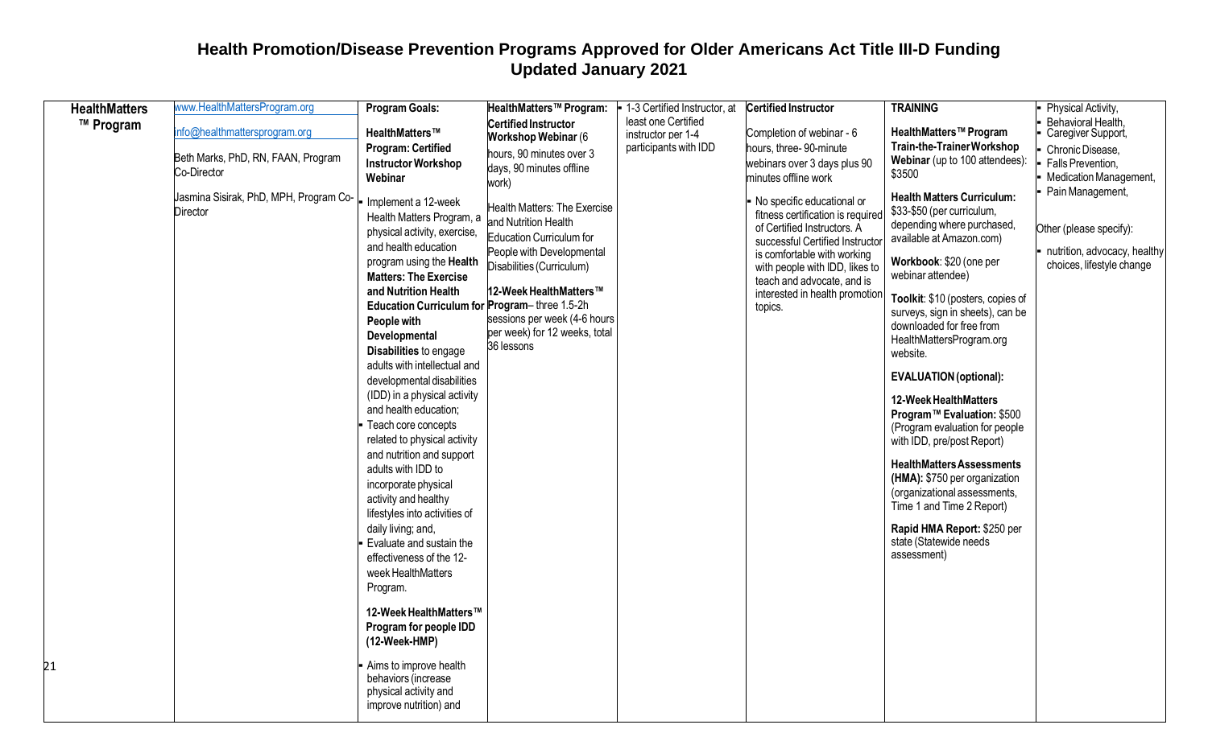# Health Promotion/Disease Prevention Programs Approved for Older Americans Act Title III-D Funding
## Updated January 2021

| | | | | | | | |
|---|---|---|---|---|---|---|---|
| **HealthMatters ™ Program** | www.HealthMattersProgram.org<br><br>info@healthmattersprogram.org<br><br>Beth Marks, PhD, RN, FAAN, Program Co-Director<br><br>Jasmina Sisirak, PhD, MPH, Program Co-Director | **Program Goals:**<br><br>**HealthMatters™ Program: Certified Instructor Workshop Webinar**<br>- Implement a 12-week Health Matters Program, a physical activity, exercise, and health education program using the **Health Matters: The Exercise and Nutrition Health Education Curriculum for People with Developmental Disabilities** to engage adults with intellectual and developmental disabilities (IDD) in a physical activity and health education;<br>- Teach core concepts related to physical activity and nutrition and support adults with IDD to incorporate physical activity and healthy lifestyles into activities of daily living; and,<br>- Evaluate and sustain the effectiveness of the 12-week HealthMatters Program.<br><br>**12-Week HealthMatters™ Program for people IDD (12-Week-HMP)**<br>- Aims to improve health behaviors (increase physical activity and improve nutrition) and | **HealthMatters™ Program: Certified Instructor Workshop Webinar** (6 hours, 90 minutes over 3 days, 90 minutes offline work)<br><br>Health Matters: The Exercise and Nutrition Health Education Curriculum for People with Developmental Disabilities (Curriculum)<br><br>**12-Week HealthMatters™ Program**– three 1.5-2h sessions per week (4-6 hours per week) for 12 weeks, total 36 lessons | - 1-3 Certified Instructor, at least one Certified instructor per 1-4 participants with IDD | **Certified Instructor**<br><br>Completion of webinar - 6 hours, three- 90-minute webinars over 3 days plus 90 minutes offline work<br><br>- No specific educational or fitness certification is required of Certified Instructors. A successful Certified Instructor is comfortable with working with people with IDD, likes to teach and advocate, and is interested in health promotion topics. | **TRAINING**<br><br>**HealthMatters™ Program Train-the-Trainer Workshop Webinar** (up to 100 attendees): $3500<br><br>**Health Matters Curriculum:** $33-$50 (per curriculum, depending where purchased, available at Amazon.com)<br><br>**Workbook**: $20 (one per webinar attendee)<br><br>**Toolkit**: $10 (posters, copies of surveys, sign in sheets), can be downloaded for free from HealthMattersProgram.org website.<br><br>**EVALUATION (optional):**<br><br>**12-Week HealthMatters Program™ Evaluation:** $500 (Program evaluation for people with IDD, pre/post Report)<br><br>**HealthMatters Assessments (HMA):** $750 per organization (organizational assessments, Time 1 and Time 2 Report)<br><br>**Rapid HMA Report:** $250 per state (Statewide needs assessment) | - Physical Activity,<br>- Behavioral Health,<br>- Caregiver Support,<br>- Chronic Disease,<br>- Falls Prevention,<br>- Medication Management,<br>- Pain Management,<br><br>Other (please specify):<br>- nutrition, advocacy, healthy choices, lifestyle change |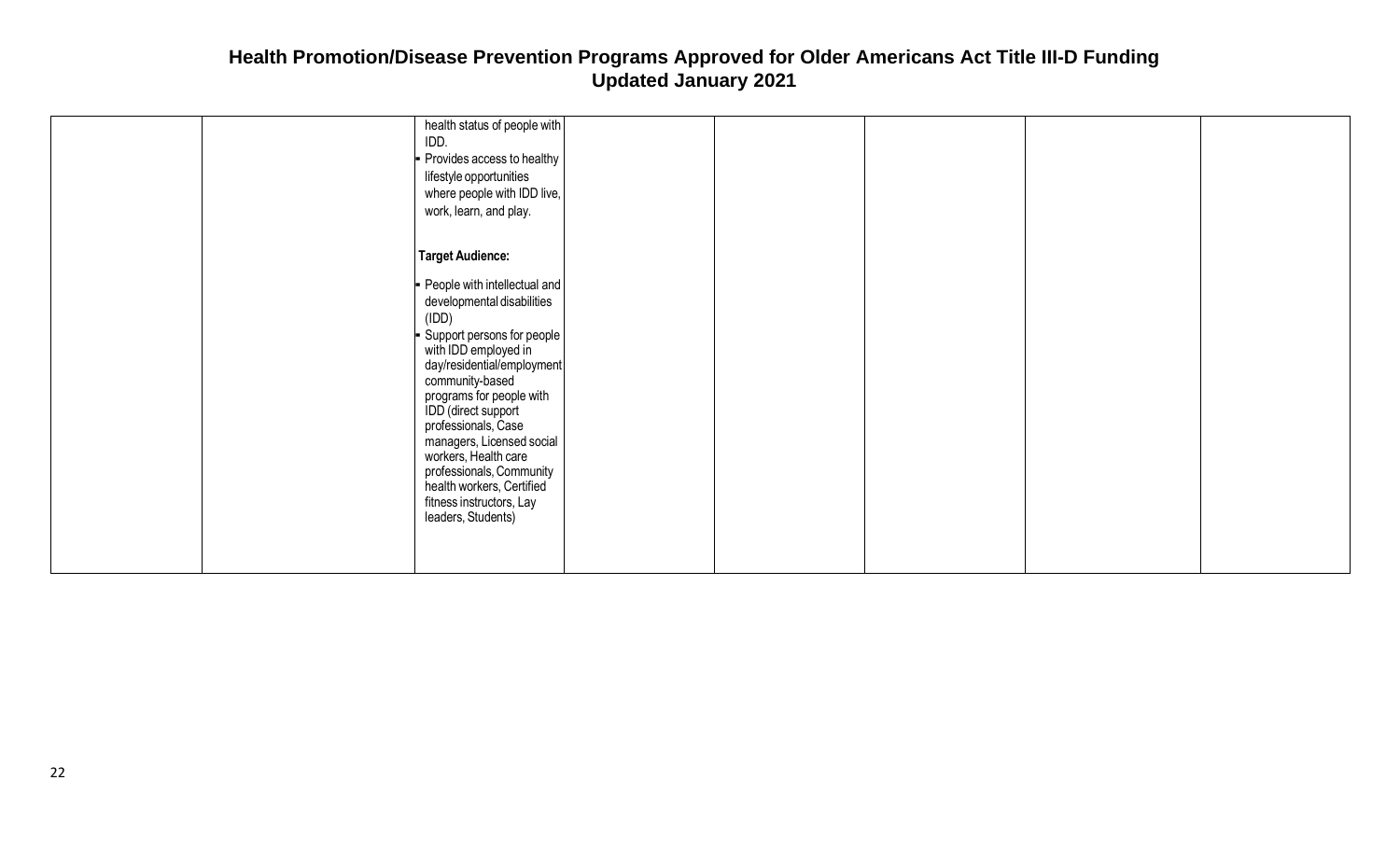# Health Promotion/Disease Prevention Programs Approved for Older Americans Act Title III-D Funding
## Updated January 2021

| | | | | | | | |
|---|---|---|---|---|---|---|---|
| | | health status of people with IDD.<br>- Provides access to healthy lifestyle opportunities where people with IDD live, work, learn, and play.<br><br>**Target Audience:**<br>- People with intellectual and developmental disabilities (IDD)<br>- Support persons for people with IDD employed in day/residential/employment community-based programs for people with IDD (direct support professionals, Case managers, Licensed social workers, Health care professionals, Community health workers, Certified fitness instructors, Lay leaders, Students) | | | | | |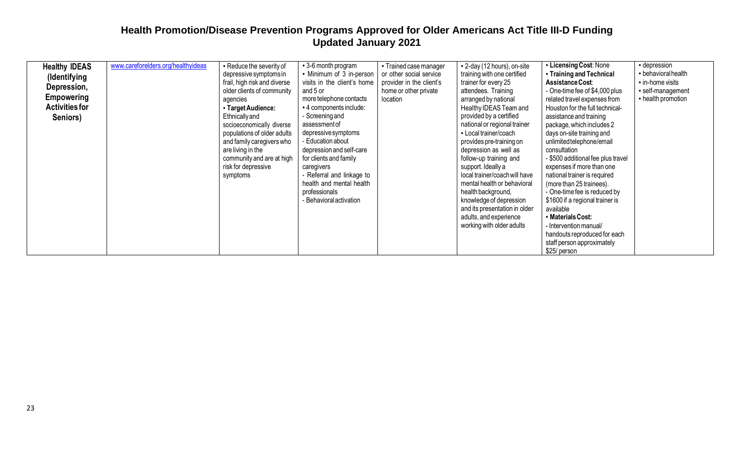# Health Promotion/Disease Prevention Programs Approved for Older Americans Act Title III-D Funding
## Updated January 2021

| | | | | | | | |
|---|---|---|---|---|---|---|---|
| **Healthy IDEAS (Identifying Depression, Empowering Activities for Seniors)** | www.careforelders.org/healthyideas | ▪ Reduce the severity of depressive symptoms in frail, high risk and diverse older clients of community agencies<br>▪ **Target Audience:** Ethnically and socioeconomically diverse populations of older adults and family caregivers who are living in the community and are at high risk for depressive symptoms | ▪ 3-6 month program<br>▪ Minimum of 3 in-person visits in the client's home and 5 or more telephone contacts<br>▪ 4 components include:<br>- Screening and assessment of depressive symptoms<br>- Education about depression and self-care for clients and family caregivers<br>- Referral and linkage to health and mental health professionals<br>- Behavioral activation | ▪ Trained case manager or other social service provider in the client's home or other private location | ▪ 2-day (12 hours), on-site training with one certified trainer for every 25 attendees. Training arranged by national Healthy IDEAS Team and provided by a certified national or regional trainer<br>▪ Local trainer/coach provides pre-training on depression as well as follow-up training and support. Ideally a local trainer/coach will have mental health or behavioral health background, knowledge of depression and its presentation in older adults, and experience working with older adults | ▪ **Licensing Cost**: None<br>▪ **Training and Technical Assistance Cost**:<br>- One-time fee of $4,000 plus related travel expenses from Houston for the full technical-assistance and training package, which includes 2 days on-site training and unlimited telephone/email consultation<br>- $500 additional fee plus travel expenses if more than one national trainer is required (more than 25 trainees).<br>- One-time fee is reduced by $1600 if a regional trainer is available<br>▪ **Materials Cost:**<br>- Intervention manual/ handouts reproduced for each staff person approximately $25/ person | ▪ depression<br>▪ behavioral health<br>▪ in-home visits<br>▪ self-management<br>▪ health promotion |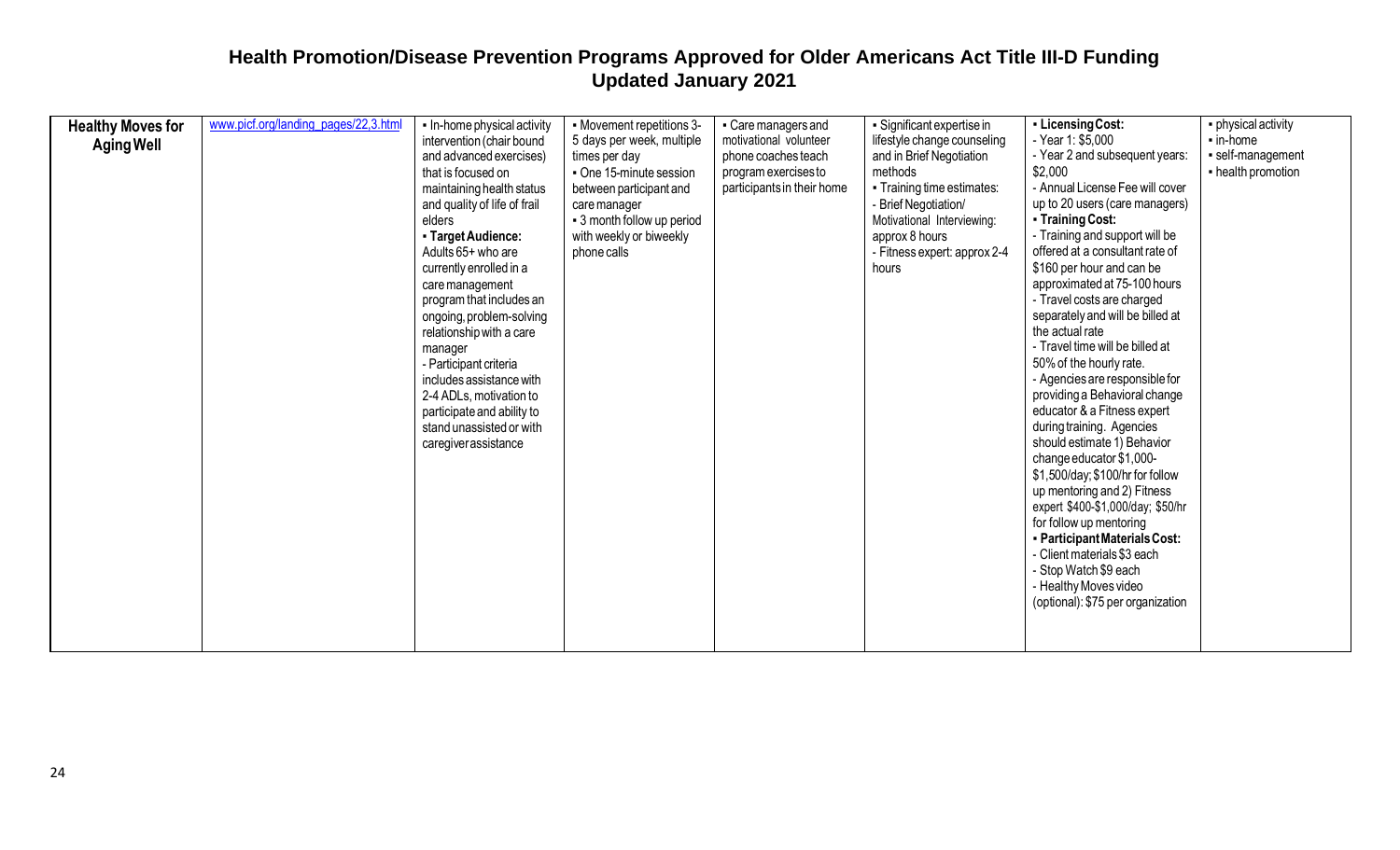## Health Promotion/Disease Prevention Programs Approved for Older Americans Act Title III-D Funding
### Updated January 2021

| | | | | | | | |
|---|---|---|---|---|---|---|---|
| **Healthy Moves for Aging Well** | www.picf.org/landing_pages/22,3.html | ▪ In-home physical activity intervention (chair bound and advanced exercises) that is focused on maintaining health status and quality of life of frail elders<br>▪ **Target Audience:** Adults 65+ who are currently enrolled in a care management program that includes an ongoing, problem-solving relationship with a care manager<br>- Participant criteria includes assistance with 2-4 ADLs, motivation to participate and ability to stand unassisted or with caregiver assistance | ▪ Movement repetitions 3-5 days per week, multiple times per day<br>▪ One 15-minute session between participant and care manager<br>▪ 3 month follow up period with weekly or biweekly phone calls | ▪ Care managers and motivational volunteer phone coaches teach program exercises to participants in their home | ▪ Significant expertise in lifestyle change counseling and in Brief Negotiation methods<br>▪ Training time estimates:<br>- Brief Negotiation/ Motivational Interviewing: approx 8 hours<br>- Fitness expert: approx 2-4 hours | ▪ **Licensing Cost:**<br>- Year 1: $5,000<br>- Year 2 and subsequent years: $2,000<br>- Annual License Fee will cover up to 20 users (care managers)<br>▪ **Training Cost:**<br>- Training and support will be offered at a consultant rate of $160 per hour and can be approximated at 75-100 hours<br>- Travel costs are charged separately and will be billed at the actual rate<br>- Travel time will be billed at 50% of the hourly rate.<br>- Agencies are responsible for providing a Behavioral change educator & a Fitness expert during training. Agencies should estimate 1) Behavior change educator $1,000-$1,500/day; $100/hr for follow up mentoring and 2) Fitness expert $400-$1,000/day; $50/hr for follow up mentoring<br>▪ **Participant Materials Cost:**<br>- Client materials $3 each<br>- Stop Watch $9 each<br>- Healthy Moves video (optional): $75 per organization | ▪ physical activity<br>▪ in-home<br>▪ self-management<br>▪ health promotion |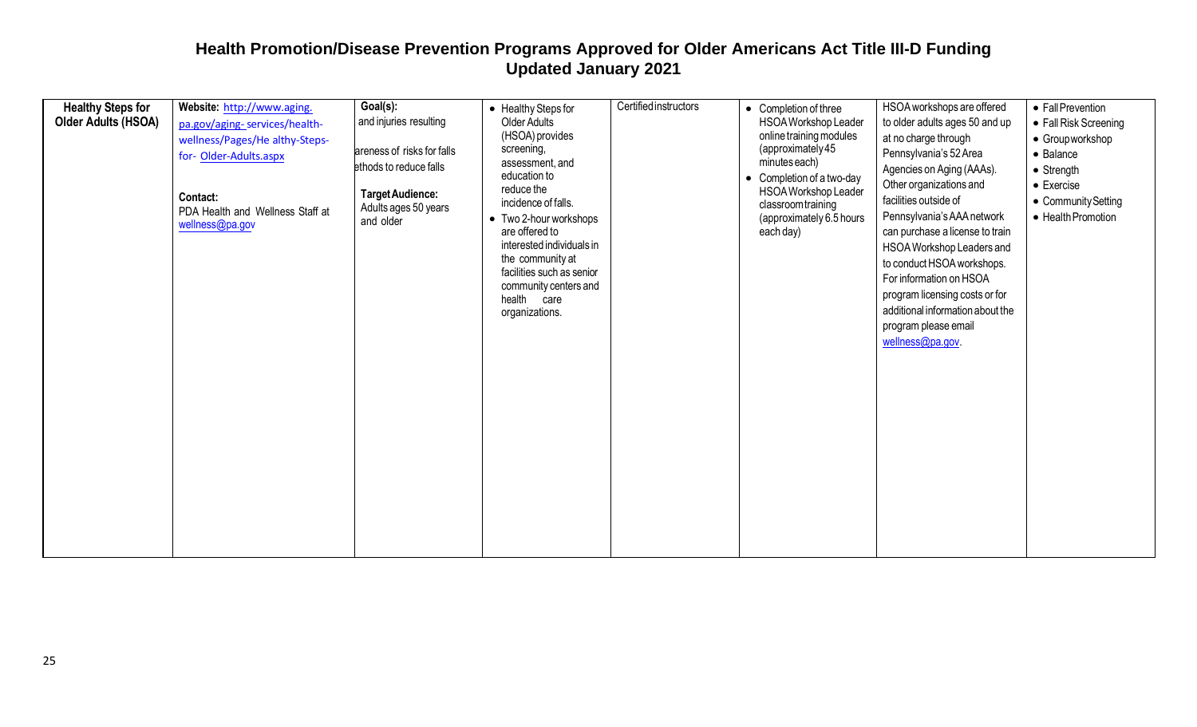## Health Promotion/Disease Prevention Programs Approved for Older Americans Act Title III-D Funding
## Updated January 2021

| | | | | | | | |
|---|---|---|---|---|---|---|---|
| **Healthy Steps for Older Adults (HSOA)** | **Website:** http://www.aging.pa.gov/aging-services/health-wellness/Pages/Healthy-Steps-for-Older-Adults.aspx<br><br>**Contact:**<br>PDA Health and Wellness Staff at wellness@pa.gov | **Goal(s):**<br>and injuries resulting<br><br>areness of risks for falls<br>ethods to reduce falls<br><br>**Target Audience:**<br>Adults ages 50 years and older | • Healthy Steps for Older Adults (HSOA) provides screening, assessment, and education to reduce the incidence of falls.<br>• Two 2-hour workshops are offered to interested individuals in the community at facilities such as senior community centers and health care organizations. | Certified instructors | • Completion of three HSOA Workshop Leader online training modules (approximately 45 minutes each)<br>• Completion of a two-day HSOA Workshop Leader classroom training (approximately 6.5 hours each day) | HSOA workshops are offered to older adults ages 50 and up at no charge through Pennsylvania's 52 Area Agencies on Aging (AAAs). Other organizations and facilities outside of Pennsylvania's AAA network can purchase a license to train HSOA Workshop Leaders and to conduct HSOA workshops. For information on HSOA program licensing costs or for additional information about the program please email wellness@pa.gov. | • Fall Prevention<br>• Fall Risk Screening<br>• Group workshop<br>• Balance<br>• Strength<br>• Exercise<br>• Community Setting<br>• Health Promotion |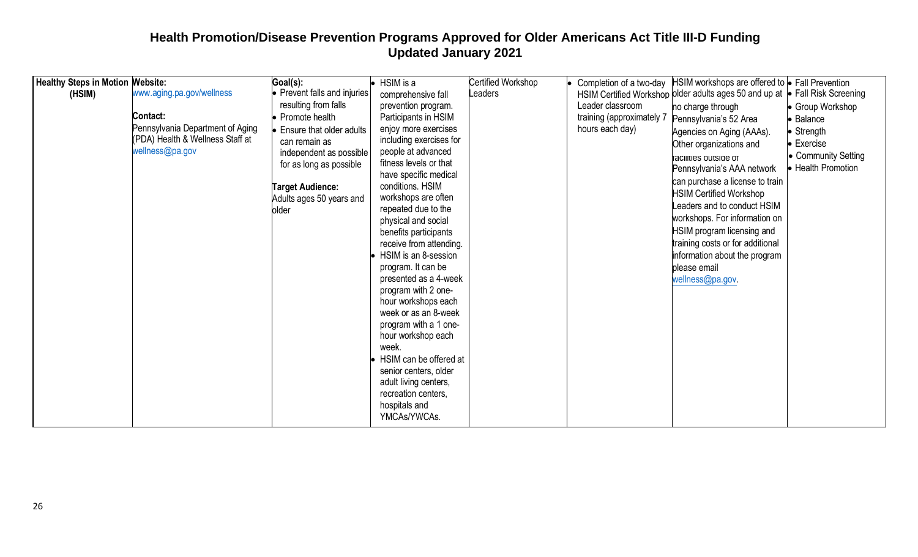# Health Promotion/Disease Prevention Programs Approved for Older Americans Act Title III-D Funding
## Updated January 2021

| | | | | | | | |
|---|---|---|---|---|---|---|---|
| **Healthy Steps in Motion (HSIM)** | **Website:** www.aging.pa.gov/wellness<br><br>**Contact:** Pennsylvania Department of Aging (PDA) Health & Wellness Staff at wellness@pa.gov | **Goal(s):**<br>• Prevent falls and injuries resulting from falls<br>• Promote health<br>• Ensure that older adults can remain as independent as possible for as long as possible<br><br>**Target Audience:** Adults ages 50 years and older | • HSIM is a comprehensive fall prevention program. Participants in HSIM enjoy more exercises including exercises for people at advanced fitness levels or that have specific medical conditions. HSIM workshops are often repeated due to the physical and social benefits participants receive from attending.<br>• HSIM is an 8-session program. It can be presented as a 4-week program with 2 one-hour workshops each week or as an 8-week program with a 1 one-hour workshop each week.<br>• HSIM can be offered at senior centers, older adult living centers, recreation centers, hospitals and YMCAs/YWCAs. | Certified Workshop Leaders | • Completion of a two-day HSIM Certified Workshop Leader classroom training (approximately 7 hours each day) | HSIM workshops are offered to older adults ages 50 and up at no charge through Pennsylvania's 52 Area Agencies on Aging (AAAs). Other organizations and facilities outside of Pennsylvania's AAA network can purchase a license to train HSIM Certified Workshop Leaders and to conduct HSIM workshops. For information on HSIM program licensing and training costs or for additional information about the program please email wellness@pa.gov. | • Fall Prevention<br>• Fall Risk Screening<br>• Group Workshop<br>• Balance<br>• Strength<br>• Exercise<br>• Community Setting<br>• Health Promotion |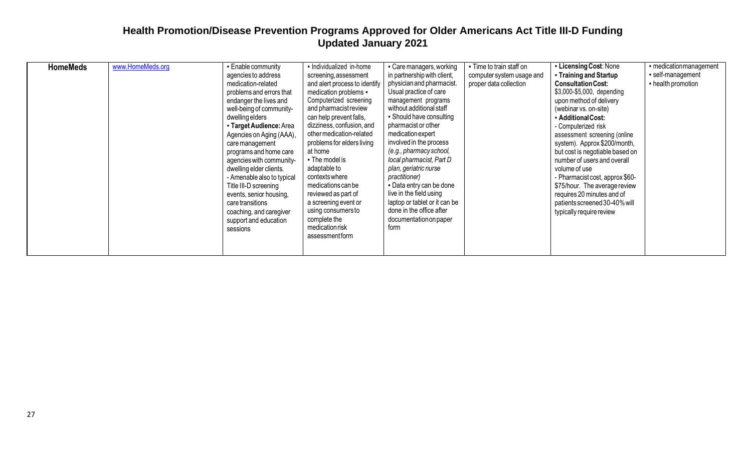## Health Promotion/Disease Prevention Programs Approved for Older Americans Act Title III-D Funding
## Updated January 2021

| | | | | | | | |
|---|---|---|---|---|---|---|---|
| **HomeMeds** | www.HomeMeds.org | ▪ Enable community agencies to address medication-related problems and errors that endanger the lives and well-being of community-dwelling elders<br>▪ **Target Audience:** Area Agencies on Aging (AAA), care management programs and home care agencies with community-dwelling elder clients.<br>- Amenable also to typical Title III-D screening events, senior housing, care transitions coaching, and caregiver support and education sessions | ▪ Individualized in-home screening, assessment and alert process to identify medication problems ▪ Computerized screening and pharmacist review can help prevent falls, dizziness, confusion, and other medication-related problems for elders living at home<br>▪ The model is adaptable to contexts where medications can be reviewed as part of a screening event or using consumers to complete the medication risk assessment form | ▪ Care managers, working in partnership with client, physician and pharmacist. Usual practice of care management programs without additional staff<br>▪ Should have consulting pharmacist or other medication expert involved in the process *(e.g., pharmacy school, local pharmacist, Part D plan, geriatric nurse practitioner)*<br>▪ Data entry can be done live in the field using laptop or tablet or it can be done in the office after documentation on paper form | ▪ Time to train staff on computer system usage and proper data collection | ▪ **Licensing Cost**: None<br>▪ **Training and Startup Consultation Cost:** $3,000-$5,000, depending upon method of delivery (webinar vs. on-site)<br>▪ **Additional Cost:**<br>- Computerized risk assessment screening (online system). Approx $200/month, but cost is negotiable based on number of users and overall volume of use<br>- Pharmacist cost, approx $60-$75/hour. The average review requires 20 minutes and of patients screened 30-40% will typically require review | ▪ medication management<br>▪ self-management<br>▪ health promotion |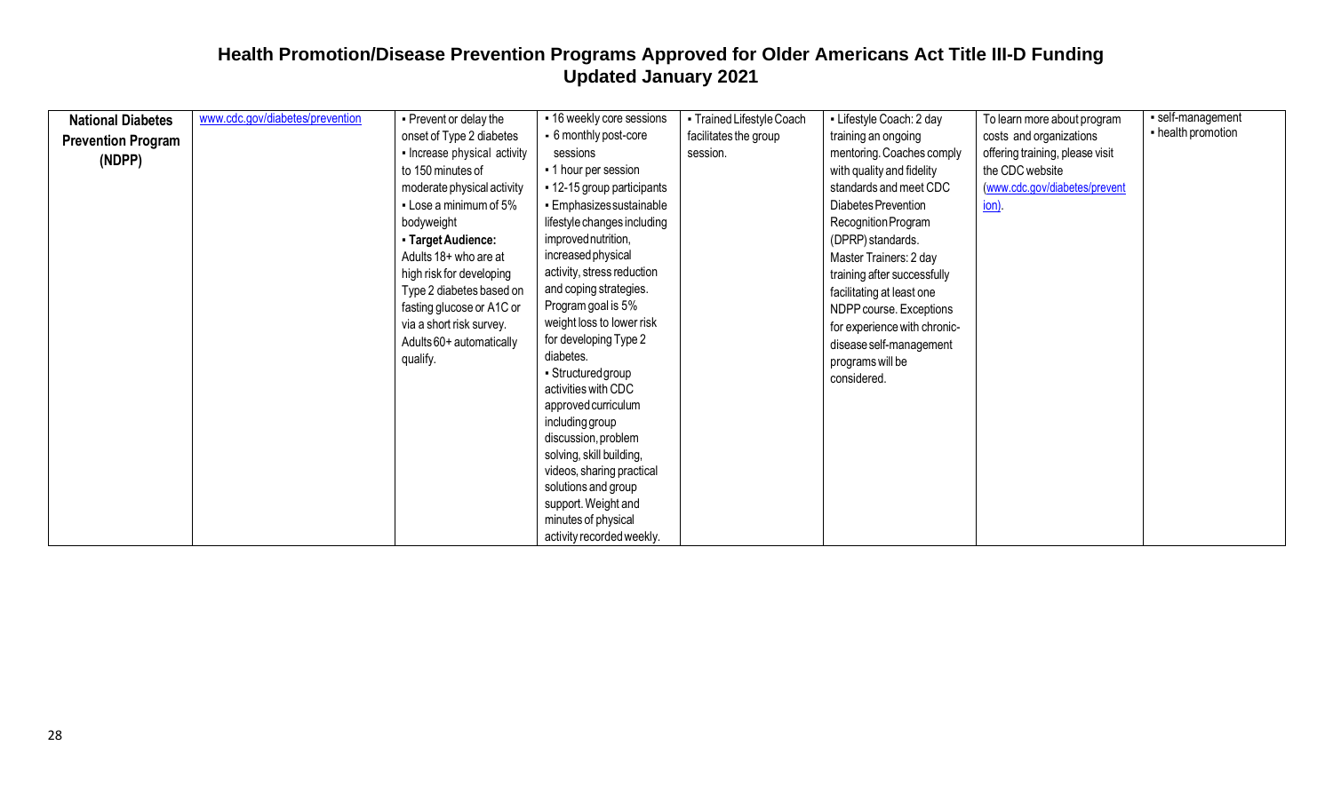# Health Promotion/Disease Prevention Programs Approved for Older Americans Act Title III-D Funding
## Updated January 2021

| | | | | | | | |
|---|---|---|---|---|---|---|---|
| **National Diabetes Prevention Program (NDPP)** | www.cdc.gov/diabetes/prevention | ▪ Prevent or delay the onset of Type 2 diabetes<br>▪ Increase physical activity to 150 minutes of moderate physical activity<br>▪ Lose a minimum of 5% bodyweight<br>▪ **Target Audience:** Adults 18+ who are at high risk for developing Type 2 diabetes based on fasting glucose or A1C or via a short risk survey. Adults 60+ automatically qualify. | ▪ 16 weekly core sessions<br>▪ 6 monthly post-core sessions<br>▪ 1 hour per session<br>▪ 12-15 group participants<br>▪ Emphasizes sustainable lifestyle changes including improved nutrition, increased physical activity, stress reduction and coping strategies. Program goal is 5% weight loss to lower risk for developing Type 2 diabetes.<br>▪ Structured group activities with CDC approved curriculum including group discussion, problem solving, skill building, videos, sharing practical solutions and group support. Weight and minutes of physical activity recorded weekly. | ▪ Trained Lifestyle Coach facilitates the group session. | ▪ Lifestyle Coach: 2 day training an ongoing mentoring. Coaches comply with quality and fidelity standards and meet CDC Diabetes Prevention Recognition Program (DPRP) standards.<br>Master Trainers: 2 day training after successfully facilitating at least one NDPP course. Exceptions for experience with chronic-disease self-management programs will be considered. | To learn more about program costs and organizations offering training, please visit the CDC website (www.cdc.gov/diabetes/prevention). | ▪ self-management<br>▪ health promotion |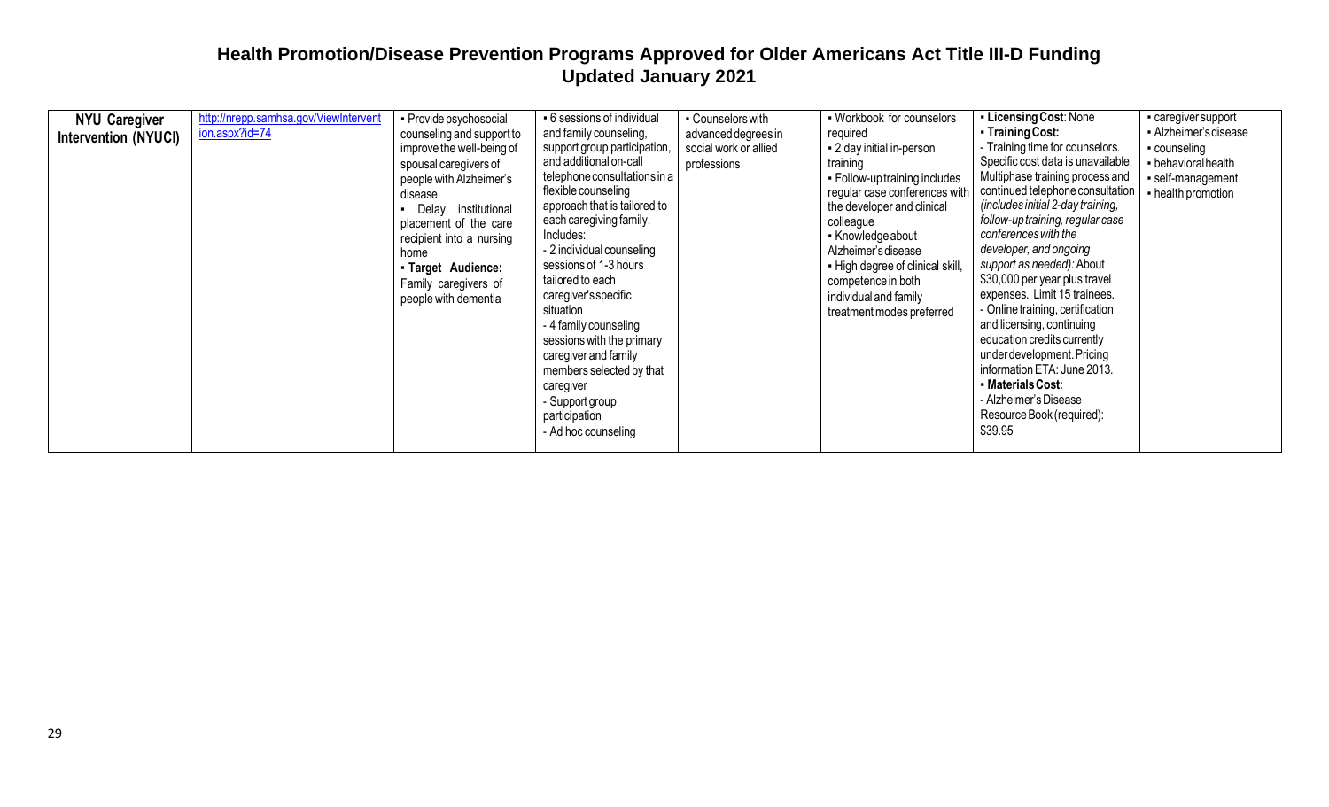# Health Promotion/Disease Prevention Programs Approved for Older Americans Act Title III-D Funding
## Updated January 2021

| | | | | | | | |
|---|---|---|---|---|---|---|---|
| **NYU Caregiver Intervention (NYUCI)** | http://nrepp.samhsa.gov/ViewIntervention.aspx?id=74 | ▪ Provide psychosocial counseling and support to improve the well-being of spousal caregivers of people with Alzheimer's disease<br>▪ Delay institutional placement of the care recipient into a nursing home<br>▪ **Target Audience:** Family caregivers of people with dementia | ▪ 6 sessions of individual and family counseling, support group participation, and additional on-call telephone consultations in a flexible counseling approach that is tailored to each caregiving family. Includes:<br>- 2 individual counseling sessions of 1-3 hours tailored to each caregiver's specific situation<br>- 4 family counseling sessions with the primary caregiver and family members selected by that caregiver<br>- Support group participation<br>- Ad hoc counseling | ▪ Counselors with advanced degrees in social work or allied professions | ▪ Workbook for counselors required<br>▪ 2 day initial in-person training<br>▪ Follow-up training includes regular case conferences with the developer and clinical colleague<br>▪ Knowledge about Alzheimer's disease<br>▪ High degree of clinical skill, competence in both individual and family treatment modes preferred | ▪ **Licensing Cost**: None<br>▪ **Training Cost:**<br>- Training time for counselors. Specific cost data is unavailable. Multiphase training process and continued telephone consultation *(includes initial 2-day training, follow-up training, regular case conferences with the developer, and ongoing support as needed)*: About $30,000 per year plus travel expenses. Limit 15 trainees.<br>- Online training, certification and licensing, continuing education credits currently under development. Pricing information ETA: June 2013.<br>▪ **Materials Cost:**<br>- Alzheimer's Disease Resource Book (required): $39.95 | ▪ caregiver support<br>▪ Alzheimer's disease<br>▪ counseling<br>▪ behavioral health<br>▪ self-management<br>▪ health promotion |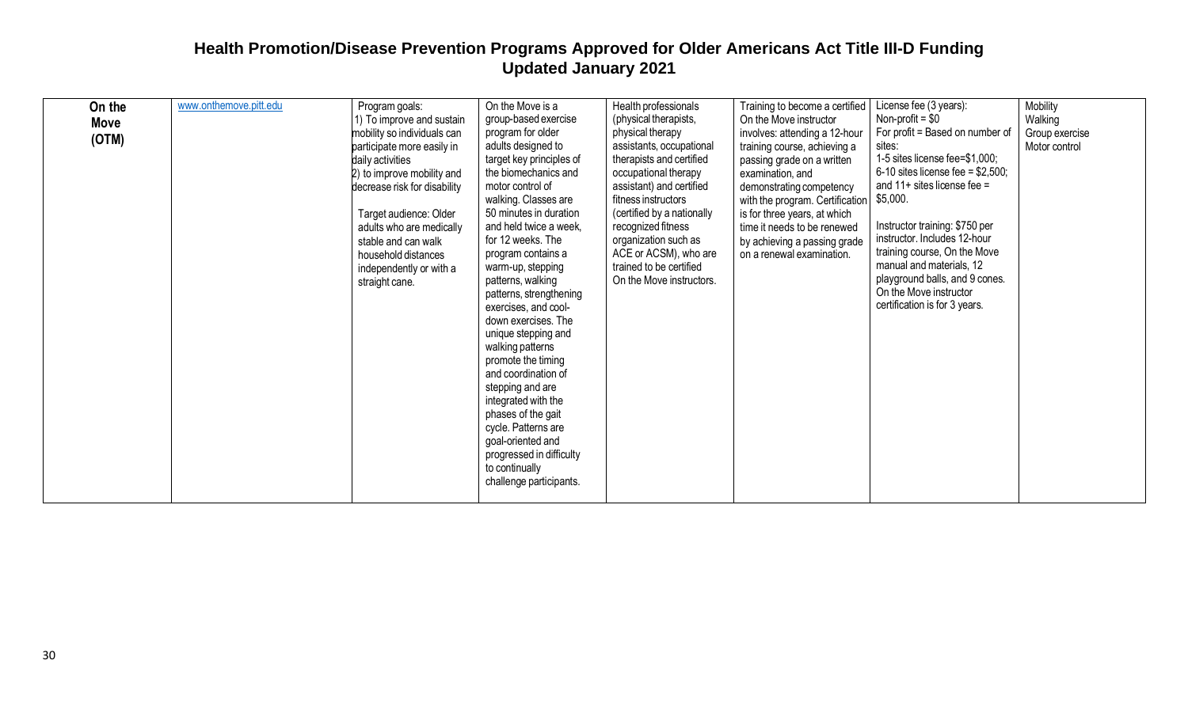# Health Promotion/Disease Prevention Programs Approved for Older Americans Act Title III-D Funding
## Updated January 2021

| | | | | | | | |
|---|---|---|---|---|---|---|---|
| **On the Move (OTM)** | www.onthemove.pitt.edu | Program goals:<br>1) To improve and sustain mobility so individuals can participate more easily in daily activities<br>2) to improve mobility and decrease risk for disability<br><br>Target audience: Older adults who are medically stable and can walk household distances independently or with a straight cane. | On the Move is a group-based exercise program for older adults designed to target key principles of the biomechanics and motor control of walking. Classes are 50 minutes in duration and held twice a week, for 12 weeks. The program contains a warm-up, stepping patterns, walking patterns, strengthening exercises, and cool-down exercises. The unique stepping and walking patterns promote the timing and coordination of stepping and are integrated with the phases of the gait cycle. Patterns are goal-oriented and progressed in difficulty to continually challenge participants. | Health professionals (physical therapists, physical therapy assistants, occupational therapists and certified occupational therapy assistant) and certified fitness instructors (certified by a nationally recognized fitness organization such as ACE or ACSM), who are trained to be certified On the Move instructors. | Training to become a certified On the Move instructor involves: attending a 12-hour training course, achieving a passing grade on a written examination, and demonstrating competency with the program. Certification is for three years, at which time it needs to be renewed by achieving a passing grade on a renewal examination. | License fee (3 years):<br>Non-profit = $0<br>For profit = Based on number of sites:<br>1-5 sites license fee=$1,000;<br>6-10 sites license fee = $2,500;<br>and 11+ sites license fee = $5,000.<br><br>Instructor training: $750 per instructor. Includes 12-hour training course, On the Move manual and materials, 12 playground balls, and 9 cones. On the Move instructor certification is for 3 years. | Mobility<br>Walking<br>Group exercise<br>Motor control |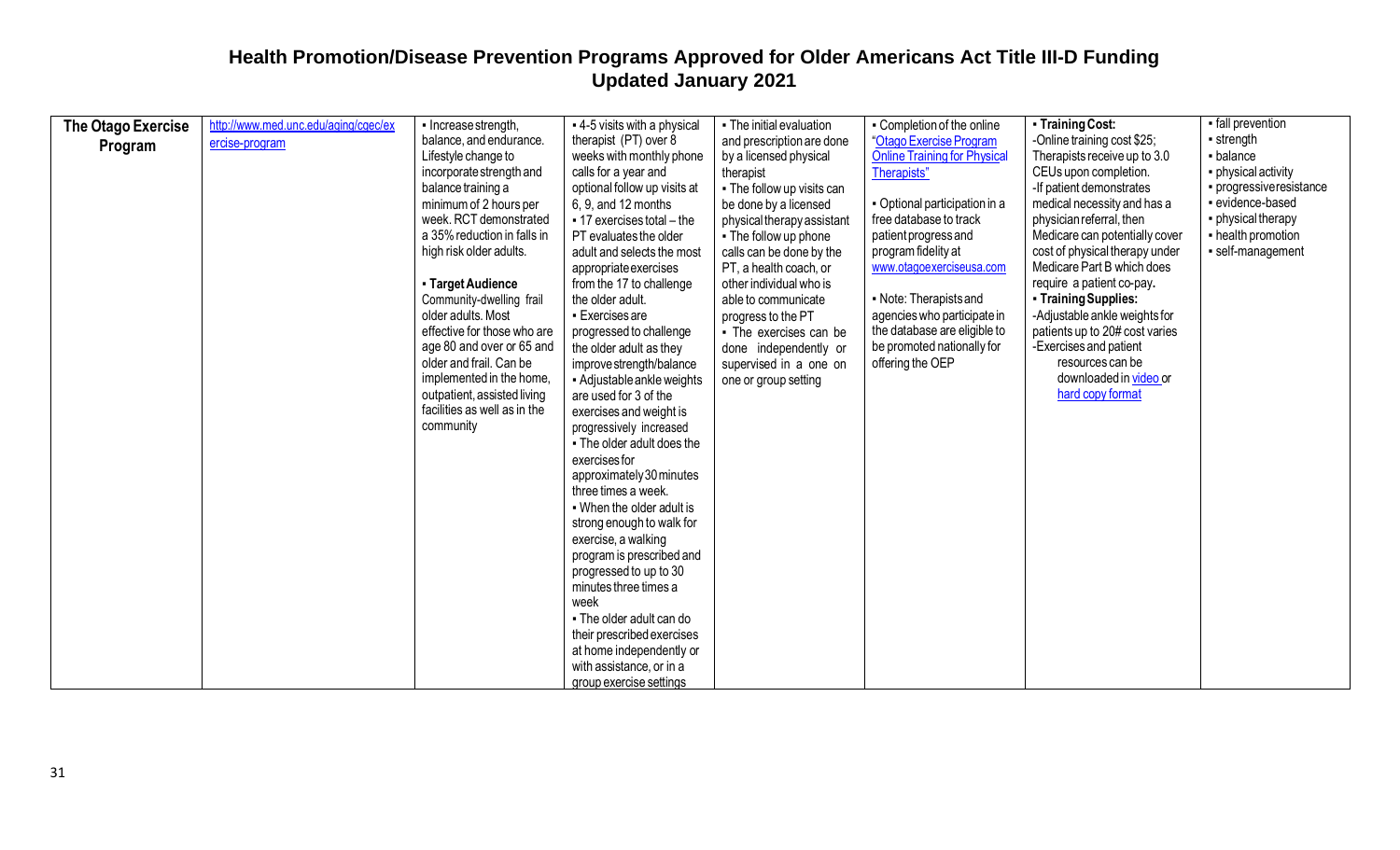# Health Promotion/Disease Prevention Programs Approved for Older Americans Act Title III-D Funding
## Updated January 2021

| | | | | | | | |
|---|---|---|---|---|---|---|---|
| **The Otago Exercise Program** | http://www.med.unc.edu/aging/cgec/exercise-program | ▪ Increase strength, balance, and endurance. Lifestyle change to incorporate strength and balance training a minimum of 2 hours per week. RCT demonstrated a 35% reduction in falls in high risk older adults.<br><br>▪ **Target Audience**<br>Community-dwelling frail older adults. Most effective for those who are age 80 and over or 65 and older and frail. Can be implemented in the home, outpatient, assisted living facilities as well as in the community | ▪ 4-5 visits with a physical therapist (PT) over 8 weeks with monthly phone calls for a year and optional follow up visits at 6, 9, and 12 months<br>▪ 17 exercises total – the PT evaluates the older adult and selects the most appropriate exercises from the 17 to challenge the older adult.<br>▪ Exercises are progressed to challenge the older adult as they improve strength/balance<br>▪ Adjustable ankle weights are used for 3 of the exercises and weight is progressively increased<br>▪ The older adult does the exercises for approximately 30 minutes three times a week.<br>▪ When the older adult is strong enough to walk for exercise, a walking program is prescribed and progressed to up to 30 minutes three times a week<br>▪ The older adult can do their prescribed exercises at home independently or with assistance, or in a group exercise settings | ▪ The initial evaluation and prescription are done by a licensed physical therapist<br>▪ The follow up visits can be done by a licensed physical therapy assistant<br>▪ The follow up phone calls can be done by the PT, a health coach, or other individual who is able to communicate progress to the PT<br>▪ The exercises can be done independently or supervised in a one on one or group setting | ▪ Completion of the online "Otago Exercise Program Online Training for Physical Therapists"<br><br>▪ Optional participation in a free database to track patient progress and program fidelity at www.otagoexerciseusa.com<br><br>▪ Note: Therapists and agencies who participate in the database are eligible to be promoted nationally for offering the OEP | ▪ **Training Cost:**<br>-Online training cost $25; Therapists receive up to 3.0 CEUs upon completion.<br>-If patient demonstrates medical necessity and has a physician referral, then Medicare can potentially cover cost of physical therapy under Medicare Part B which does require a patient co-pay.<br>▪ **Training Supplies:**<br>-Adjustable ankle weights for patients up to 20# cost varies<br>-Exercises and patient resources can be downloaded in video or hard copy format | ▪ fall prevention<br>▪ strength<br>▪ balance<br>▪ physical activity<br>▪ progressive resistance<br>▪ evidence-based<br>▪ physical therapy<br>▪ health promotion<br>▪ self-management |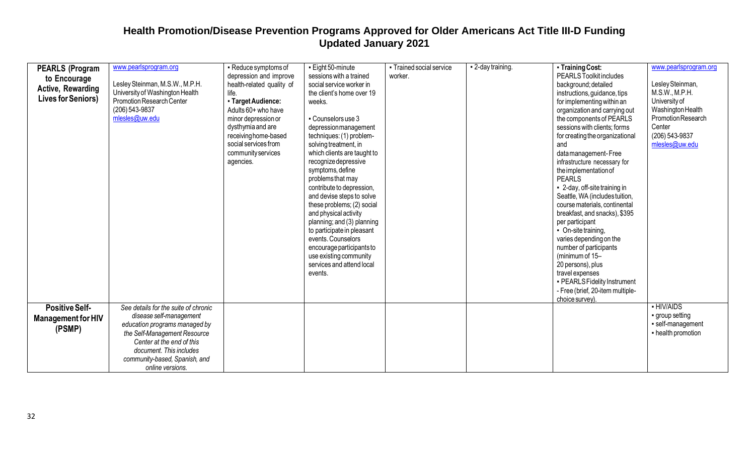# Health Promotion/Disease Prevention Programs Approved for Older Americans Act Title III-D Funding
## Updated January 2021

| | | | | | | | |
|---|---|---|---|---|---|---|---|
| **PEARLS (Program to Encourage Active, Rewarding Lives for Seniors)** | www.pearlsprogram.org<br><br>Lesley Steinman, M.S.W., M.P.H.<br>University of Washington Health Promotion Research Center<br>(206) 543-9837<br>mlesles@uw.edu | ▪ Reduce symptoms of depression and improve health-related quality of life.<br>▪ **Target Audience:** Adults 60+ who have minor depression or dysthymia and are receiving home-based social services from community services agencies. | ▪ Eight 50-minute sessions with a trained social service worker in the client's home over 19 weeks.<br><br>▪ Counselors use 3 depression management techniques: (1) problem-solving treatment, in which clients are taught to recognize depressive symptoms, define problems that may contribute to depression, and devise steps to solve these problems; (2) social and physical activity planning; and (3) planning to participate in pleasant events. Counselors encourage participants to use existing community services and attend local events. | ▪ Trained social service worker. | ▪ 2-day training. | ▪ **Training Cost:** PEARLS Toolkit includes background; detailed instructions, guidance, tips for implementing within an organization and carrying out the components of PEARLS sessions with clients; forms for creating the organizational and data management- Free infrastructure necessary for the implementation of PEARLS<br>▪ 2-day, off-site training in Seattle, WA (includes tuition, course materials, continental breakfast, and snacks), $395 per participant<br>▪ On-site training, varies depending on the number of participants (minimum of 15–20 persons), plus travel expenses<br>▪ PEARLS Fidelity Instrument - Free (brief, 20-item multiple-choice survey). | www.pearlsprogram.org<br><br>Lesley Steinman, M.S.W., M.P.H.<br>University of Washington Health Promotion Research Center<br>(206) 543-9837<br>mlesles@uw.edu |
| **Positive Self-Management for HIV (PSMP)** | *See details for the suite of chronic disease self-management education programs managed by the Self-Management Resource Center at the end of this document. This includes community-based, Spanish, and online versions.* | | | | | | ▪ HIV/AIDS<br>▪ group setting<br>▪ self-management<br>▪ health promotion |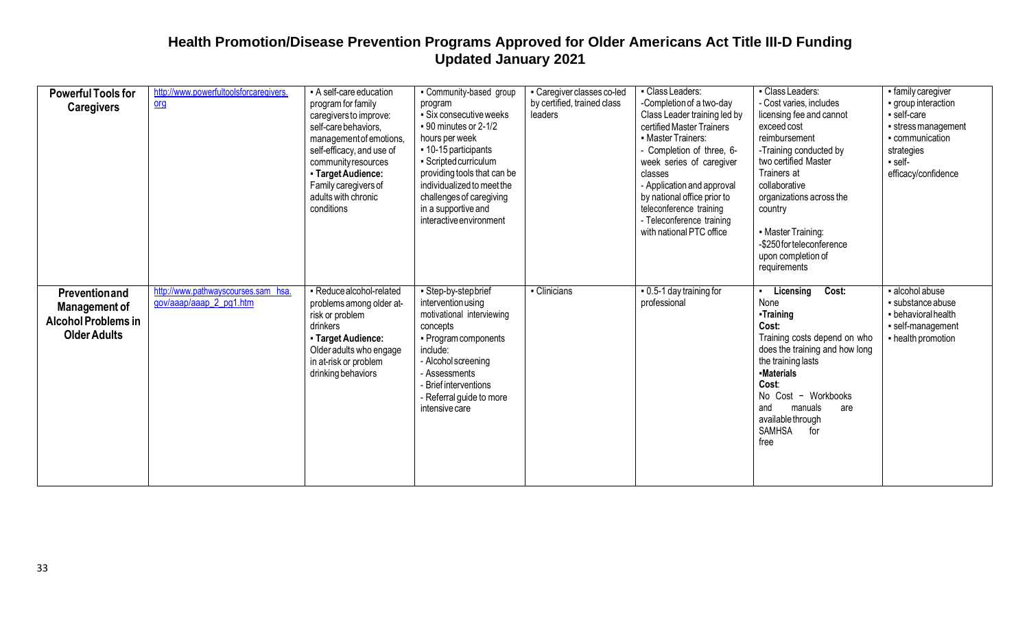# Health Promotion/Disease Prevention Programs Approved for Older Americans Act Title III-D Funding
## Updated January 2021

| | | | | | | | |
|---|---|---|---|---|---|---|---|
| **Powerful Tools for Caregivers** | http://www.powerfultoolsforcaregivers.org | ▪ A self-care education program for family caregivers to improve: self-care behaviors, management of emotions, self-efficacy, and use of community resources<br>▪ **Target Audience:** Family caregivers of adults with chronic conditions | ▪ Community-based group program<br>▪ Six consecutive weeks<br>▪ 90 minutes or 2-1/2 hours per week<br>▪ 10-15 participants<br>▪ Scripted curriculum providing tools that can be individualized to meet the challenges of caregiving in a supportive and interactive environment | ▪ Caregiver classes co-led by certified, trained class leaders | ▪ Class Leaders:<br>-Completion of a two-day Class Leader training led by certified Master Trainers<br>▪ Master Trainers:<br>- Completion of three, 6-week series of caregiver classes<br>- Application and approval by national office prior to teleconference training<br>- Teleconference training with national PTC office | ▪ Class Leaders:<br>- Cost varies, includes licensing fee and cannot exceed cost reimbursement<br>-Training conducted by two certified Master Trainers at collaborative organizations across the country<br><br>▪ Master Training:<br>-$250 for teleconference upon completion of requirements | ▪ family caregiver<br>▪ group interaction<br>▪ self-care<br>▪ stress management<br>▪ communication strategies<br>▪ self-efficacy/confidence |
| **Prevention and Management of Alcohol Problems in Older Adults** | http://www.pathwayscourses.sam hsa.gov/aaap/aaap_2_pg1.htm | ▪ Reduce alcohol-related problems among older at-risk or problem drinkers<br>▪ **Target Audience:** Older adults who engage in at-risk or problem drinking behaviors | ▪ Step-by-step brief intervention using motivational interviewing concepts<br>▪ Program components include:<br>- Alcohol screening<br>- Assessments<br>- Brief interventions<br>- Referral guide to more intensive care | ▪ Clinicians | ▪ 0.5-1 day training for professional | ▪ **Licensing Cost:** None<br>▪**Training Cost:** Training costs depend on who does the training and how long the training lasts<br>▪**Materials Cost**: No Cost – Workbooks and manuals are available through SAMHSA for free | ▪ alcohol abuse<br>▪ substance abuse<br>▪ behavioral health<br>▪ self-management<br>▪ health promotion |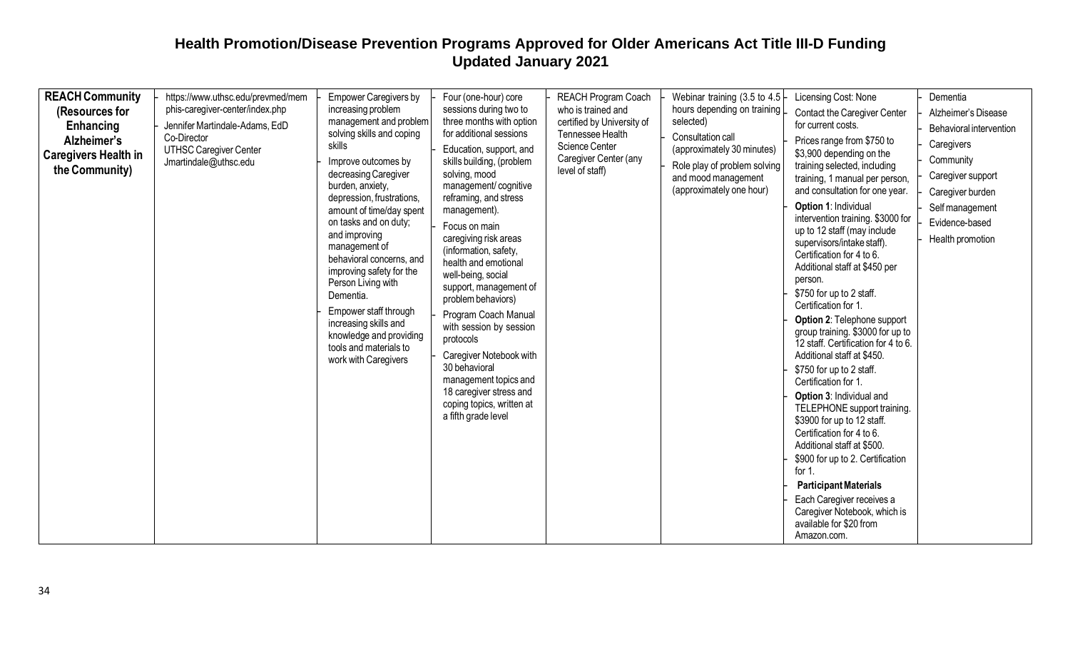# Health Promotion/Disease Prevention Programs Approved for Older Americans Act Title III-D Funding
## Updated January 2021

| | | | | | | | |
|---|---|---|---|---|---|---|---|
| **REACH Community (Resources for Enhancing Alzheimer's Caregivers Health in the Community)** | - https://www.uthsc.edu/prevmed/memphis-caregiver-center/index.php<br>- Jennifer Martindale-Adams, EdD Co-Director UTHSC Caregiver Center Jmartindale@uthsc.edu | - Empower Caregivers by increasing problem management and problem solving skills and coping skills<br>- Improve outcomes by decreasing Caregiver burden, anxiety, depression, frustrations, amount of time/day spent on tasks and on duty; and improving management of behavioral concerns, and improving safety for the Person Living with Dementia.<br>- Empower staff through increasing skills and knowledge and providing tools and materials to work with Caregivers | - Four (one-hour) core sessions during two to three months with option for additional sessions<br>- Education, support, and skills building, (problem solving, mood management/ cognitive reframing, and stress management).<br>- Focus on main caregiving risk areas (information, safety, health and emotional well-being, social support, management of problem behaviors)<br>- Program Coach Manual with session by session protocols<br>- Caregiver Notebook with 30 behavioral management topics and 18 caregiver stress and coping topics, written at a fifth grade level | - REACH Program Coach who is trained and certified by University of Tennessee Health Science Center Caregiver Center (any level of staff) | - Webinar training (3.5 to 4.5 hours depending on training selected)<br>- Consultation call (approximately 30 minutes)<br>- Role play of problem solving and mood management (approximately one hour) | - Licensing Cost: None<br>- Contact the Caregiver Center for current costs.<br>- Prices range from $750 to $3,900 depending on the training selected, including training, 1 manual per person, and consultation for one year.<br>- **Option 1**: Individual intervention training. $3000 for up to 12 staff (may include supervisors/intake staff). Certification for 4 to 6. Additional staff at $450 per person.<br>- $750 for up to 2 staff. Certification for 1.<br>- **Option 2**: Telephone support group training. $3000 for up to 12 staff. Certification for 4 to 6. Additional staff at $450.<br>- $750 for up to 2 staff. Certification for 1.<br>- **Option 3**: Individual and TELEPHONE support training. $3900 for up to 12 staff. Certification for 4 to 6. Additional staff at $500.<br>- $900 for up to 2. Certification for 1.<br>**Participant Materials**<br>Each Caregiver receives a Caregiver Notebook, which is available for $20 from Amazon.com. | - Dementia<br>- Alzheimer's Disease<br>- Behavioral intervention<br>- Caregivers<br>- Community<br>- Caregiver support<br>- Caregiver burden<br>- Self management<br>- Evidence-based<br>- Health promotion |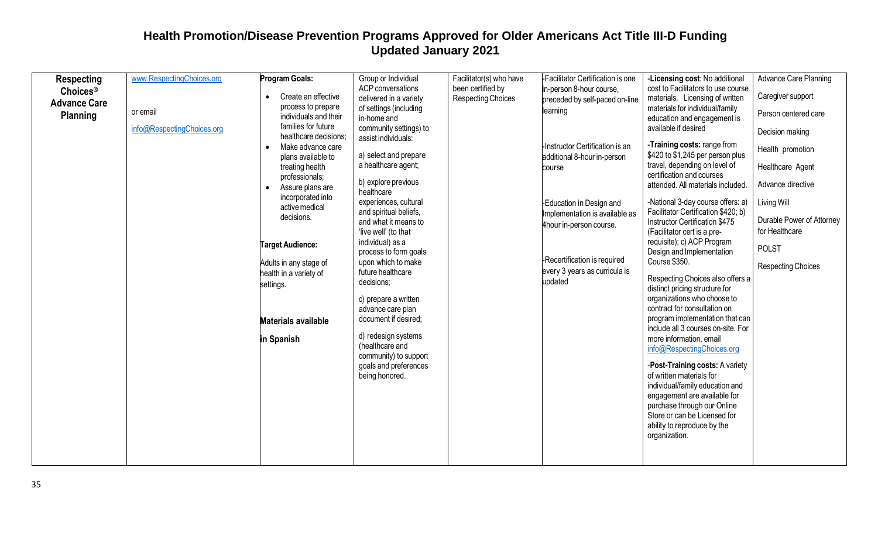# Health Promotion/Disease Prevention Programs Approved for Older Americans Act Title III-D Funding
## Updated January 2021

| | | | | | | | |
|---|---|---|---|---|---|---|---|
| **Respecting Choices® Advance Care Planning** | www.RespectingChoices.org<br><br>or email<br><br>info@RespectingChoices.org | **Program Goals:**<br>• Create an effective process to prepare individuals and their families for future healthcare decisions;<br>• Make advance care plans available to treating health professionals;<br>• Assure plans are incorporated into active medical decisions.<br><br>**Target Audience:**<br><br>Adults in any stage of health in a variety of settings.<br><br>**Materials available in Spanish** | Group or Individual ACP conversations delivered in a variety of settings (including in-home and community settings) to assist individuals:<br><br>a) select and prepare a healthcare agent;<br><br>b) explore previous healthcare experiences, cultural and spiritual beliefs, and what it means to 'live well' (to that individual) as a process to form goals upon which to make future healthcare decisions;<br><br>c) prepare a written advance care plan document if desired;<br><br>d) redesign systems (healthcare and community) to support goals and preferences being honored. | Facilitator(s) who have been certified by Respecting Choices | -Facilitator Certification is one in-person 8-hour course, preceded by self-paced on-line learning<br><br>-Instructor Certification is an additional 8-hour in-person course<br><br>-Education in Design and Implementation is available as 4hour in-person course.<br><br>-Recertification is required every 3 years as curricula is updated | -**Licensing cost**: No additional cost to Facilitators to use course materials. Licensing of written materials for individual/family education and engagement is available if desired<br><br>-**Training costs:** range from $420 to $1,245 per person plus travel, depending on level of certification and courses attended. All materials included.<br><br>-National 3-day course offers: a) Facilitator Certification $420; b) Instructor Certification $475 (Facilitator cert is a pre-requisite); c) ACP Program Design and Implementation Course $350.<br><br>Respecting Choices also offers a distinct pricing structure for organizations who choose to contract for consultation on program implementation that can include all 3 courses on-site. For more information, email info@RespectingChoices.org<br><br>-**Post-Training costs:** A variety of written materials for individual/family education and engagement are available for purchase through our Online Store or can be Licensed for ability to reproduce by the organization. | Advance Care Planning<br><br>Caregiver support<br><br>Person centered care<br><br>Decision making<br><br>Health promotion<br><br>Healthcare Agent<br><br>Advance directive<br><br>Living Will<br><br>Durable Power of Attorney for Healthcare<br><br>POLST<br><br>Respecting Choices |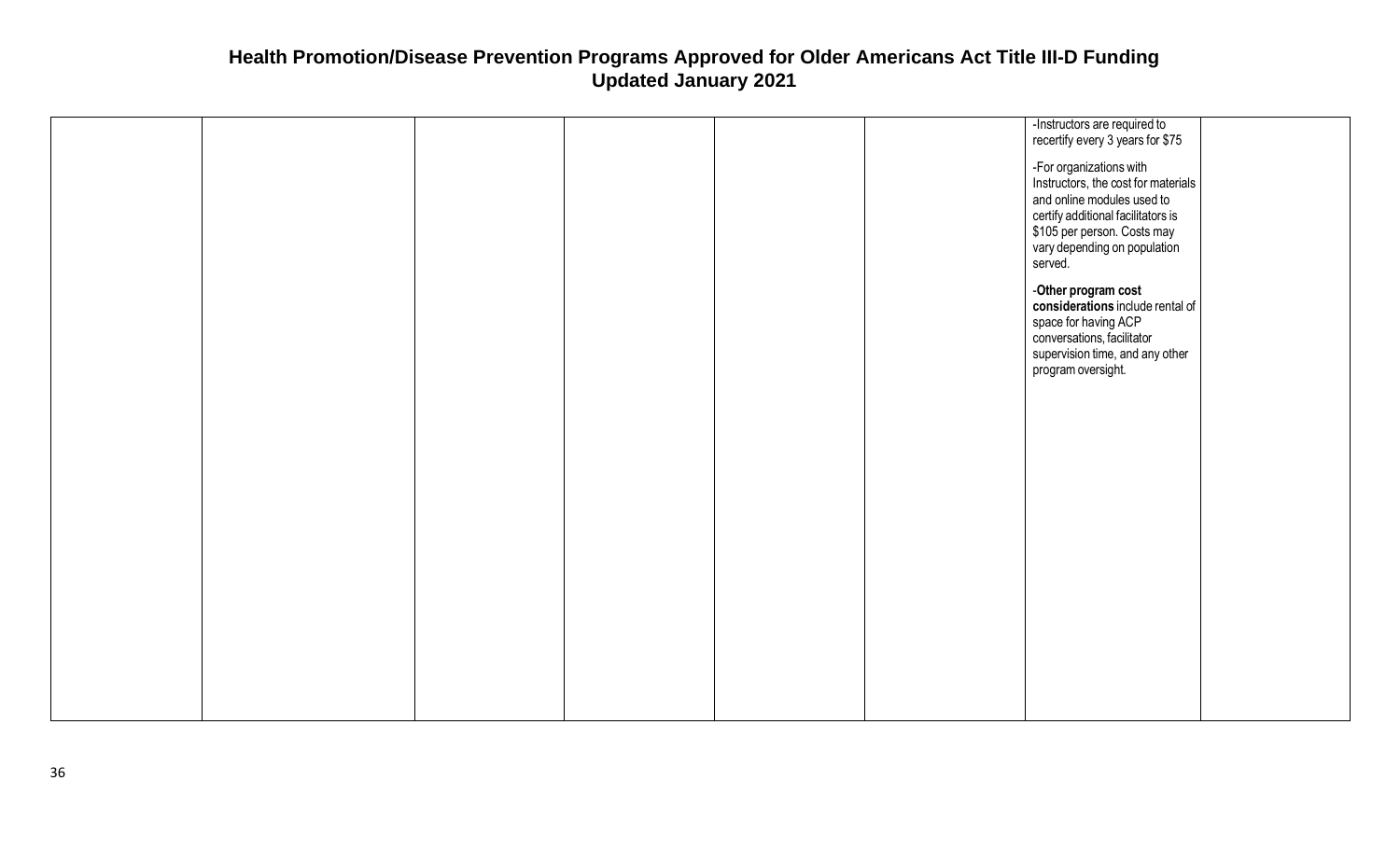# Health Promotion/Disease Prevention Programs Approved for Older Americans Act Title III-D Funding
## Updated January 2021

| | | | | | | | |
|---|---|---|---|---|---|---|---|
| | | | | | | -Instructors are required to recertify every 3 years for $75<br><br>-For organizations with Instructors, the cost for materials and online modules used to certify additional facilitators is $105 per person. Costs may vary depending on population served.<br><br>-**Other program cost considerations** include rental of space for having ACP conversations, facilitator supervision time, and any other program oversight. | |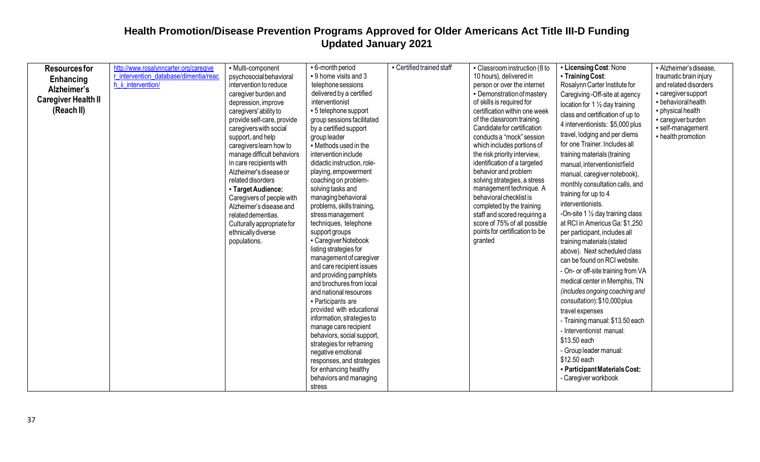# Health Promotion/Disease Prevention Programs Approved for Older Americans Act Title III-D Funding
## Updated January 2021

| | | | | | | | |
|---|---|---|---|---|---|---|---|
| **Resources for Enhancing Alzheimer's Caregiver Health II (Reach II)** | http://www.rosalynncarter.org/caregiver_intervention_database/dimentia/reach_ii_intervention/ | ▪ Multi-component psychosocial behavioral intervention to reduce caregiver burden and depression, improve caregivers' ability to provide self-care, provide caregivers with social support, and help caregivers learn how to manage difficult behaviors in care recipients with Alzheimer's disease or related disorders<br>▪ **Target Audience:** Caregivers of people with Alzheimer's disease and related dementias. Culturally appropriate for ethnically diverse populations. | ▪ 6-month period<br>▪ 9 home visits and 3 telephone sessions delivered by a certified interventionist<br>▪ 5 telephone support group sessions facilitated by a certified support group leader<br>▪ Methods used in the intervention include didactic instruction, role-playing, empowerment coaching on problem-solving tasks and managing behavioral problems, skills training, stress management techniques, telephone support groups<br>▪ Caregiver Notebook listing strategies for management of caregiver and care recipient issues and providing pamphlets and brochures from local and national resources<br>▪ Participants are provided with educational information, strategies to manage care recipient behaviors, social support, strategies for reframing negative emotional responses, and strategies for enhancing healthy behaviors and managing stress | ▪ Certified trained staff | ▪ Classroom instruction (8 to 10 hours), delivered in person or over the internet<br>▪ Demonstration of mastery of skills is required for certification within one week of the classroom training. Candidate for certification conducts a "mock" session which includes portions of the risk priority interview, identification of a targeted behavior and problem solving strategies, a stress management technique. A behavioral checklist is completed by the training staff and scored requiring a score of 75% of all possible points for certification to be granted | ▪ **Licensing Cost**: None<br>▪ **Training Cost**:<br>Rosalynn Carter Institute for Caregiving -Off-site at agency location for 1 ½ day training class and certification of up to 4 interventionists: $5,000 plus travel, lodging and per diems for one Trainer. Includes all training materials (training manual, interventionist field manual, caregiver notebook), monthly consultation calls, and training for up to 4 interventionists.<br>-On-site 1 ½ day training class at RCI in Americus Ga: $1,250 per participant, includes all training materials (stated above). Next scheduled class can be found on RCI website.<br>- On- or off-site training from VA medical center in Memphis, TN *(includes ongoing coaching and consultation)*: $10,000 plus travel expenses<br>- Training manual: $13.50 each<br>- Interventionist manual: $13.50 each<br>- Group leader manual: $12.50 each<br>▪ **Participant Materials Cost:**<br>- Caregiver workbook | ▪ Alzheimer's disease, traumatic brain injury and related disorders<br>▪ caregiver support<br>▪ behavioral health<br>▪ physical health<br>▪ caregiver burden<br>▪ self-management<br>▪ health promotion |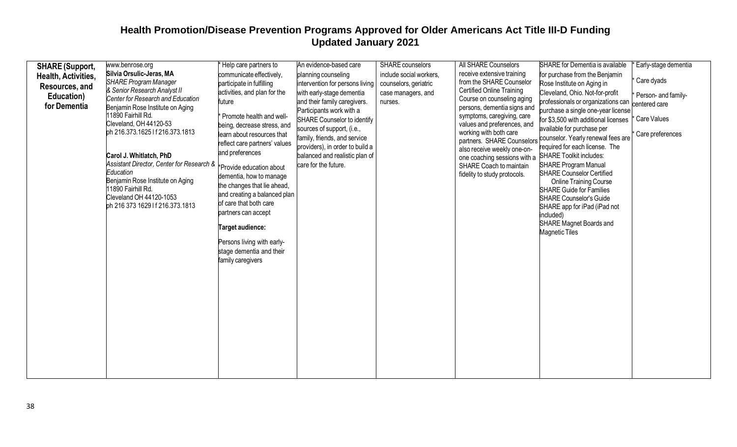# Health Promotion/Disease Prevention Programs Approved for Older Americans Act Title III-D Funding
## Updated January 2021

| | | | | | | | |
|---|---|---|---|---|---|---|---|
| **SHARE (Support, Health, Activities, Resources, and Education) for Dementia** | www.benrose.org<br>**Silvia Orsulic-Jeras, MA**<br>*SHARE Program Manager & Senior Research Analyst II*<br>*Center for Research and Education*<br>Benjamin Rose Institute on Aging<br>11890 Fairhill Rd.<br>Cleveland, OH 44120-53<br>ph 216.373.1625 l f 216.373.1813<br><br>**Carol J. Whitlatch, PhD**<br>*Assistant Director, Center for Research & Education*<br>Benjamin Rose Institute on Aging<br>11890 Fairhill Rd.<br>Cleveland OH 44120-1053<br>ph 216 373 1629 l f 216.373.1813 | * Help care partners to communicate effectively, participate in fulfilling activities, and plan for the future<br><br>* Promote health and well-being, decrease stress, and learn about resources that reflect care partners' values and preferences<br><br>*Provide education about dementia, how to manage the changes that lie ahead, and creating a balanced plan of care that both care partners can accept<br><br>**Target audience:**<br><br>Persons living with early-stage dementia and their family caregivers | An evidence-based care planning counseling intervention for persons living with early-stage dementia and their family caregivers. Participants work with a SHARE Counselor to identify sources of support, (i.e., family, friends, and service providers), in order to build a balanced and realistic plan of care for the future. | SHARE counselors include social workers, counselors, geriatric case managers, and nurses. | All SHARE Counselors receive extensive training from the SHARE Counselor Certified Online Training Course on counseling aging persons, dementia signs and symptoms, caregiving, care values and preferences, and working with both care partners. SHARE Counselors also receive weekly one-on-one coaching sessions with a SHARE Coach to maintain fidelity to study protocols. | SHARE for Dementia is available for purchase from the Benjamin Rose Institute on Aging in Cleveland, Ohio. Not-for-profit professionals or organizations can purchase a single one-year license for $3,500 with additional licenses available for purchase per counselor. Yearly renewal fees are required for each license. The SHARE Toolkit includes:<br>SHARE Program Manual<br>SHARE Counselor Certified Online Training Course<br>SHARE Guide for Families<br>SHARE Counselor's Guide<br>SHARE app for iPad (iPad not included)<br>SHARE Magnet Boards and Magnetic Tiles | * Early-stage dementia<br><br>* Care dyads<br><br>* Person- and family-centered care<br><br>* Care Values<br><br>* Care preferences |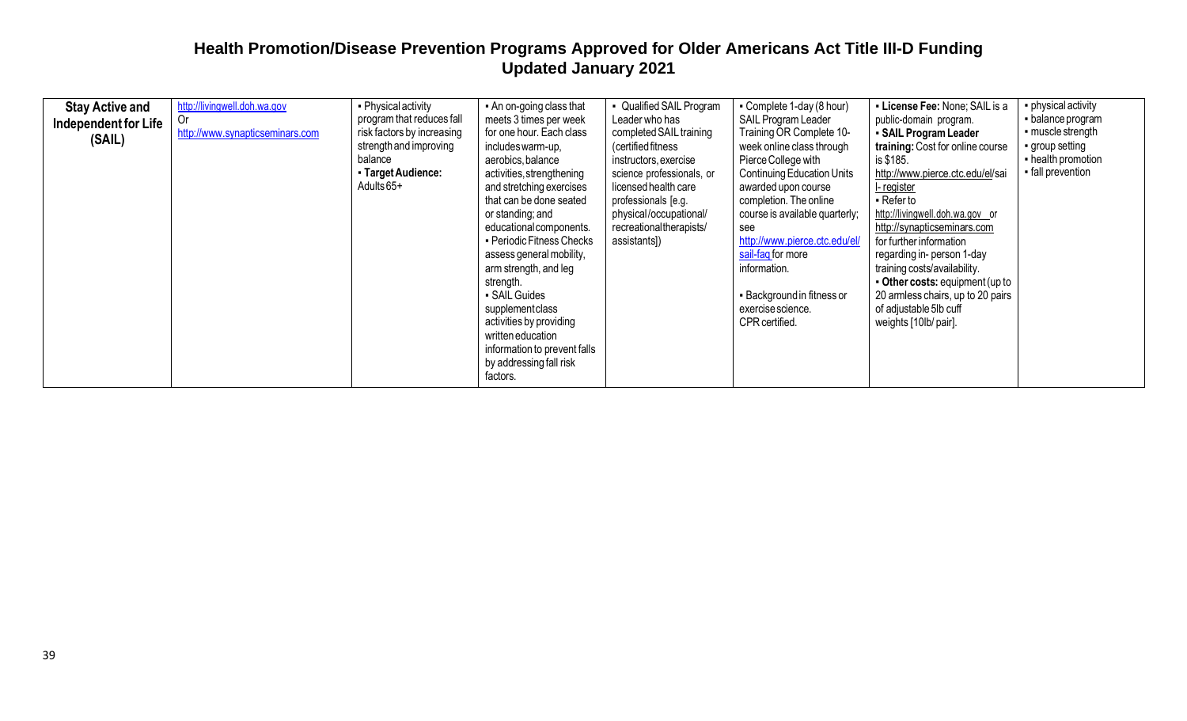# Health Promotion/Disease Prevention Programs Approved for Older Americans Act Title III-D Funding
## Updated January 2021

| | | | | | | | |
|---|---|---|---|---|---|---|---|
| **Stay Active and Independent for Life (SAIL)** | http://livingwell.doh.wa.gov Or http://www.synapticseminars.com | ▪ Physical activity program that reduces fall risk factors by increasing strength and improving balance ▪ **Target Audience:** Adults 65+ | ▪ An on-going class that meets 3 times per week for one hour. Each class includes warm-up, aerobics, balance activities, strengthening and stretching exercises that can be done seated or standing; and educational components. ▪ Periodic Fitness Checks assess general mobility, arm strength, and leg strength. ▪ SAIL Guides supplement class activities by providing written education information to prevent falls by addressing fall risk factors. | ▪ Qualified SAIL Program Leader who has completed SAIL training (certified fitness instructors, exercise science professionals, or licensed health care professionals [e.g. physical/occupational/ recreational therapists/ assistants]) | ▪ Complete 1-day (8 hour) SAIL Program Leader Training OR Complete 10-week online class through Pierce College with Continuing Education Units awarded upon course completion. The online course is available quarterly; see http://www.pierce.ctc.edu/el/sail-faq for more information. ▪ Background in fitness or exercise science. CPR certified. | ▪ **License Fee:** None; SAIL is a public-domain program. ▪ **SAIL Program Leader training:** Cost for online course is $185. http://www.pierce.ctc.edu/el/sail-register ▪ Refer to http://livingwell.doh.wa.gov or http://synapticseminars.com for further information regarding in- person 1-day training costs/availability. ▪ **Other costs:** equipment (up to 20 armless chairs, up to 20 pairs of adjustable 5lb cuff weights [10lb/ pair]. | ▪ physical activity ▪ balance program ▪ muscle strength ▪ group setting ▪ health promotion ▪ fall prevention |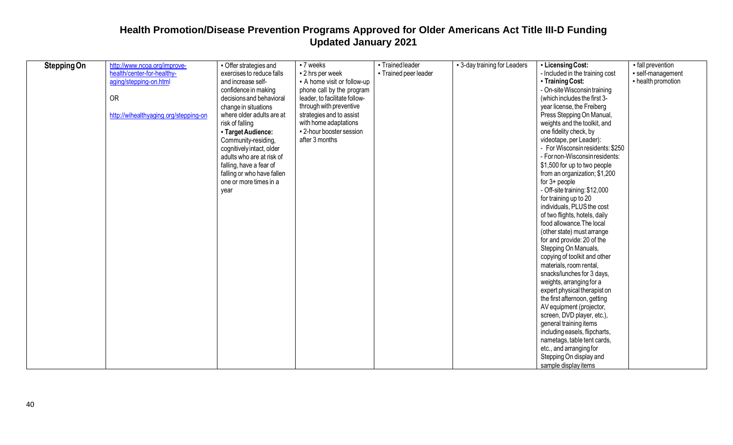# Health Promotion/Disease Prevention Programs Approved for Older Americans Act Title III-D Funding
## Updated January 2021

| | | | | | | | |
|---|---|---|---|---|---|---|---|
| **Stepping On** | http://www.ncoa.org/improve-health/center-for-healthy-aging/stepping-on.html<br><br>OR<br><br>http://wihealthyaging.org/stepping-on | ▪ Offer strategies and exercises to reduce falls and increase self-confidence in making decisions and behavioral change in situations where older adults are at risk of falling<br>▪ **Target Audience:** Community-residing, cognitively intact, older adults who are at risk of falling, have a fear of falling or who have fallen one or more times in a year | ▪ 7 weeks<br>▪ 2 hrs per week<br>▪ A home visit or follow-up phone call by the program leader, to facilitate follow-through with preventive strategies and to assist with home adaptations<br>▪ 2-hour booster session after 3 months | ▪ Trained leader<br>▪ Trained peer leader | ▪ 3-day training for Leaders | ▪ **Licensing Cost:**<br>- Included in the training cost<br>▪ **Training Cost:**<br>- On-site Wisconsin training (which includes the first 3-year license, the Freiberg Press Stepping On Manual, weights and the toolkit, and one fidelity check, by videotape, per Leader):<br>- For Wisconsin residents: $250<br>- For non-Wisconsin residents: $1,500 for up to two people from an organization; $1,200 for 3+ people<br>- Off-site training: $12,000 for training up to 20 individuals, PLUS the cost of two flights, hotels, daily food allowance. The local (other state) must arrange for and provide: 20 of the Stepping On Manuals, copying of toolkit and other materials, room rental, snacks/lunches for 3 days, weights, arranging for a expert physical therapist on the first afternoon, getting AV equipment (projector, screen, DVD player, etc.), general training items including easels, flipcharts, nametags, table tent cards, etc., and arranging for Stepping On display and sample display items | ▪ fall prevention<br>▪ self-management<br>▪ health promotion |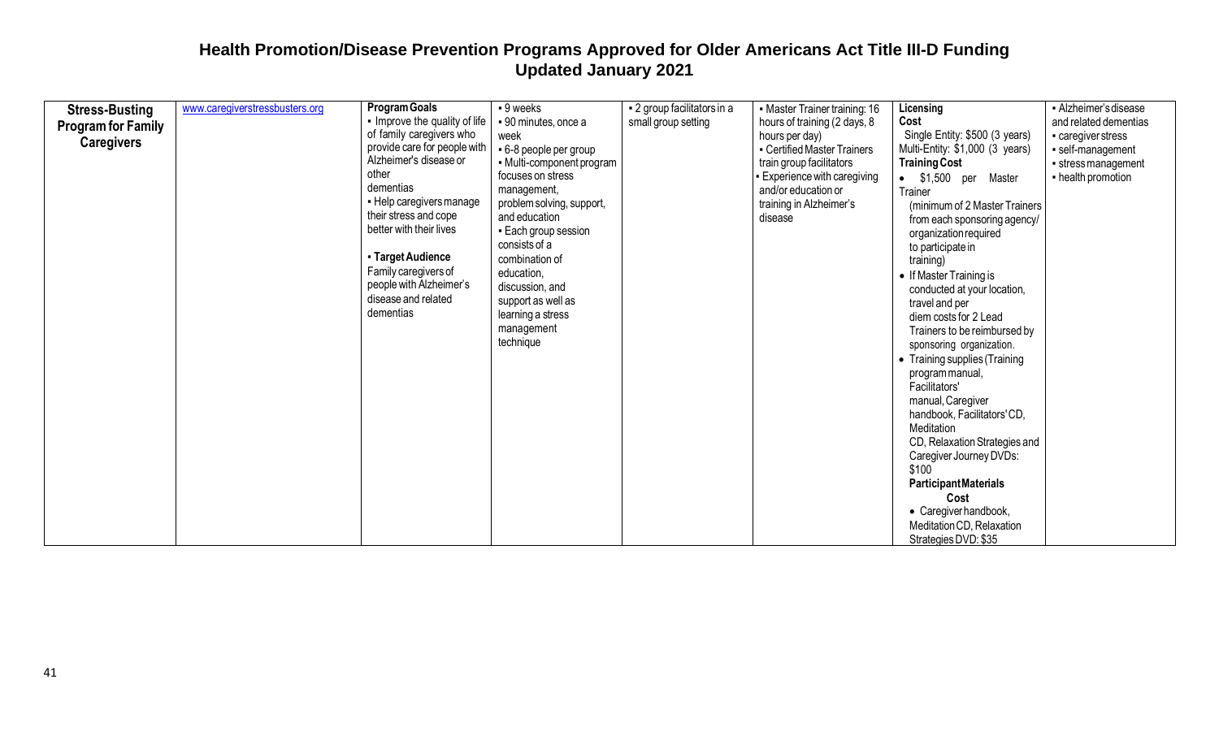# Health Promotion/Disease Prevention Programs Approved for Older Americans Act Title III-D Funding
## Updated January 2021

| | | | | | | | |
|---|---|---|---|---|---|---|---|
| **Stress-Busting Program for Family Caregivers** | www.caregiverstressbusters.org | **Program Goals**<br>▪ Improve the quality of life of family caregivers who provide care for people with Alzheimer's disease or other dementias<br>▪ Help caregivers manage their stress and cope better with their lives<br><br>▪ **Target Audience**<br>Family caregivers of people with Alzheimer's disease and related dementias | ▪ 9 weeks<br>▪ 90 minutes, once a week<br>▪ 6-8 people per group<br>▪ Multi-component program focuses on stress management, problem solving, support, and education<br>▪ Each group session consists of a combination of education, discussion, and support as well as learning a stress management technique | ▪ 2 group facilitators in a small group setting | ▪ Master Trainer training: 16 hours of training (2 days, 8 hours per day)<br>▪ Certified Master Trainers train group facilitators<br>▪ Experience with caregiving and/or education or training in Alzheimer's disease | **Licensing Cost**<br>Single Entity: $500 (3 years)<br>Multi-Entity: $1,000 (3 years)<br>**Training Cost**<br>• $1,500 per Master Trainer (minimum of 2 Master Trainers from each sponsoring agency/ organization required to participate in training)<br>• If Master Training is conducted at your location, travel and per diem costs for 2 Lead Trainers to be reimbursed by sponsoring organization.<br>• Training supplies (Training program manual, Facilitators' manual, Caregiver handbook, Facilitators' CD, Meditation CD, Relaxation Strategies and Caregiver Journey DVDs: $100<br>**Participant Materials Cost**<br>• Caregiver handbook, Meditation CD, Relaxation Strategies DVD: $35 | ▪ Alzheimer's disease and related dementias<br>▪ caregiver stress<br>▪ self-management<br>▪ stress management<br>▪ health promotion |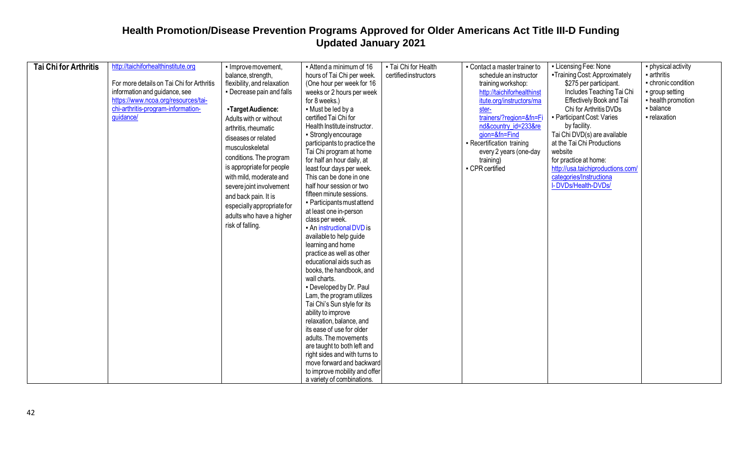# Health Promotion/Disease Prevention Programs Approved for Older Americans Act Title III-D Funding
## Updated January 2021

| | | | | | | | |
|---|---|---|---|---|---|---|---|
| **Tai Chi for Arthritis** | http://taichiforhealthinstitute.org<br><br>For more details on Tai Chi for Arthritis information and guidance, see https://www.ncoa.org/resources/tai-chi-arthritis-program-information-guidance/ | ▪ Improve movement, balance, strength, flexibility, and relaxation<br>▪ Decrease pain and falls<br><br>▪**Target Audience:**<br>Adults with or without arthritis, rheumatic diseases or related musculoskeletal conditions. The program is appropriate for people with mild, moderate and severe joint involvement and back pain. It is especially appropriate for adults who have a higher risk of falling. | ▪ Attend a minimum of 16 hours of Tai Chi per week. (One hour per week for 16 weeks or 2 hours per week for 8 weeks.)<br>▪ Must be led by a certified Tai Chi for Health Institute instructor.<br>▪ Strongly encourage participants to practice the Tai Chi program at home for half an hour daily, at least four days per week. This can be done in one half hour session or two fifteen minute sessions.<br>▪ Participants must attend at least one in-person class per week.<br>▪ An instructional DVD is available to help guide learning and home practice as well as other educational aids such as books, the handbook, and wall charts.<br>▪ Developed by Dr. Paul Lam, the program utilizes Tai Chi's Sun style for its ability to improve relaxation, balance, and its ease of use for older adults. The movements are taught to both left and right sides and with turns to move forward and backward to improve mobility and offer a variety of combinations. | ▪ Tai Chi for Health certified instructors | ▪ Contact a master trainer to schedule an instructor training workshop: http://taichiforhealthinstitute.org/instructors/master-trainers/?region=&fn=Find&country_id=233&region=&fn=Find<br>▪ Recertification training every 2 years (one-day training)<br>▪ CPR certified | ▪ Licensing Fee: None<br>▪Training Cost: Approximately $275 per participant. Includes Teaching Tai Chi Effectively Book and Tai Chi for Arthritis DVDs<br>▪ Participant Cost: Varies by facility.<br>Tai Chi DVD(s) are available at the Tai Chi Productions website for practice at home: http://usa.taichiproductions.com/categories/Instructional-DVDs/Health-DVDs/ | ▪ physical activity<br>▪ arthritis<br>▪ chronic condition<br>▪ group setting<br>▪ health promotion<br>▪ balance<br>▪ relaxation |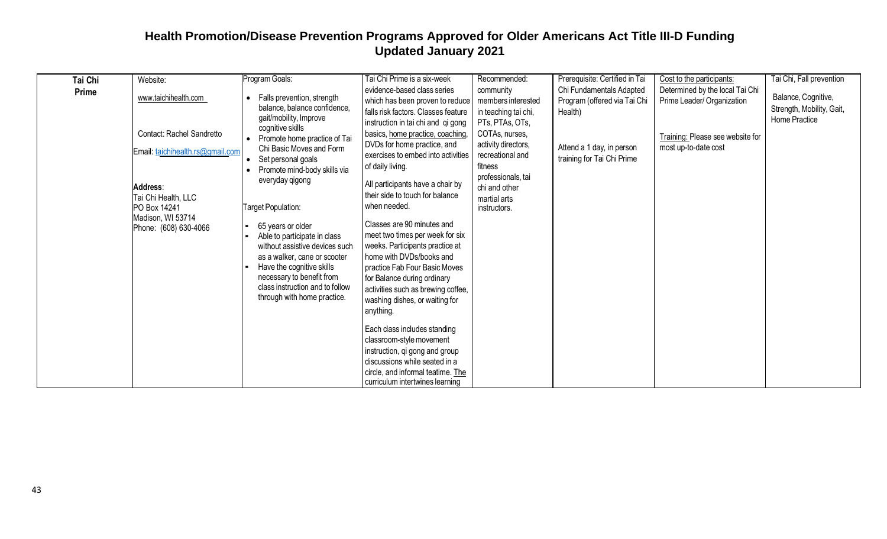# Health Promotion/Disease Prevention Programs Approved for Older Americans Act Title III-D Funding
## Updated January 2021

| | | | | | | | |
|---|---|---|---|---|---|---|---|
| **Tai Chi Prime** | Website:<br><br>www.taichihealth.com<br><br>Contact: Rachel Sandretto<br><br>Email: taichihealth.rs@gmail.com<br><br>**Address**:<br>Tai Chi Health, LLC<br>PO Box 14241<br>Madison, WI 53714<br>Phone: (608) 630-4066 | Program Goals:<br><br>• Falls prevention, strength balance, balance confidence, gait/mobility, Improve cognitive skills<br>• Promote home practice of Tai Chi Basic Moves and Form<br>• Set personal goals<br>• Promote mind-body skills via everyday qigong<br><br>Target Population:<br><br>▪ 65 years or older<br>▪ Able to participate in class without assistive devices such as a walker, cane or scooter<br>▪ Have the cognitive skills necessary to benefit from class instruction and to follow through with home practice. | Tai Chi Prime is a six-week evidence-based class series which has been proven to reduce falls risk factors. Classes feature instruction in tai chi and qi gong basics, home practice, coaching, DVDs for home practice, and exercises to embed into activities of daily living.<br><br>All participants have a chair by their side to touch for balance when needed.<br><br>Classes are 90 minutes and meet two times per week for six weeks. Participants practice at home with DVDs/books and practice Fab Four Basic Moves for Balance during ordinary activities such as brewing coffee, washing dishes, or waiting for anything.<br><br>Each class includes standing classroom-style movement instruction, qi gong and group discussions while seated in a circle, and informal teatime. The curriculum intertwines learning | Recommended: community members interested in teaching tai chi, PTs, PTAs, OTs, COTAs, nurses, activity directors, recreational and fitness professionals, tai chi and other martial arts instructors. | Prerequisite: Certified in Tai Chi Fundamentals Adapted Program (offered via Tai Chi Health)<br><br>Attend a 1 day, in person training for Tai Chi Prime | Cost to the participants: Determined by the local Tai Chi Prime Leader/ Organization<br><br>Training: Please see website for most up-to-date cost | Tai Chi, Fall prevention<br><br>Balance, Cognitive, Strength, Mobility, Gait, Home Practice |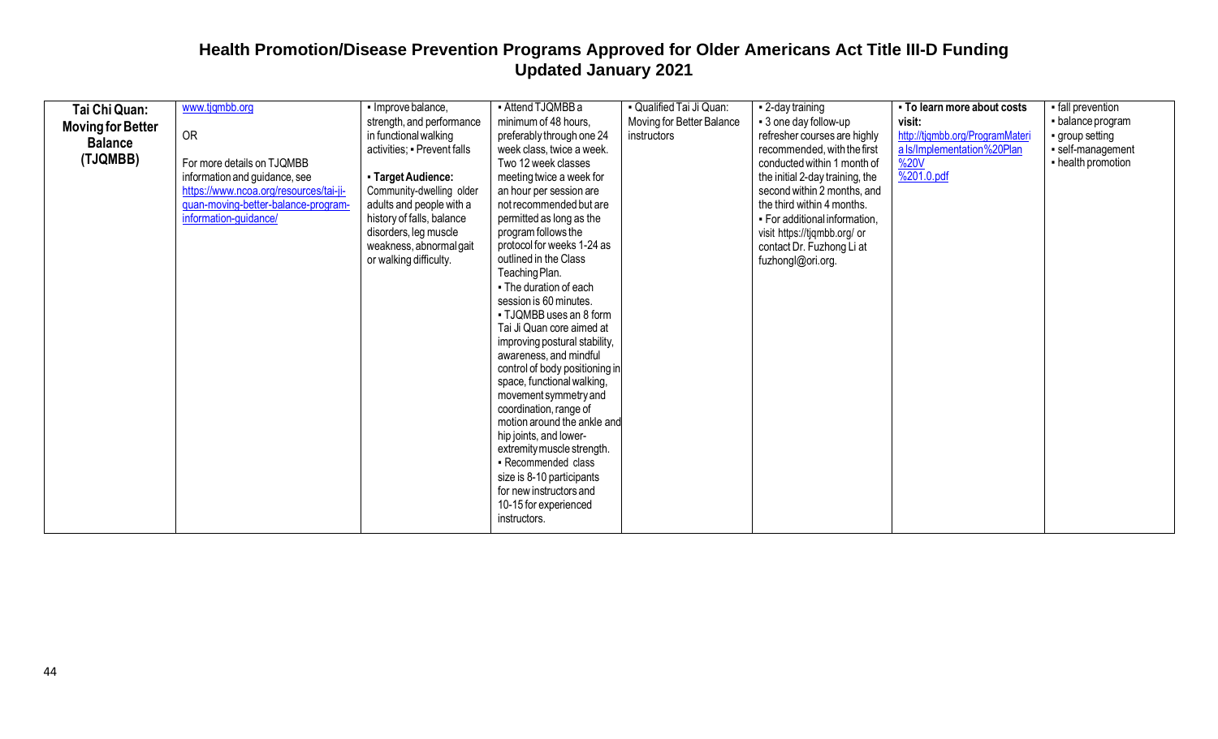# Health Promotion/Disease Prevention Programs Approved for Older Americans Act Title III-D Funding
## Updated January 2021

| | | | | | | | |
|---|---|---|---|---|---|---|---|
| **Tai Chi Quan: Moving for Better Balance (TJQMBB)** | www.tjqmbb.org<br><br>OR<br><br>For more details on TJQMBB information and guidance, see https://www.ncoa.org/resources/tai-ji-quan-moving-better-balance-program-information-guidance/ | ▪ Improve balance, strength, and performance in functional walking activities; ▪ Prevent falls<br><br>▪ **Target Audience:** Community-dwelling older adults and people with a history of falls, balance disorders, leg muscle weakness, abnormal gait or walking difficulty. | ▪ Attend TJQMBB a minimum of 48 hours, preferably through one 24 week class, twice a week. Two 12 week classes meeting twice a week for an hour per session are not recommended but are permitted as long as the program follows the protocol for weeks 1-24 as outlined in the Class Teaching Plan.<br>▪ The duration of each session is 60 minutes.<br>▪ TJQMBB uses an 8 form Tai Ji Quan core aimed at improving postural stability, awareness, and mindful control of body positioning in space, functional walking, movement symmetry and coordination, range of motion around the ankle and hip joints, and lower-extremity muscle strength.<br>▪ Recommended class size is 8-10 participants for new instructors and 10-15 for experienced instructors. | ▪ Qualified Tai Ji Quan: Moving for Better Balance instructors | ▪ 2-day training<br>▪ 3 one day follow-up refresher courses are highly recommended, with the first conducted within 1 month of the initial 2-day training, the second within 2 months, and the third within 4 months.<br>▪ For additional information, visit https://tjqmbb.org/ or contact Dr. Fuzhong Li at fuzhongl@ori.org. | ▪ **To learn more about costs visit:** http://tjqmbb.org/ProgramMaterials/Implementation%20Plan%20V%201.0.pdf | ▪ fall prevention<br>▪ balance program<br>▪ group setting<br>▪ self-management<br>▪ health promotion |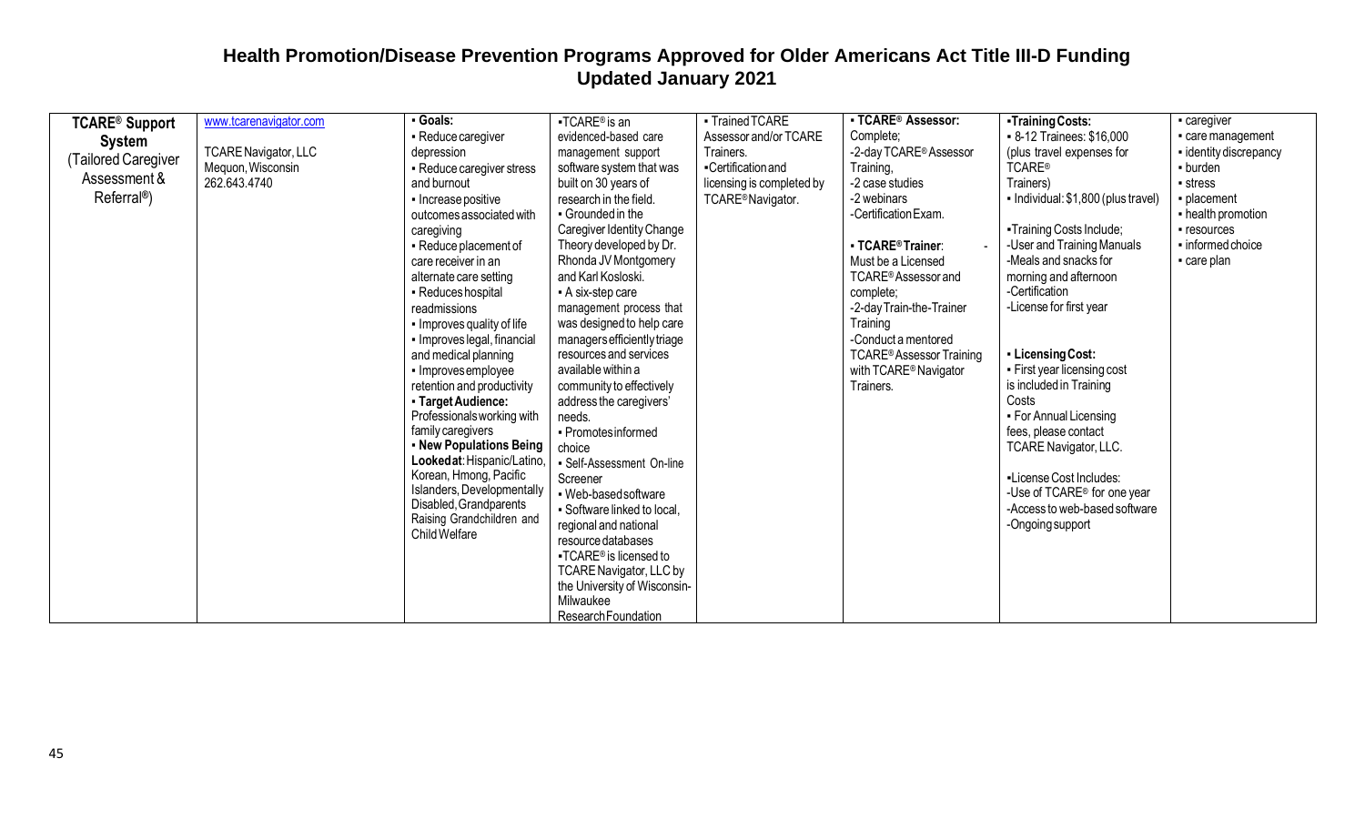# Health Promotion/Disease Prevention Programs Approved for Older Americans Act Title III-D Funding
## Updated January 2021

| | | | | | | | |
|---|---|---|---|---|---|---|---|
| **TCARE® Support System** (Tailored Caregiver Assessment & Referral®) | www.tcarenavigator.com<br><br>TCARE Navigator, LLC<br>Mequon, Wisconsin<br>262.643.4740 | ▪ **Goals:**<br>▪ Reduce caregiver depression<br>▪ Reduce caregiver stress and burnout<br>▪ Increase positive outcomes associated with caregiving<br>▪ Reduce placement of care receiver in an alternate care setting<br>▪ Reduces hospital readmissions<br>▪ Improves quality of life<br>▪ Improves legal, financial and medical planning<br>▪ Improves employee retention and productivity<br>▪ **Target Audience:** Professionals working with family caregivers<br>▪ **New Populations Being Looked at**: Hispanic/Latino, Korean, Hmong, Pacific Islanders, Developmentally Disabled, Grandparents Raising Grandchildren and Child Welfare | ▪TCARE® is an evidenced-based care management support software system that was built on 30 years of research in the field.<br>▪ Grounded in the Caregiver Identity Change Theory developed by Dr. Rhonda JV Montgomery and Karl Kosloski.<br>▪ A six-step care management process that was designed to help care managers efficiently triage resources and services available within a community to effectively address the caregivers' needs.<br>▪ Promotes informed choice<br>▪ Self-Assessment On-line Screener<br>▪ Web-based software<br>▪ Software linked to local, regional and national resource databases<br>▪TCARE® is licensed to TCARE Navigator, LLC by the University of Wisconsin-Milwaukee Research Foundation | ▪ Trained TCARE Assessor and/or TCARE Trainers.<br>▪Certification and licensing is completed by TCARE® Navigator. | ▪ **TCARE® Assessor:** Complete;<br>-2-day TCARE® Assessor Training,<br>-2 case studies<br>-2 webinars<br>-Certification Exam.<br><br>▪ **TCARE® Trainer**: - Must be a Licensed TCARE® Assessor and complete;<br>-2-day Train-the-Trainer Training<br>-Conduct a mentored TCARE® Assessor Training with TCARE® Navigator Trainers. | ▪**Training Costs:**<br>▪ 8-12 Trainees: $16,000 (plus travel expenses for TCARE® Trainers)<br>▪ Individual: $1,800 (plus travel)<br><br>▪Training Costs Include;<br>-User and Training Manuals<br>-Meals and snacks for morning and afternoon<br>-Certification<br>-License for first year<br><br>▪ **Licensing Cost:**<br>▪ First year licensing cost is included in Training Costs<br>▪ For Annual Licensing fees, please contact TCARE Navigator, LLC.<br><br>▪License Cost Includes:<br>-Use of TCARE® for one year<br>-Access to web-based software<br>-Ongoing support | ▪ caregiver<br>▪ care management<br>▪ identity discrepancy<br>▪ burden<br>▪ stress<br>▪ placement<br>▪ health promotion<br>▪ resources<br>▪ informed choice<br>▪ care plan |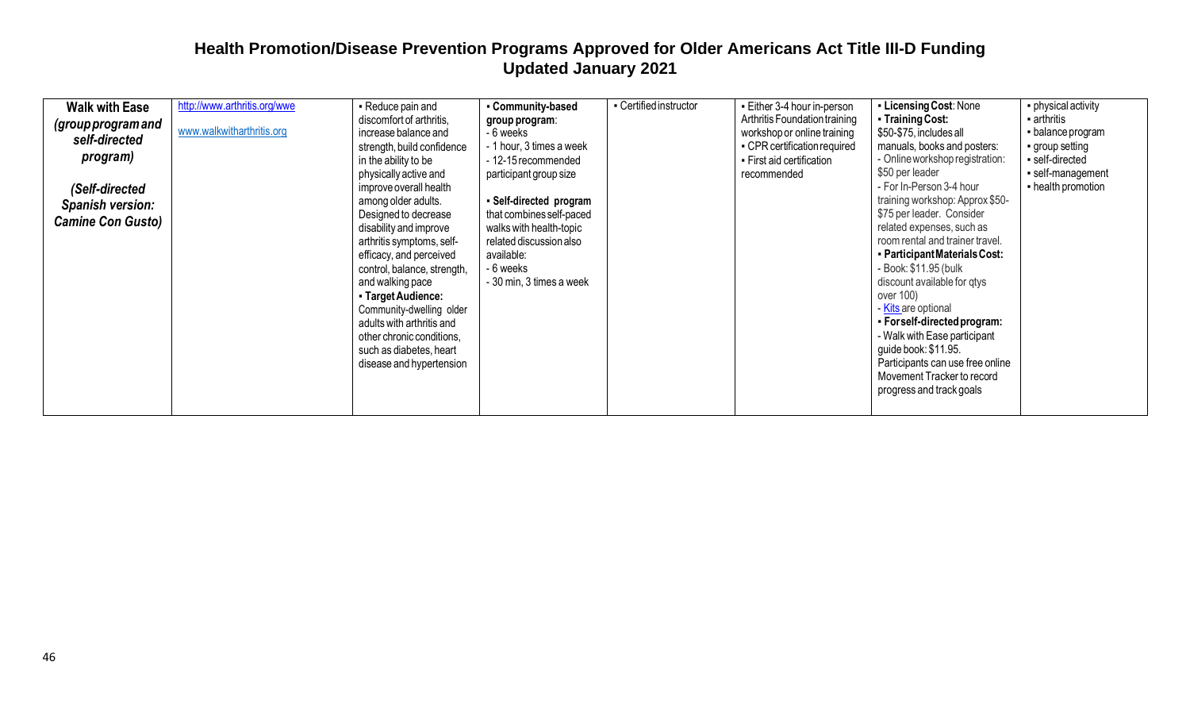# Health Promotion/Disease Prevention Programs Approved for Older Americans Act Title III-D Funding
## Updated January 2021

| | | | | | | | |
|---|---|---|---|---|---|---|---|
| **Walk with Ease** *(group program and self-directed program)* <br><br> *(Self-directed Spanish version: Camine Con Gusto)* | http://www.arthritis.org/wwe <br><br> www.walkwitharthritis.org | ▪ Reduce pain and discomfort of arthritis, increase balance and strength, build confidence in the ability to be physically active and improve overall health among older adults. Designed to decrease disability and improve arthritis symptoms, self-efficacy, and perceived control, balance, strength, and walking pace <br> ▪ **Target Audience:** Community-dwelling older adults with arthritis and other chronic conditions, such as diabetes, heart disease and hypertension | ▪ **Community-based group program**: <br> - 6 weeks <br> - 1 hour, 3 times a week <br> - 12-15 recommended participant group size <br><br> ▪ **Self-directed program** that combines self-paced walks with health-topic related discussion also available: <br> - 6 weeks <br> - 30 min, 3 times a week | ▪ Certified instructor | ▪ Either 3-4 hour in-person Arthritis Foundation training workshop or online training <br> ▪ CPR certification required <br> ▪ First aid certification recommended | ▪ **Licensing Cost**: None <br> ▪ **Training Cost:** $50-$75, includes all manuals, books and posters: <br> - Online workshop registration: $50 per leader <br> - For In-Person 3-4 hour training workshop: Approx $50-$75 per leader. Consider related expenses, such as room rental and trainer travel. <br> ▪ **Participant Materials Cost:** <br> - Book: $11.95 (bulk discount available for qtys over 100) <br> - Kits are optional <br> ▪ **For self-directed program:** <br> - Walk with Ease participant guide book: $11.95. Participants can use free online Movement Tracker to record progress and track goals | ▪ physical activity <br> ▪ arthritis <br> ▪ balance program <br> ▪ group setting <br> ▪ self-directed <br> ▪ self-management <br> ▪ health promotion |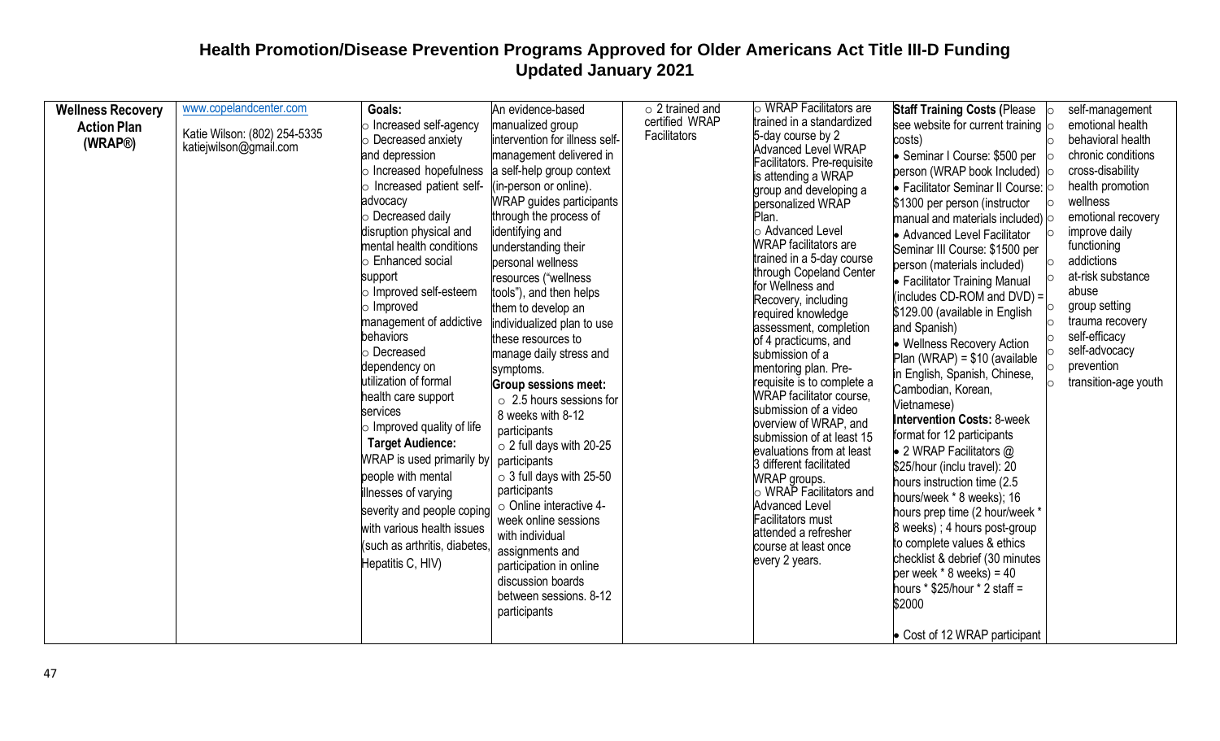# Health Promotion/Disease Prevention Programs Approved for Older Americans Act Title III-D Funding
## Updated January 2021

| | | | | | | | |
|---|---|---|---|---|---|---|---|
| **Wellness Recovery Action Plan (WRAP®)** | www.copelandcenter.com<br><br>Katie Wilson: (802) 254-5335<br>katiejwilson@gmail.com | **Goals:**<br>○ Increased self-agency<br>○ Decreased anxiety and depression<br>○ Increased hopefulness<br>○ Increased patient self-advocacy<br>○ Decreased daily disruption physical and mental health conditions<br>○ Enhanced social support<br>○ Improved self-esteem<br>○ Improved management of addictive behaviors<br>○ Decreased dependency on utilization of formal health care support services<br>○ Improved quality of life<br>**Target Audience:**<br>WRAP is used primarily by people with mental illnesses of varying severity and people coping with various health issues (such as arthritis, diabetes, Hepatitis C, HIV) | An evidence-based manualized group intervention for illness self-management delivered in a self-help group context (in-person or online). WRAP guides participants through the process of identifying and understanding their personal wellness resources ("wellness tools"), and then helps them to develop an individualized plan to use these resources to manage daily stress and symptoms.<br>**Group sessions meet:**<br>○ 2.5 hours sessions for 8 weeks with 8-12 participants<br>○ 2 full days with 20-25 participants<br>○ 3 full days with 25-50 participants<br>○ Online interactive 4-week online sessions with individual assignments and participation in online discussion boards between sessions. 8-12 participants | ○ 2 trained and certified WRAP Facilitators | ○ WRAP Facilitators are trained in a standardized 5-day course by 2 Advanced Level WRAP Facilitators. Pre-requisite is attending a WRAP group and developing a personalized WRAP Plan.<br>○ Advanced Level WRAP facilitators are trained in a 5-day course through Copeland Center for Wellness and Recovery, including required knowledge assessment, completion of 4 practicums, and submission of a mentoring plan. Pre-requisite is to complete a WRAP facilitator course, submission of a video overview of WRAP, and submission of at least 15 evaluations from at least 3 different facilitated WRAP groups.<br>○ WRAP Facilitators and Advanced Level Facilitators must attended a refresher course at least once every 2 years. | **Staff Training Costs** (Please see website for current training costs)<br>• Seminar I Course: $500 per person (WRAP book Included)<br>• Facilitator Seminar II Course: $1300 per person (instructor manual and materials included)<br>• Advanced Level Facilitator Seminar III Course: $1500 per person (materials included)<br>• Facilitator Training Manual (includes CD-ROM and DVD) = $129.00 (available in English and Spanish)<br>• Wellness Recovery Action Plan (WRAP) = $10 (available in English, Spanish, Chinese, Cambodian, Korean, Vietnamese)<br>**Intervention Costs:** 8-week format for 12 participants<br>• 2 WRAP Facilitators @ $25/hour (inclu travel): 20 hours instruction time (2.5 hours/week * 8 weeks); 16 hours prep time (2 hour/week * 8 weeks) ; 4 hours post-group to complete values & ethics checklist & debrief (30 minutes per week * 8 weeks) = 40 hours * $25/hour * 2 staff = $2000<br><br>• Cost of 12 WRAP participant | ○ self-management<br>○ emotional health<br>○ behavioral health<br>○ chronic conditions<br>○ cross-disability<br>○ health promotion<br>○ wellness<br>○ emotional recovery<br>○ improve daily functioning<br>○ addictions<br>○ at-risk substance abuse<br>○ group setting<br>○ trauma recovery<br>○ self-efficacy<br>○ self-advocacy<br>○ prevention<br>○ transition-age youth |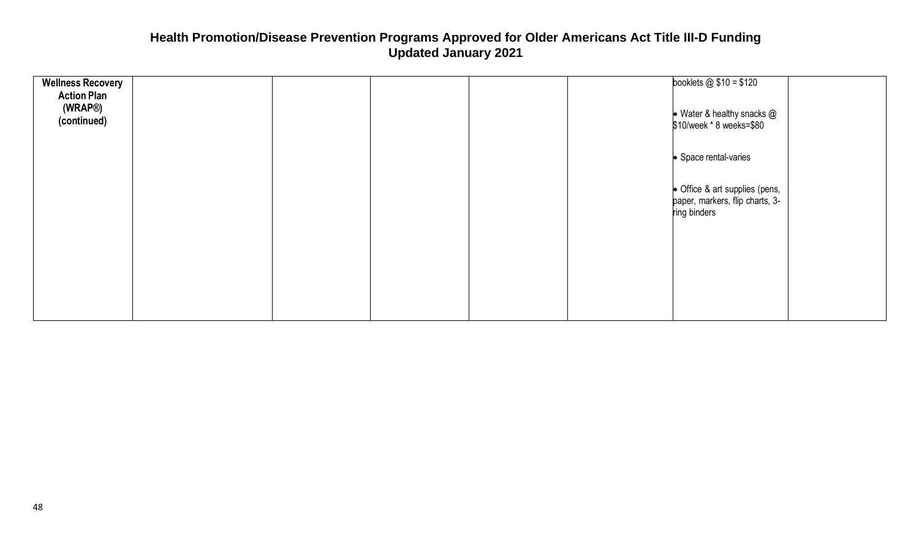# Health Promotion/Disease Prevention Programs Approved for Older Americans Act Title III-D Funding
## Updated January 2021

| | | | | | | | |
|---|---|---|---|---|---|---|---|
| **Wellness Recovery Action Plan (WRAP®) (continued)** | | | | | | booklets @ $10 = $120<br><br>• Water & healthy snacks @ $10/week * 8 weeks=$80<br><br>• Space rental-varies<br><br>• Office & art supplies (pens, paper, markers, flip charts, 3-ring binders | |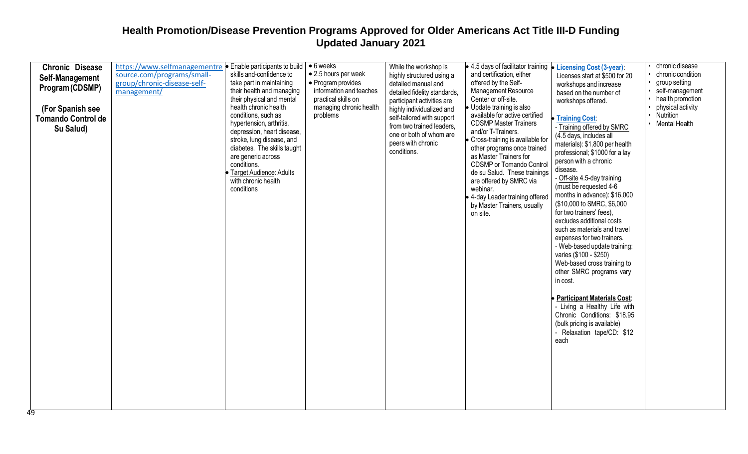# Health Promotion/Disease Prevention Programs Approved for Older Americans Act Title III-D Funding
## Updated January 2021

| | | | | | | | |
|---|---|---|---|---|---|---|---|
| **Chronic Disease Self-Management Program (CDSMP)**<br><br>**(For Spanish see Tomando Control de Su Salud)** | https://www.selfmanagementresource.com/programs/small-group/chronic-disease-self-management/ | • Enable participants to build skills and-confidence to take part in maintaining their health and managing their physical and mental health chronic health conditions, such as hypertension, arthritis, depression, heart disease, stroke, lung disease, and diabetes. The skills taught are generic across conditions.<br>• Target Audience: Adults with chronic health conditions | • 6 weeks<br>• 2.5 hours per week<br>• Program provides information and teaches practical skills on managing chronic health problems | While the workshop is highly structured using a detailed manual and detailed fidelity standards, participant activities are highly individualized and self-tailored with support from two trained leaders, one or both of whom are peers with chronic conditions. | • 4.5 days of facilitator training and certification, either offered by the Self-Management Resource Center or off-site.<br>• Update training is also available for active certified CDSMP Master Trainers and/or T-Trainers.<br>• Cross-training is available for other programs once trained as Master Trainers for CDSMP or Tomando Control de su Salud. These trainings are offered by SMRC via webinar.<br>• 4-day Leader training offered by Master Trainers, usually on site. | • **Licensing Cost (3-year)**: Licenses start at $500 for 20 workshops and increase based on the number of workshops offered.<br><br>• **Training Cost**:<br>- Training offered by SMRC (4.5 days, includes all materials): $1,800 per health professional; $1000 for a lay person with a chronic disease.<br>- Off-site 4.5-day training (must be requested 4-6 months in advance): $16,000 ($10,000 to SMRC, $6,000 for two trainers' fees), excludes additional costs such as materials and travel expenses for two trainers.<br>- Web-based update training: varies ($100 - $250) Web-based cross training to other SMRC programs vary in cost.<br><br>• **Participant Materials Cost**:<br>- Living a Healthy Life with Chronic Conditions: $18.95 (bulk pricing is available)<br>- Relaxation tape/CD: $12 each | • chronic disease<br>• chronic condition<br>• group setting<br>• self-management<br>• health promotion<br>• physical activity<br>• Nutrition<br>• Mental Health |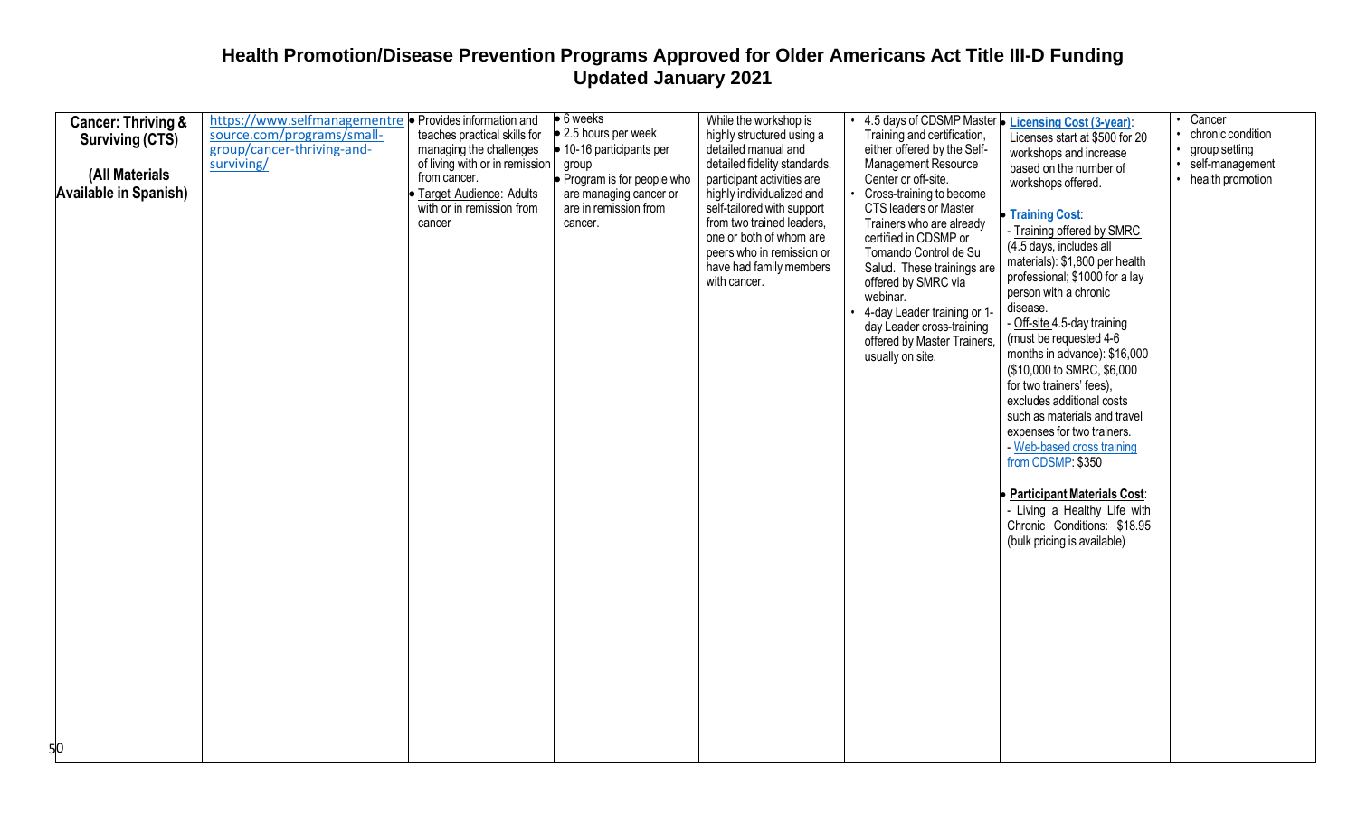# Health Promotion/Disease Prevention Programs Approved for Older Americans Act Title III-D Funding
## Updated January 2021

| | | | | | | | |
|---|---|---|---|---|---|---|---|
| **Cancer: Thriving & Surviving (CTS)**<br><br>**(All Materials Available in Spanish)** | https://www.selfmanagementresource.com/programs/small-group/cancer-thriving-and-surviving/ | • Provides information and teaches practical skills for managing the challenges of living with or in remission from cancer.<br>• Target Audience: Adults with or in remission from cancer | • 6 weeks<br>• 2.5 hours per week<br>• 10-16 participants per group<br>• Program is for people who are managing cancer or are in remission from cancer. | While the workshop is highly structured using a detailed manual and detailed fidelity standards, participant activities are highly individualized and self-tailored with support from two trained leaders, one or both of whom are peers who in remission or have had family members with cancer. | • 4.5 days of CDSMP Master Training and certification, either offered by the Self-Management Resource Center or off-site.<br>• Cross-training to become CTS leaders or Master Trainers who are already certified in CDSMP or Tomando Control de Su Salud. These trainings are offered by SMRC via webinar.<br>• 4-day Leader training or 1-day Leader cross-training offered by Master Trainers, usually on site. | • **Licensing Cost (3-year)**: Licenses start at $500 for 20 workshops and increase based on the number of workshops offered.<br><br>• **Training Cost**:<br>- Training offered by SMRC (4.5 days, includes all materials): $1,800 per health professional; $1000 for a lay person with a chronic disease.<br>- Off-site 4.5-day training (must be requested 4-6 months in advance): $16,000 ($10,000 to SMRC, $6,000 for two trainers' fees), excludes additional costs such as materials and travel expenses for two trainers.<br>- Web-based cross training from CDSMP: $350<br><br>• **Participant Materials Cost**:<br>- Living a Healthy Life with Chronic Conditions: $18.95 (bulk pricing is available) | • Cancer<br>• chronic condition<br>• group setting<br>• self-management<br>• health promotion |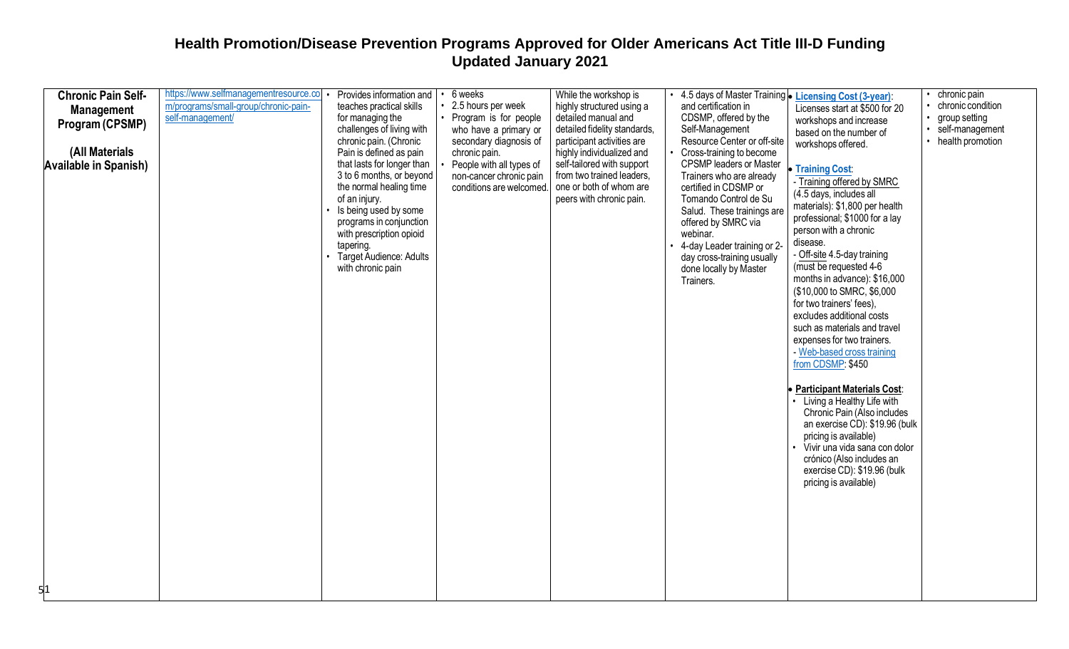# Health Promotion/Disease Prevention Programs Approved for Older Americans Act Title III-D Funding
## Updated January 2021

| | | | | | | | |
|---|---|---|---|---|---|---|---|
| **Chronic Pain Self-Management Program (CPSMP)**<br><br>**(All Materials Available in Spanish)** | https://www.selfmanagementresource.com/programs/small-group/chronic-pain-self-management/ | • Provides information and teaches practical skills for managing the challenges of living with chronic pain. (Chronic Pain is defined as pain that lasts for longer than 3 to 6 months, or beyond the normal healing time of an injury.<br>• Is being used by some programs in conjunction with prescription opioid tapering.<br>• Target Audience: Adults with chronic pain | • 6 weeks<br>• 2.5 hours per week<br>• Program is for people who have a primary or secondary diagnosis of chronic pain.<br>• People with all types of non-cancer chronic pain conditions are welcomed. | While the workshop is highly structured using a detailed manual and detailed fidelity standards, participant activities are highly individualized and self-tailored with support from two trained leaders, one or both of whom are peers with chronic pain. | • 4.5 days of Master Training and certification in CDSMP, offered by the Self-Management Resource Center or off-site<br>• Cross-training to become CPSMP leaders or Master Trainers who are already certified in CDSMP or Tomando Control de Su Salud. These trainings are offered by SMRC via webinar.<br>• 4-day Leader training or 2-day cross-training usually done locally by Master Trainers. | • **Licensing Cost (3-year)**: Licenses start at $500 for 20 workshops and increase based on the number of workshops offered.<br><br>• **Training Cost**:<br>- Training offered by SMRC (4.5 days, includes all materials): $1,800 per health professional; $1000 for a lay person with a chronic disease.<br>- Off-site 4.5-day training (must be requested 4-6 months in advance): $16,000 ($10,000 to SMRC, $6,000 for two trainers' fees), excludes additional costs such as materials and travel expenses for two trainers.<br>- Web-based cross training from CDSMP: $450<br><br>• **Participant Materials Cost**:<br>• Living a Healthy Life with Chronic Pain (Also includes an exercise CD): $19.96 (bulk pricing is available)<br>• Vivir una vida sana con dolor crónico (Also includes an exercise CD): $19.96 (bulk pricing is available) | • chronic pain<br>• chronic condition<br>• group setting<br>• self-management<br>• health promotion |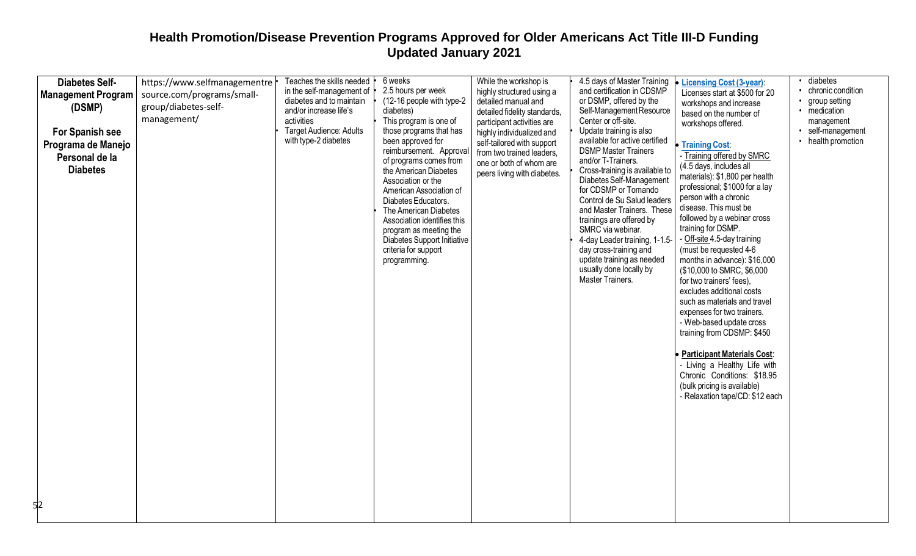# Health Promotion/Disease Prevention Programs Approved for Older Americans Act Title III-D Funding
## Updated January 2021

| | | | | | | | |
|---|---|---|---|---|---|---|---|
| **Diabetes Self-Management Program (DSMP)**<br><br>**For Spanish see Programa de Manejo Personal de la Diabetes** | https://www.selfmanagementresource.com/programs/small-group/diabetes-self-management/ | • Teaches the skills needed in the self-management of diabetes and to maintain and/or increase life's activities<br>• Target Audience: Adults with type-2 diabetes | • 6 weeks<br>• 2.5 hours per week (12-16 people with type-2 diabetes)<br>• This program is one of those programs that has been approved for reimbursement. Approval of programs comes from the American Diabetes Association or the American Association of Diabetes Educators.<br>• The American Diabetes Association identifies this program as meeting the Diabetes Support Initiative criteria for support programming. | While the workshop is highly structured using a detailed manual and detailed fidelity standards, participant activities are highly individualized and self-tailored with support from two trained leaders, one or both of whom are peers living with diabetes. | • 4.5 days of Master Training and certification in CDSMP or DSMP, offered by the Self-Management Resource Center or off-site.<br>• Update training is also available for active certified DSMP Master Trainers and/or T-Trainers.<br>• Cross-training is available to Diabetes Self-Management for CDSMP or Tomando Control de Su Salud leaders and Master Trainers. These trainings are offered by SMRC via webinar.<br>• 4-day Leader training, 1-1.5-day cross-training and update training as needed usually done locally by Master Trainers. | • **Licensing Cost (3-year)**: Licenses start at $500 for 20 workshops and increase based on the number of workshops offered.<br><br>• **Training Cost**:<br>- Training offered by SMRC (4.5 days, includes all materials): $1,800 per health professional; $1000 for a lay person with a chronic disease. This must be followed by a webinar cross training for DSMP.<br>- Off-site 4.5-day training (must be requested 4-6 months in advance): $16,000 ($10,000 to SMRC, $6,000 for two trainers' fees), excludes additional costs such as materials and travel expenses for two trainers.<br>- Web-based update cross training from CDSMP: $450<br><br>• **Participant Materials Cost**:<br>- Living a Healthy Life with Chronic Conditions: $18.95 (bulk pricing is available)<br>- Relaxation tape/CD: $12 each | • diabetes<br>• chronic condition<br>• group setting<br>• medication management<br>• self-management<br>• health promotion |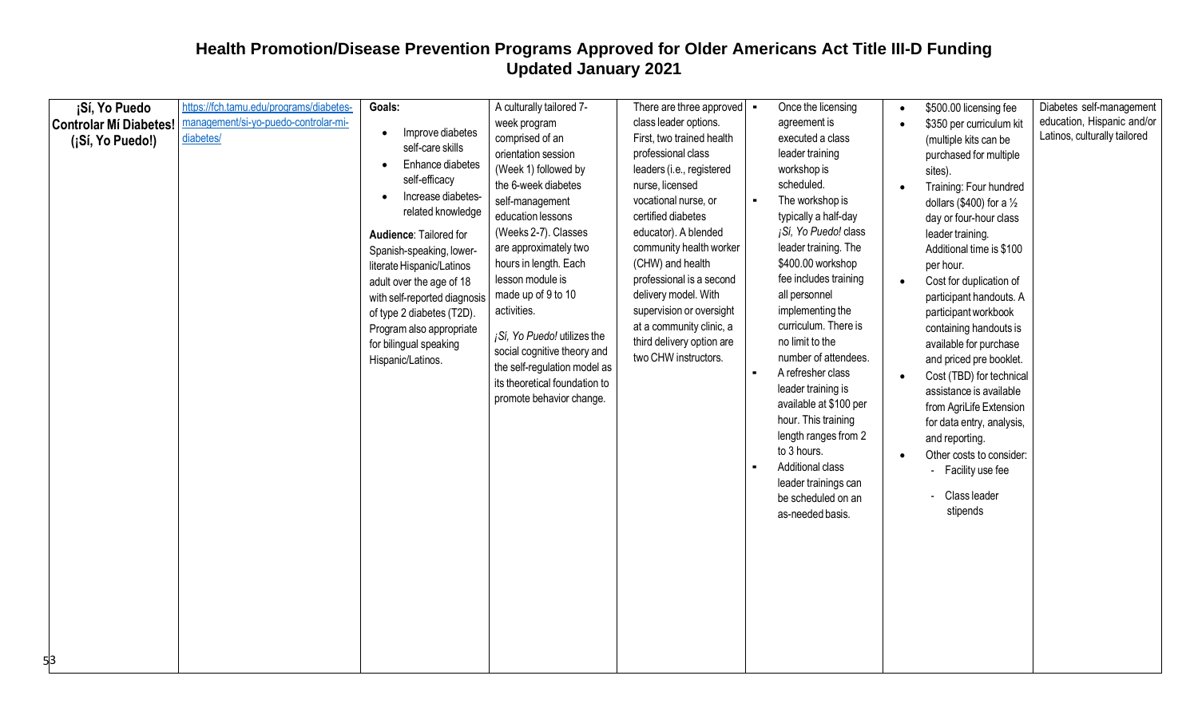# Health Promotion/Disease Prevention Programs Approved for Older Americans Act Title III-D Funding
## Updated January 2021

| | | | | | | | |
|---|---|---|---|---|---|---|---|
| **¡Sí, Yo Puedo Controlar Mí Diabetes! (¡Sí, Yo Puedo!)** | https://fch.tamu.edu/programs/diabetes-management/si-yo-puedo-controlar-mi-diabetes/ | **Goals:**<br>• Improve diabetes self-care skills<br>• Enhance diabetes self-efficacy<br>• Increase diabetes-related knowledge<br><br>**Audience**: Tailored for Spanish-speaking, lower-literate Hispanic/Latinos adult over the age of 18 with self-reported diagnosis of type 2 diabetes (T2D). Program also appropriate for bilingual speaking Hispanic/Latinos. | A culturally tailored 7-week program comprised of an orientation session (Week 1) followed by the 6-week diabetes self-management education lessons (Weeks 2-7). Classes are approximately two hours in length. Each lesson module is made up of 9 to 10 activities.<br><br>*¡Sí, Yo Puedo!* utilizes the social cognitive theory and the self-regulation model as its theoretical foundation to promote behavior change. | There are three approved class leader options. First, two trained health professional class leaders (i.e., registered nurse, licensed vocational nurse, or certified diabetes educator). A blended community health worker (CHW) and health professional is a second delivery model. With supervision or oversight at a community clinic, a third delivery option are two CHW instructors. | ▪ Once the licensing agreement is executed a class leader training workshop is scheduled.<br>▪ The workshop is typically a half-day *¡Sí, Yo Puedo!* class leader training. The $400.00 workshop fee includes training all personnel implementing the curriculum. There is no limit to the number of attendees.<br>▪ A refresher class leader training is available at $100 per hour. This training length ranges from 2 to 3 hours.<br>▪ Additional class leader trainings can be scheduled on an as-needed basis. | • $500.00 licensing fee<br>• $350 per curriculum kit (multiple kits can be purchased for multiple sites).<br>• Training: Four hundred dollars ($400) for a ½ day or four-hour class leader training. Additional time is $100 per hour.<br>• Cost for duplication of participant handouts. A participant workbook containing handouts is available for purchase and priced pre booklet.<br>• Cost (TBD) for technical assistance is available from AgriLife Extension for data entry, analysis, and reporting.<br>• Other costs to consider:<br>- Facility use fee<br>- Class leader stipends | Diabetes self-management education, Hispanic and/or Latinos, culturally tailored |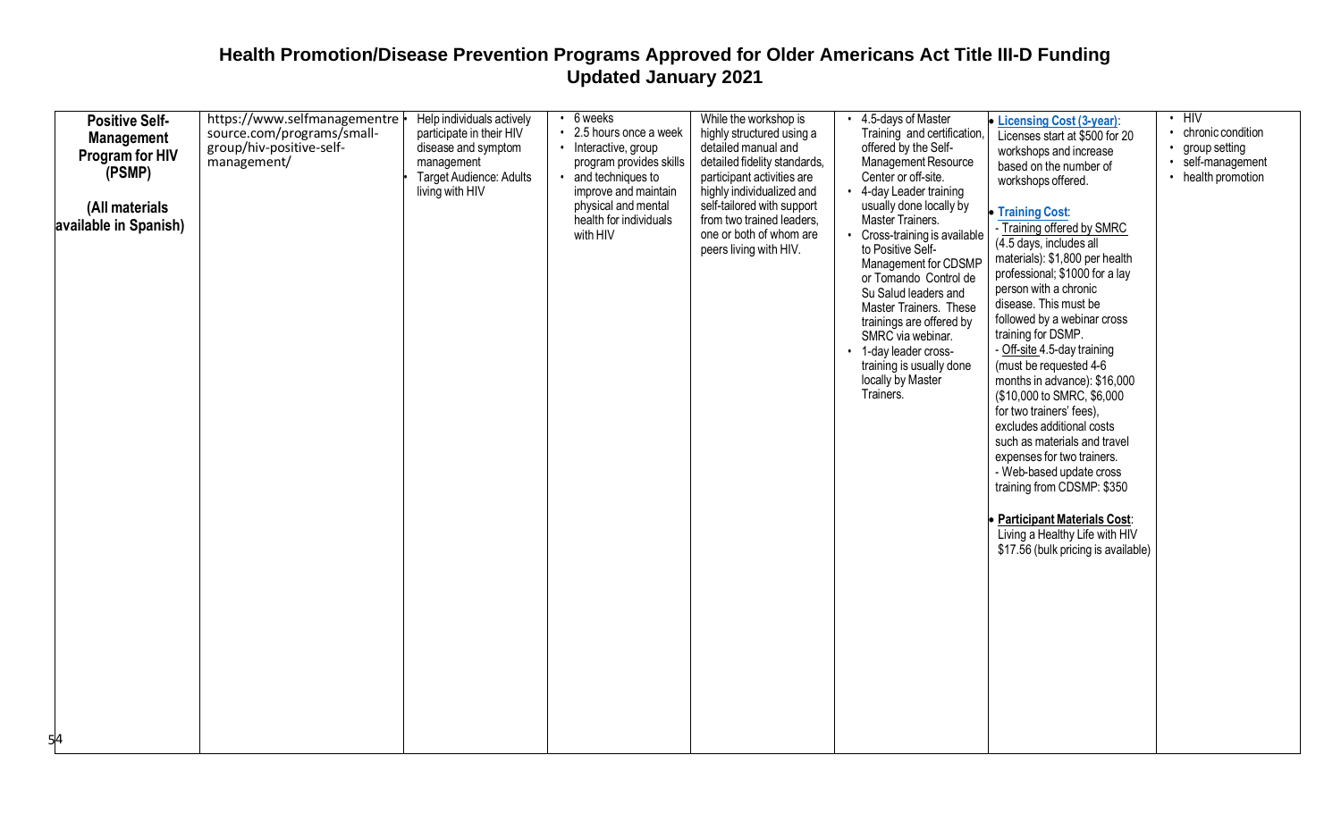# Health Promotion/Disease Prevention Programs Approved for Older Americans Act Title III-D Funding

## Updated January 2021

| | | | | | | | |
|---|---|---|---|---|---|---|---|
| **Positive Self-Management Program for HIV (PSMP)**<br><br>**(All materials available in Spanish)** | https://www.selfmanagementresource.com/programs/small-group/hiv-positive-self-management/ | • Help individuals actively participate in their HIV disease and symptom management<br>• Target Audience: Adults living with HIV | • 6 weeks<br>• 2.5 hours once a week<br>• Interactive, group program provides skills<br>• and techniques to improve and maintain physical and mental health for individuals with HIV | While the workshop is highly structured using a detailed manual and detailed fidelity standards, participant activities are highly individualized and self-tailored with support from two trained leaders, one or both of whom are peers living with HIV. | • 4.5-days of Master Training and certification, offered by the Self-Management Resource Center or off-site.<br>• 4-day Leader training usually done locally by Master Trainers.<br>• Cross-training is available to Positive Self-Management for CDSMP or Tomando Control de Su Salud leaders and Master Trainers. These trainings are offered by SMRC via webinar.<br>• 1-day leader cross-training is usually done locally by Master Trainers. | • **Licensing Cost (3-year)**: Licenses start at $500 for 20 workshops and increase based on the number of workshops offered.<br><br>• **Training Cost**:<br>- Training offered by SMRC (4.5 days, includes all materials): $1,800 per health professional; $1000 for a lay person with a chronic disease. This must be followed by a webinar cross training for DSMP.<br>- Off-site 4.5-day training (must be requested 4-6 months in advance): $16,000 ($10,000 to SMRC, $6,000 for two trainers' fees), excludes additional costs such as materials and travel expenses for two trainers.<br>- Web-based update cross training from CDSMP: $350<br><br>• **Participant Materials Cost**: Living a Healthy Life with HIV $17.56 (bulk pricing is available) | • HIV<br>• chronic condition<br>• group setting<br>• self-management<br>• health promotion |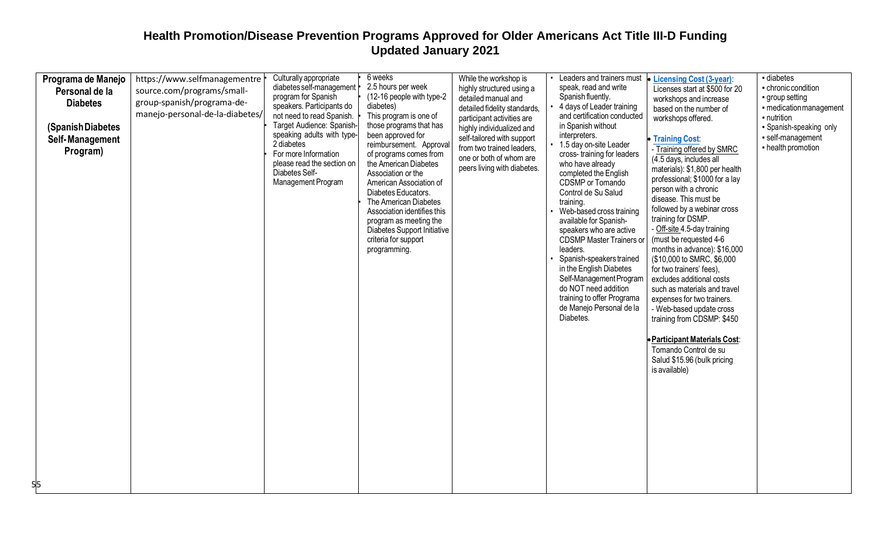# Health Promotion/Disease Prevention Programs Approved for Older Americans Act Title III-D Funding
## Updated January 2021

| | | | | | | | |
|---|---|---|---|---|---|---|---|
| **Programa de Manejo Personal de la Diabetes**<br><br>**(Spanish Diabetes Self-Management Program)** | https://www.selfmanagementresource.com/programs/small-group-spanish/programa-de-manejo-personal-de-la-diabetes/ | • Culturally appropriate diabetes self-management program for Spanish speakers. Participants do not need to read Spanish.<br>• Target Audience: Spanish-speaking adults with type-2 diabetes<br>• For more Information please read the section on Diabetes Self-Management Program | • 6 weeks<br>• 2.5 hours per week (12-16 people with type-2 diabetes)<br>• This program is one of those programs that has been approved for reimbursement. Approval of programs comes from the American Diabetes Association or the American Association of Diabetes Educators.<br>• The American Diabetes Association identifies this program as meeting the Diabetes Support Initiative criteria for support programming. | While the workshop is highly structured using a detailed manual and detailed fidelity standards, participant activities are highly individualized and self-tailored with support from two trained leaders, one or both of whom are peers living with diabetes. | • Leaders and trainers must speak, read and write Spanish fluently.<br>• 4 days of Leader training and certification conducted in Spanish without interpreters.<br>• 1.5 day on-site Leader cross- training for leaders who have already completed the English CDSMP or Tomando Control de Su Salud training.<br>• Web-based cross training available for Spanish-speakers who are active CDSMP Master Trainers or leaders.<br>• Spanish-speakers trained in the English Diabetes Self-Management Program do NOT need addition training to offer Programa de Manejo Personal de la Diabetes. | • **Licensing Cost (3-year)**: Licenses start at $500 for 20 workshops and increase based on the number of workshops offered.<br><br>• **Training Cost**:<br>- Training offered by SMRC (4.5 days, includes all materials): $1,800 per health professional; $1000 for a lay person with a chronic disease. This must be followed by a webinar cross training for DSMP.<br>- Off-site 4.5-day training (must be requested 4-6 months in advance): $16,000 ($10,000 to SMRC, $6,000 for two trainers' fees), excludes additional costs such as materials and travel expenses for two trainers.<br>- Web-based update cross training from CDSMP: $450<br><br>• **Participant Materials Cost**: Tomando Control de su Salud $15.96 (bulk pricing is available) | ▪ diabetes<br>▪ chronic condition<br>▪ group setting<br>▪ medication management<br>▪ nutrition<br>▪ Spanish-speaking only<br>▪ self-management<br>▪ health promotion |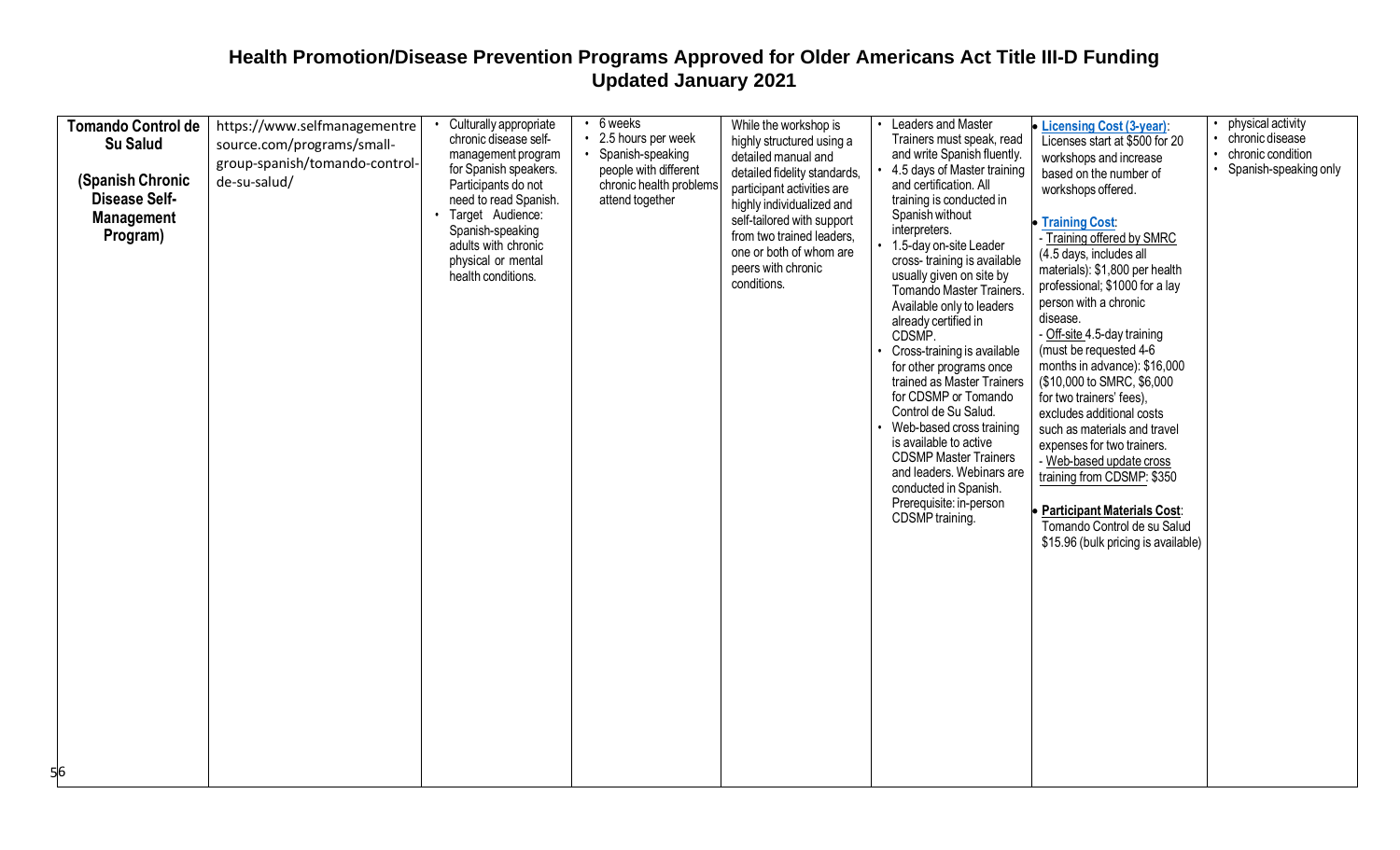# Health Promotion/Disease Prevention Programs Approved for Older Americans Act Title III-D Funding
## Updated January 2021

| | | | | | | | |
|---|---|---|---|---|---|---|---|
| **Tomando Control de Su Salud**<br><br>**(Spanish Chronic Disease Self-Management Program)** | https://www.selfmanagementresource.com/programs/small-group-spanish/tomando-control-de-su-salud/ | • Culturally appropriate chronic disease self-management program for Spanish speakers. Participants do not need to read Spanish.<br>• Target Audience: Spanish-speaking adults with chronic physical or mental health conditions. | • 6 weeks<br>• 2.5 hours per week<br>• Spanish-speaking people with different chronic health problems attend together | While the workshop is highly structured using a detailed manual and detailed fidelity standards, participant activities are highly individualized and self-tailored with support from two trained leaders, one or both of whom are peers with chronic conditions. | • Leaders and Master Trainers must speak, read and write Spanish fluently.<br>• 4.5 days of Master training and certification. All training is conducted in Spanish without interpreters.<br>• 1.5-day on-site Leader cross- training is available usually given on site by Tomando Master Trainers. Available only to leaders already certified in CDSMP.<br>• Cross-training is available for other programs once trained as Master Trainers for CDSMP or Tomando Control de Su Salud.<br>• Web-based cross training is available to active CDSMP Master Trainers and leaders. Webinars are conducted in Spanish. Prerequisite: in-person CDSMP training. | • **Licensing Cost (3-year)**: Licenses start at $500 for 20 workshops and increase based on the number of workshops offered.<br><br>• **Training Cost**:<br>- Training offered by SMRC (4.5 days, includes all materials): $1,800 per health professional; $1000 for a lay person with a chronic disease.<br>- Off-site 4.5-day training (must be requested 4-6 months in advance): $16,000 ($10,000 to SMRC, $6,000 for two trainers' fees), excludes additional costs such as materials and travel expenses for two trainers.<br>- Web-based update cross training from CDSMP: $350<br><br>• **Participant Materials Cost**: Tomando Control de su Salud $15.96 (bulk pricing is available) | • physical activity<br>• chronic disease<br>• chronic condition<br>• Spanish-speaking only |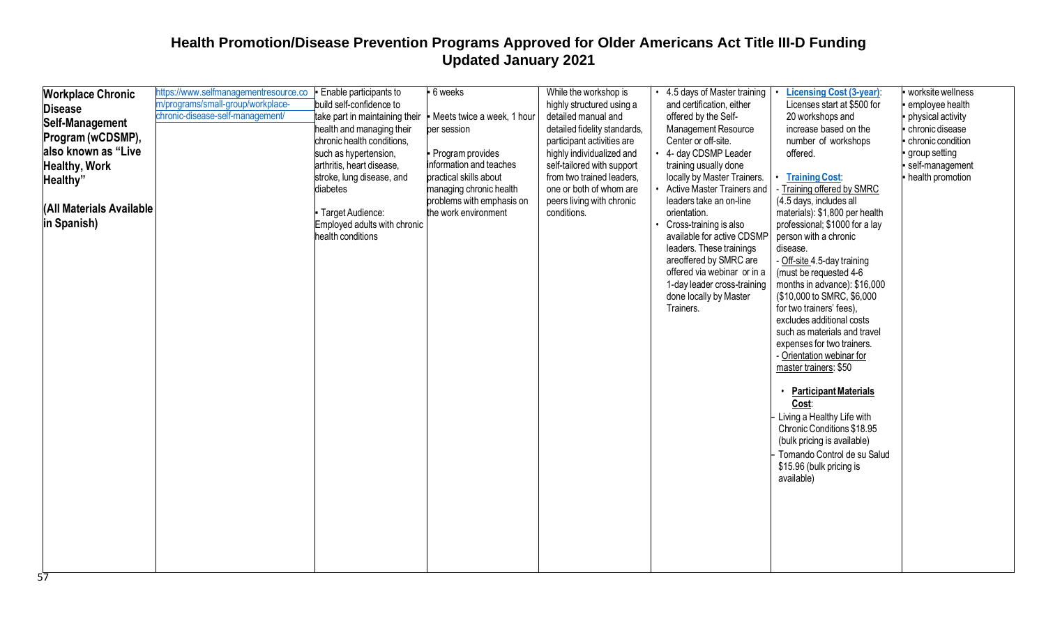# Health Promotion/Disease Prevention Programs Approved for Older Americans Act Title III-D Funding
## Updated January 2021

| | | | | | | | |
|---|---|---|---|---|---|---|---|
| **Workplace Chronic Disease Self-Management Program (wCDSMP), also known as "Live Healthy, Work Healthy"**<br><br>**(All Materials Available in Spanish)** | https://www.selfmanagementresource.com/programs/small-group/workplace-chronic-disease-self-management/ | • Enable participants to build self-confidence to take part in maintaining their health and managing their chronic health conditions, such as hypertension, arthritis, heart disease, stroke, lung disease, and diabetes<br><br>• Target Audience: Employed adults with chronic health conditions | • 6 weeks<br><br>• Meets twice a week, 1 hour per session<br><br>• Program provides information and teaches practical skills about managing chronic health problems with emphasis on the work environment | While the workshop is highly structured using a detailed manual and detailed fidelity standards, participant activities are highly individualized and self-tailored with support from two trained leaders, one or both of whom are peers living with chronic conditions. | • 4.5 days of Master training and certification, either offered by the Self-Management Resource Center or off-site.<br>• 4- day CDSMP Leader training usually done locally by Master Trainers.<br>• Active Master Trainers and leaders take an on-line orientation.<br>• Cross-training is also available for active CDSMP leaders. These trainings areoffered by SMRC are offered via webinar or in a 1-day leader cross-training done locally by Master Trainers. | • **Licensing Cost (3-year)**: Licenses start at $500 for 20 workshops and increase based on the number of workshops offered.<br><br>• **Training Cost**:<br>- Training offered by SMRC (4.5 days, includes all materials): $1,800 per health professional; $1000 for a lay person with a chronic disease.<br>- Off-site 4.5-day training (must be requested 4-6 months in advance): $16,000 ($10,000 to SMRC, $6,000 for two trainers' fees), excludes additional costs such as materials and travel expenses for two trainers.<br>- Orientation webinar for master trainers: $50<br><br>• **Participant Materials Cost**:<br>- Living a Healthy Life with Chronic Conditions $18.95 (bulk pricing is available)<br>- Tomando Control de su Salud $15.96 (bulk pricing is available) | • worksite wellness<br>• employee health<br>• physical activity<br>• chronic disease<br>• chronic condition<br>• group setting<br>• self-management<br>• health promotion |